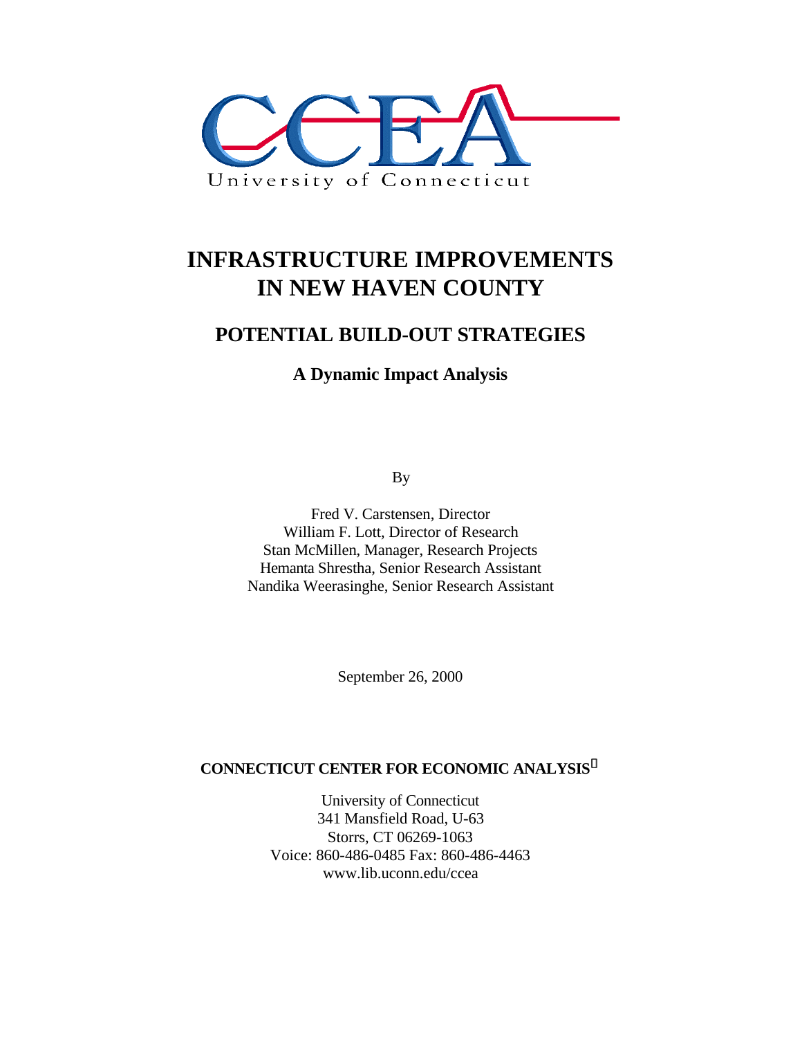CCEA

University of Connecticut

# INFRASTRUCTURE IMPROVEMENTS IN NEW HAVEN COUNTY

## POTENTIAL BUILD-OUT STRATEGIES

### A Dynamic Impact Analysis

By

Fred V. Carstensen, Director
William F. Lott, Director of Research
Stan McMillen, Manager, Research Projects
Hemanta Shrestha, Senior Research Assistant
Nandika Weerasinghe, Senior Research Assistant

September 26, 2000

**CONNECTICUT CENTER FOR ECONOMIC ANALYSIS**

University of Connecticut
341 Mansfield Road, U-63
Storrs, CT 06269-1063
Voice: 860-486-0485 Fax: 860-486-4463
www.lib.uconn.edu/ccea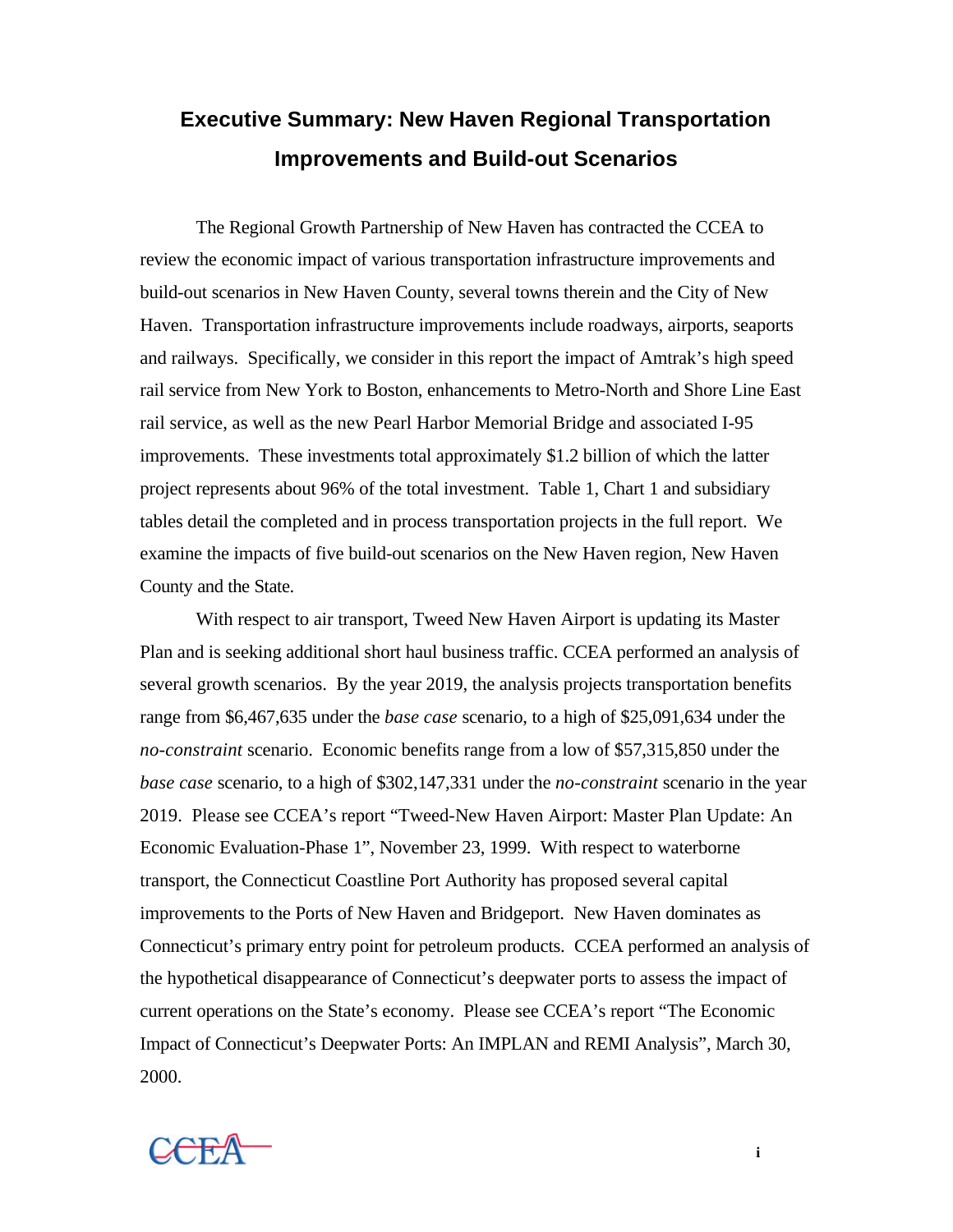# Executive Summary: New Haven Regional Transportation Improvements and Build-out Scenarios

The Regional Growth Partnership of New Haven has contracted the CCEA to review the economic impact of various transportation infrastructure improvements and build-out scenarios in New Haven County, several towns therein and the City of New Haven. Transportation infrastructure improvements include roadways, airports, seaports and railways. Specifically, we consider in this report the impact of Amtrak's high speed rail service from New York to Boston, enhancements to Metro-North and Shore Line East rail service, as well as the new Pearl Harbor Memorial Bridge and associated I-95 improvements. These investments total approximately $1.2 billion of which the latter project represents about 96% of the total investment. Table 1, Chart 1 and subsidiary tables detail the completed and in process transportation projects in the full report. We examine the impacts of five build-out scenarios on the New Haven region, New Haven County and the State.

With respect to air transport, Tweed New Haven Airport is updating its Master Plan and is seeking additional short haul business traffic. CCEA performed an analysis of several growth scenarios. By the year 2019, the analysis projects transportation benefits range from $6,467,635 under the *base case* scenario, to a high of $25,091,634 under the *no-constraint* scenario. Economic benefits range from a low of $57,315,850 under the *base case* scenario, to a high of $302,147,331 under the *no-constraint* scenario in the year 2019. Please see CCEA's report "Tweed-New Haven Airport: Master Plan Update: An Economic Evaluation-Phase 1", November 23, 1999. With respect to waterborne transport, the Connecticut Coastline Port Authority has proposed several capital improvements to the Ports of New Haven and Bridgeport. New Haven dominates as Connecticut's primary entry point for petroleum products. CCEA performed an analysis of the hypothetical disappearance of Connecticut's deepwater ports to assess the impact of current operations on the State's economy. Please see CCEA's report "The Economic Impact of Connecticut's Deepwater Ports: An IMPLAN and REMI Analysis", March 30, 2000.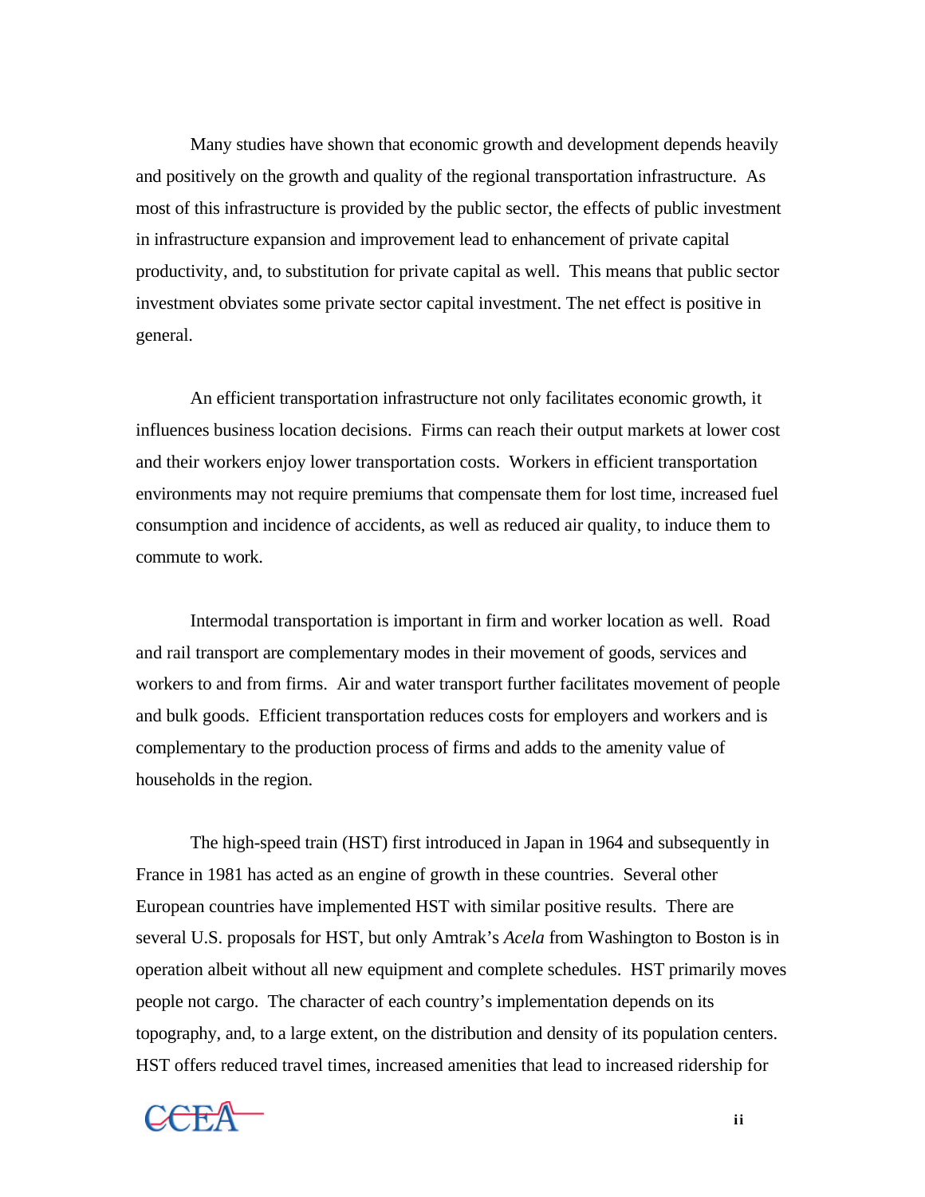Many studies have shown that economic growth and development depends heavily and positively on the growth and quality of the regional transportation infrastructure. As most of this infrastructure is provided by the public sector, the effects of public investment in infrastructure expansion and improvement lead to enhancement of private capital productivity, and, to substitution for private capital as well. This means that public sector investment obviates some private sector capital investment. The net effect is positive in general.

An efficient transportation infrastructure not only facilitates economic growth, it influences business location decisions. Firms can reach their output markets at lower cost and their workers enjoy lower transportation costs. Workers in efficient transportation environments may not require premiums that compensate them for lost time, increased fuel consumption and incidence of accidents, as well as reduced air quality, to induce them to commute to work.

Intermodal transportation is important in firm and worker location as well. Road and rail transport are complementary modes in their movement of goods, services and workers to and from firms. Air and water transport further facilitates movement of people and bulk goods. Efficient transportation reduces costs for employers and workers and is complementary to the production process of firms and adds to the amenity value of households in the region.

The high-speed train (HST) first introduced in Japan in 1964 and subsequently in France in 1981 has acted as an engine of growth in these countries. Several other European countries have implemented HST with similar positive results. There are several U.S. proposals for HST, but only Amtrak's *Acela* from Washington to Boston is in operation albeit without all new equipment and complete schedules. HST primarily moves people not cargo. The character of each country's implementation depends on its topography, and, to a large extent, on the distribution and density of its population centers. HST offers reduced travel times, increased amenities that lead to increased ridership for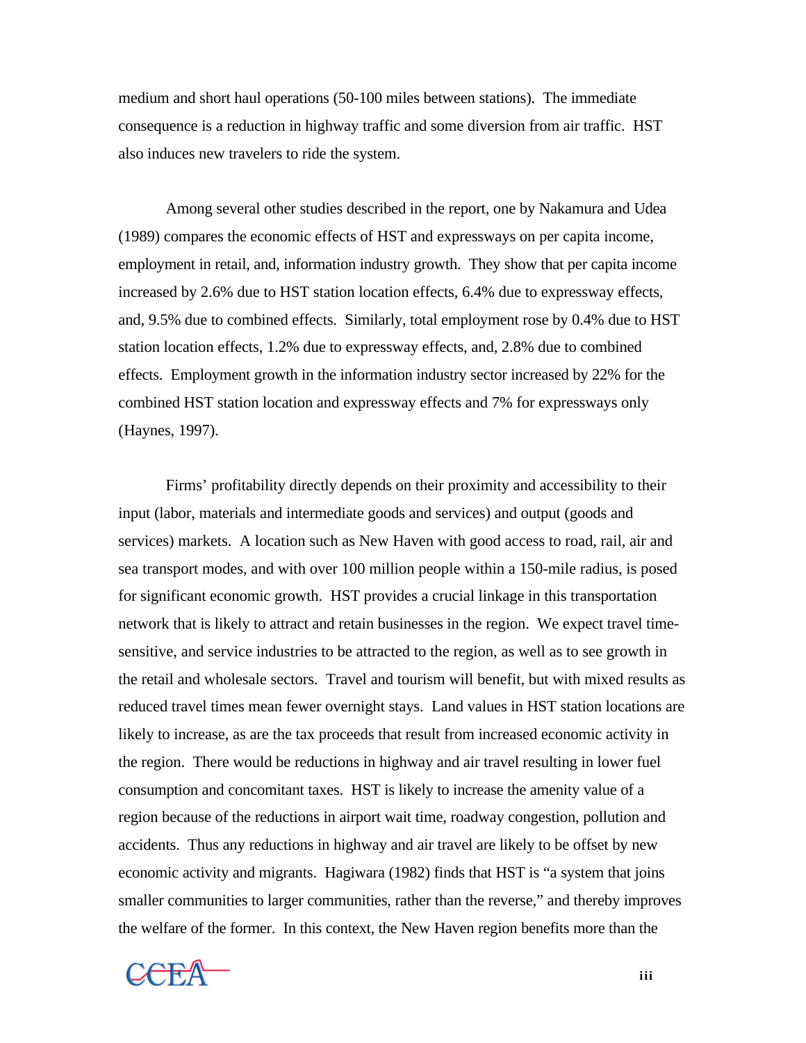medium and short haul operations (50-100 miles between stations). The immediate consequence is a reduction in highway traffic and some diversion from air traffic. HST also induces new travelers to ride the system.

Among several other studies described in the report, one by Nakamura and Udea (1989) compares the economic effects of HST and expressways on per capita income, employment in retail, and, information industry growth. They show that per capita income increased by 2.6% due to HST station location effects, 6.4% due to expressway effects, and, 9.5% due to combined effects. Similarly, total employment rose by 0.4% due to HST station location effects, 1.2% due to expressway effects, and, 2.8% due to combined effects. Employment growth in the information industry sector increased by 22% for the combined HST station location and expressway effects and 7% for expressways only (Haynes, 1997).

Firms' profitability directly depends on their proximity and accessibility to their input (labor, materials and intermediate goods and services) and output (goods and services) markets. A location such as New Haven with good access to road, rail, air and sea transport modes, and with over 100 million people within a 150-mile radius, is posed for significant economic growth. HST provides a crucial linkage in this transportation network that is likely to attract and retain businesses in the region. We expect travel time-sensitive, and service industries to be attracted to the region, as well as to see growth in the retail and wholesale sectors. Travel and tourism will benefit, but with mixed results as reduced travel times mean fewer overnight stays. Land values in HST station locations are likely to increase, as are the tax proceeds that result from increased economic activity in the region. There would be reductions in highway and air travel resulting in lower fuel consumption and concomitant taxes. HST is likely to increase the amenity value of a region because of the reductions in airport wait time, roadway congestion, pollution and accidents. Thus any reductions in highway and air travel are likely to be offset by new economic activity and migrants. Hagiwara (1982) finds that HST is "a system that joins smaller communities to larger communities, rather than the reverse," and thereby improves the welfare of the former. In this context, the New Haven region benefits more than the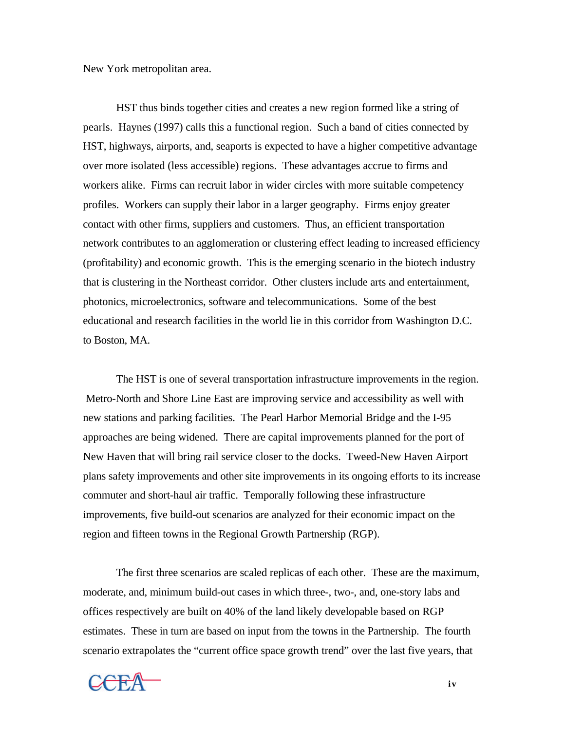New York metropolitan area.

HST thus binds together cities and creates a new region formed like a string of pearls. Haynes (1997) calls this a functional region. Such a band of cities connected by HST, highways, airports, and, seaports is expected to have a higher competitive advantage over more isolated (less accessible) regions. These advantages accrue to firms and workers alike. Firms can recruit labor in wider circles with more suitable competency profiles. Workers can supply their labor in a larger geography. Firms enjoy greater contact with other firms, suppliers and customers. Thus, an efficient transportation network contributes to an agglomeration or clustering effect leading to increased efficiency (profitability) and economic growth. This is the emerging scenario in the biotech industry that is clustering in the Northeast corridor. Other clusters include arts and entertainment, photonics, microelectronics, software and telecommunications. Some of the best educational and research facilities in the world lie in this corridor from Washington D.C. to Boston, MA.

The HST is one of several transportation infrastructure improvements in the region. Metro-North and Shore Line East are improving service and accessibility as well with new stations and parking facilities. The Pearl Harbor Memorial Bridge and the I-95 approaches are being widened. There are capital improvements planned for the port of New Haven that will bring rail service closer to the docks. Tweed-New Haven Airport plans safety improvements and other site improvements in its ongoing efforts to its increase commuter and short-haul air traffic. Temporally following these infrastructure improvements, five build-out scenarios are analyzed for their economic impact on the region and fifteen towns in the Regional Growth Partnership (RGP).

The first three scenarios are scaled replicas of each other. These are the maximum, moderate, and, minimum build-out cases in which three-, two-, and, one-story labs and offices respectively are built on 40% of the land likely developable based on RGP estimates. These in turn are based on input from the towns in the Partnership. The fourth scenario extrapolates the "current office space growth trend" over the last five years, that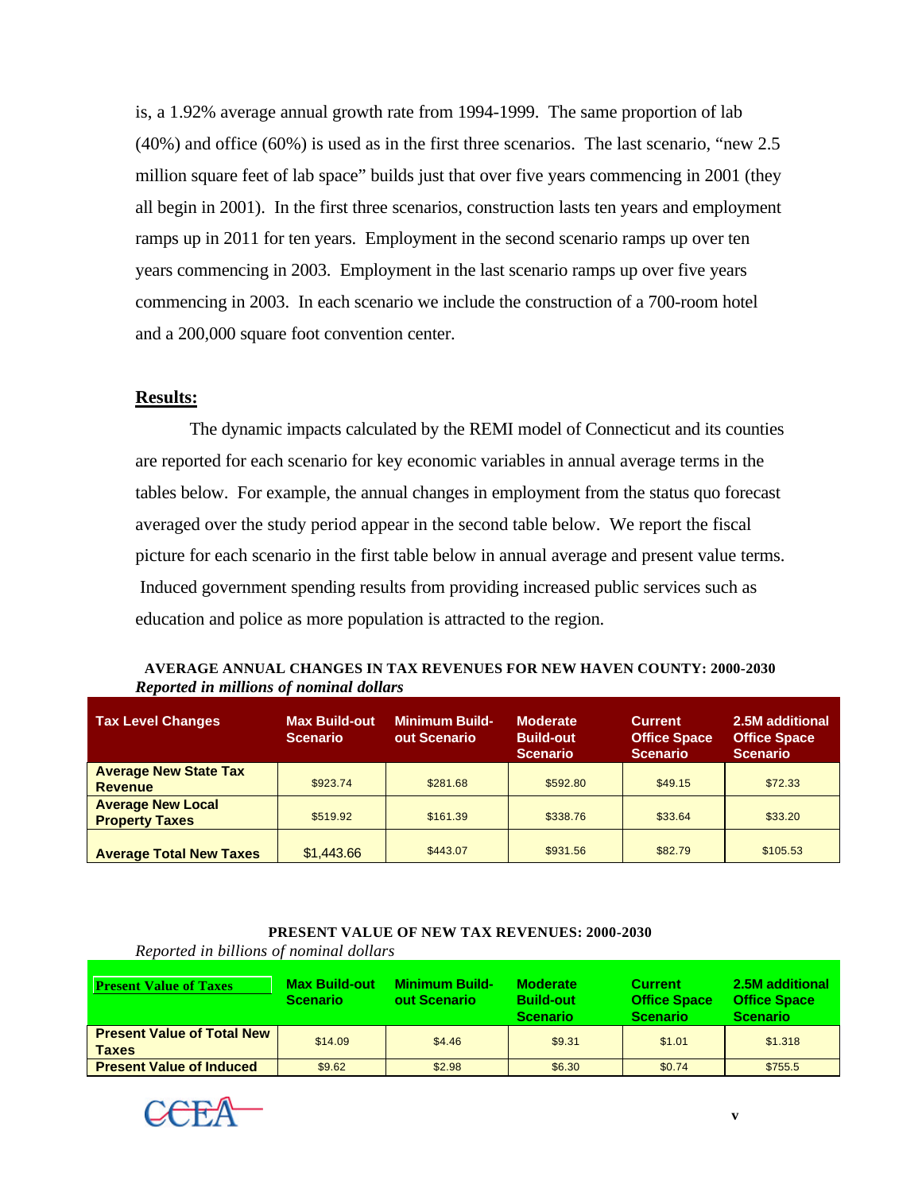is, a 1.92% average annual growth rate from 1994-1999. The same proportion of lab (40%) and office (60%) is used as in the first three scenarios. The last scenario, "new 2.5 million square feet of lab space" builds just that over five years commencing in 2001 (they all begin in 2001). In the first three scenarios, construction lasts ten years and employment ramps up in 2011 for ten years. Employment in the second scenario ramps up over ten years commencing in 2003. Employment in the last scenario ramps up over five years commencing in 2003. In each scenario we include the construction of a 700-room hotel and a 200,000 square foot convention center.

**Results:**

The dynamic impacts calculated by the REMI model of Connecticut and its counties are reported for each scenario for key economic variables in annual average terms in the tables below. For example, the annual changes in employment from the status quo forecast averaged over the study period appear in the second table below. We report the fiscal picture for each scenario in the first table below in annual average and present value terms. Induced government spending results from providing increased public services such as education and police as more population is attracted to the region.

**AVERAGE ANNUAL CHANGES IN TAX REVENUES FOR NEW HAVEN COUNTY: 2000-2030**
***Reported in millions of nominal dollars***

| Tax Level Changes | Max Build-out Scenario | Minimum Build-out Scenario | Moderate Build-out Scenario | Current Office Space Scenario | 2.5M additional Office Space Scenario |
|---|---|---|---|---|---|
| **Average New State Tax Revenue** | $923.74 | $281.68 | $592.80 | $49.15 | $72.33 |
| **Average New Local Property Taxes** | $519.92 | $161.39 | $338.76 | $33.64 | $33.20 |
| **Average Total New Taxes** | $1,443.66 | $443.07 | $931.56 | $82.79 | $105.53 |

**PRESENT VALUE OF NEW TAX REVENUES: 2000-2030**
*Reported in billions of nominal dollars*

| Present Value of Taxes | Max Build-out Scenario | Minimum Build-out Scenario | Moderate Build-out Scenario | Current Office Space Scenario | 2.5M additional Office Space Scenario |
|---|---|---|---|---|---|
| **Present Value of Total New Taxes** | $14.09 | $4.46 | $9.31 | $1.01 | $1.318 |
| **Present Value of Induced** | $9.62 | $2.98 | $6.30 | $0.74 | $755.5 |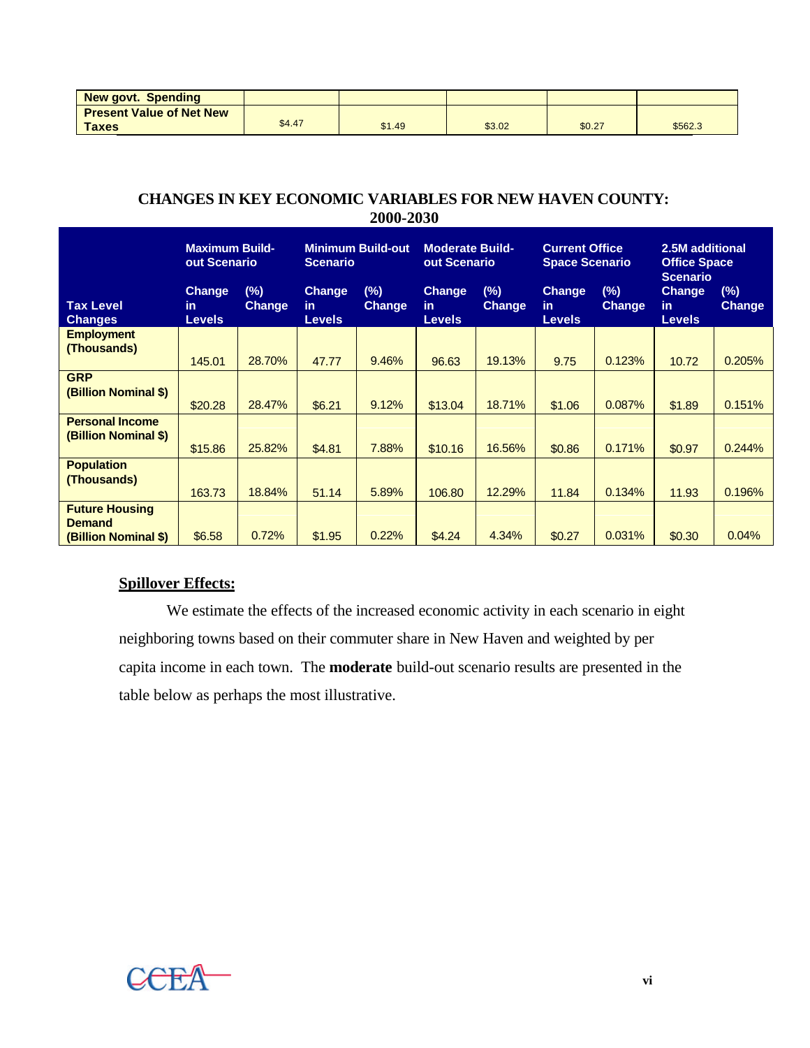| New govt. Spending | | | | | |
|---|---|---|---|---|---|
| Present Value of Net New Taxes | $4.47 | $1.49 | $3.02 | $0.27 | $562.3 |

**CHANGES IN KEY ECONOMIC VARIABLES FOR NEW HAVEN COUNTY: 2000-2030**

| | Maximum Build-out Scenario | | Minimum Build-out Scenario | | Moderate Build-out Scenario | | Current Office Space Scenario | | 2.5M additional Office Space Scenario | |
|---|---|---|---|---|---|---|---|---|---|---|
| Tax Level Changes | Change in Levels | (%) Change | Change in Levels | (%) Change | Change in Levels | (%) Change | Change in Levels | (%) Change | Change in Levels | (%) Change |
| **Employment (Thousands)** | 145.01 | 28.70% | 47.77 | 9.46% | 96.63 | 19.13% | 9.75 | 0.123% | 10.72 | 0.205% |
| **GRP (Billion Nominal $)** | $20.28 | 28.47% | $6.21 | 9.12% | $13.04 | 18.71% | $1.06 | 0.087% | $1.89 | 0.151% |
| **Personal Income (Billion Nominal $)** | $15.86 | 25.82% | $4.81 | 7.88% | $10.16 | 16.56% | $0.86 | 0.171% | $0.97 | 0.244% |
| **Population (Thousands)** | 163.73 | 18.84% | 51.14 | 5.89% | 106.80 | 12.29% | 11.84 | 0.134% | 11.93 | 0.196% |
| **Future Housing Demand (Billion Nominal $)** | $6.58 | 0.72% | $1.95 | 0.22% | $4.24 | 4.34% | $0.27 | 0.031% | $0.30 | 0.04% |

**Spillover Effects:**

We estimate the effects of the increased economic activity in each scenario in eight neighboring towns based on their commuter share in New Haven and weighted by per capita income in each town. The **moderate** build-out scenario results are presented in the table below as perhaps the most illustrative.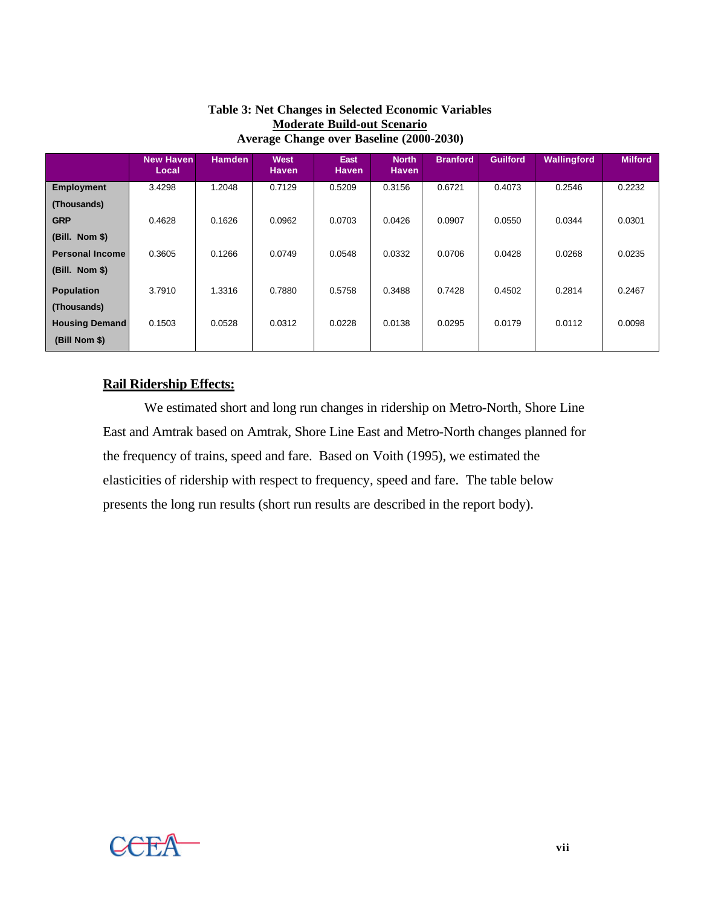**Table 3: Net Changes in Selected Economic Variables**
**Moderate Build-out Scenario**
**Average Change over Baseline (2000-2030)**

| | New Haven Local | Hamden | West Haven | East Haven | North Haven | Branford | Guilford | Wallingford | Milford |
|---|---|---|---|---|---|---|---|---|---|
| **Employment (Thousands)** | 3.4298 | 1.2048 | 0.7129 | 0.5209 | 0.3156 | 0.6721 | 0.4073 | 0.2546 | 0.2232 |
| **GRP (Bill. Nom $)** | 0.4628 | 0.1626 | 0.0962 | 0.0703 | 0.0426 | 0.0907 | 0.0550 | 0.0344 | 0.0301 |
| **Personal Income (Bill. Nom $)** | 0.3605 | 0.1266 | 0.0749 | 0.0548 | 0.0332 | 0.0706 | 0.0428 | 0.0268 | 0.0235 |
| **Population (Thousands)** | 3.7910 | 1.3316 | 0.7880 | 0.5758 | 0.3488 | 0.7428 | 0.4502 | 0.2814 | 0.2467 |
| **Housing Demand (Bill Nom $)** | 0.1503 | 0.0528 | 0.0312 | 0.0228 | 0.0138 | 0.0295 | 0.0179 | 0.0112 | 0.0098 |

## Rail Ridership Effects:

We estimated short and long run changes in ridership on Metro-North, Shore Line East and Amtrak based on Amtrak, Shore Line East and Metro-North changes planned for the frequency of trains, speed and fare. Based on Voith (1995), we estimated the elasticities of ridership with respect to frequency, speed and fare. The table below presents the long run results (short run results are described in the report body).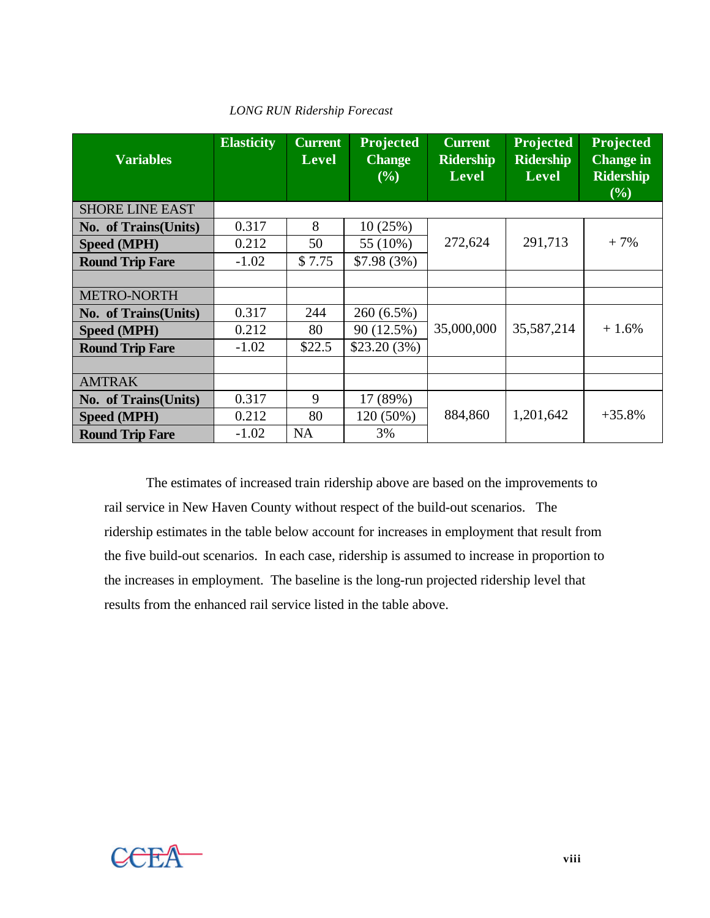*LONG RUN Ridership Forecast*

| Variables | Elasticity | Current Level | Projected Change (%) | Current Ridership Level | Projected Ridership Level | Projected Change in Ridership (%) |
|---|---|---|---|---|---|---|
| SHORE LINE EAST | | | | | | |
| **No. of Trains(Units)** | 0.317 | 8 | 10 (25%) | 272,624 | 291,713 | + 7% |
| **Speed (MPH)** | 0.212 | 50 | 55 (10%) | | | |
| **Round Trip Fare** | -1.02 | $ 7.75 | $7.98 (3%) | | | |
| | | | | | | |
| METRO-NORTH | | | | | | |
| **No. of Trains(Units)** | 0.317 | 244 | 260 (6.5%) | 35,000,000 | 35,587,214 | + 1.6% |
| **Speed (MPH)** | 0.212 | 80 | 90 (12.5%) | | | |
| **Round Trip Fare** | -1.02 | $22.5 | $23.20 (3%) | | | |
| | | | | | | |
| AMTRAK | | | | | | |
| **No. of Trains(Units)** | 0.317 | 9 | 17 (89%) | 884,860 | 1,201,642 | +35.8% |
| **Speed (MPH)** | 0.212 | 80 | 120 (50%) | | | |
| **Round Trip Fare** | -1.02 | NA | 3% | | | |

The estimates of increased train ridership above are based on the improvements to rail service in New Haven County without respect of the build-out scenarios. The ridership estimates in the table below account for increases in employment that result from the five build-out scenarios. In each case, ridership is assumed to increase in proportion to the increases in employment. The baseline is the long-run projected ridership level that results from the enhanced rail service listed in the table above.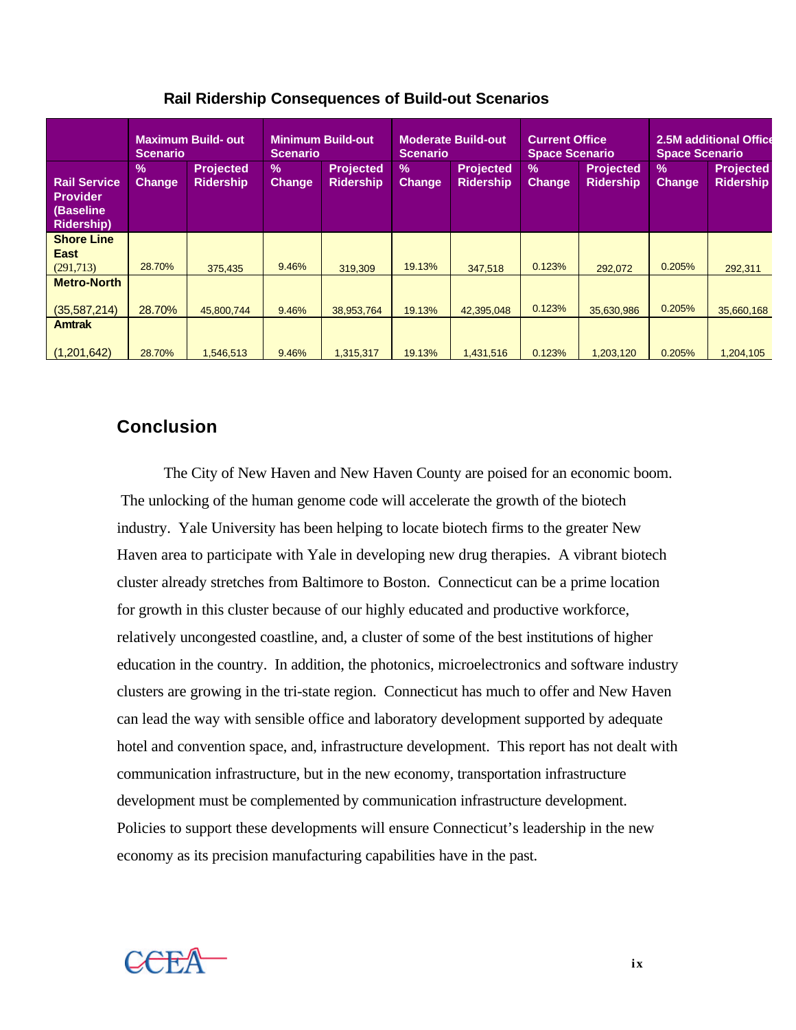**Rail Ridership Consequences of Build-out Scenarios**

| | Maximum Build- out Scenario | | Minimum Build-out Scenario | | Moderate Build-out Scenario | | Current Office Space Scenario | | 2.5M additional Office Space Scenario | |
|---|---|---|---|---|---|---|---|---|---|---|
| **Rail Service Provider (Baseline Ridership)** | **% Change** | **Projected Ridership** | **% Change** | **Projected Ridership** | **% Change** | **Projected Ridership** | **% Change** | **Projected Ridership** | **% Change** | **Projected Ridership** |
| **Shore Line East** (291,713) | 28.70% | 375,435 | 9.46% | 319,309 | 19.13% | 347,518 | 0.123% | 292,072 | 0.205% | 292,311 |
| **Metro-North** (35,587,214) | 28.70% | 45,800,744 | 9.46% | 38,953,764 | 19.13% | 42,395,048 | 0.123% | 35,630,986 | 0.205% | 35,660,168 |
| **Amtrak** (1,201,642) | 28.70% | 1,546,513 | 9.46% | 1,315,317 | 19.13% | 1,431,516 | 0.123% | 1,203,120 | 0.205% | 1,204,105 |

## Conclusion

The City of New Haven and New Haven County are poised for an economic boom. The unlocking of the human genome code will accelerate the growth of the biotech industry. Yale University has been helping to locate biotech firms to the greater New Haven area to participate with Yale in developing new drug therapies. A vibrant biotech cluster already stretches from Baltimore to Boston. Connecticut can be a prime location for growth in this cluster because of our highly educated and productive workforce, relatively uncongested coastline, and, a cluster of some of the best institutions of higher education in the country. In addition, the photonics, microelectronics and software industry clusters are growing in the tri-state region. Connecticut has much to offer and New Haven can lead the way with sensible office and laboratory development supported by adequate hotel and convention space, and, infrastructure development. This report has not dealt with communication infrastructure, but in the new economy, transportation infrastructure development must be complemented by communication infrastructure development. Policies to support these developments will ensure Connecticut's leadership in the new economy as its precision manufacturing capabilities have in the past.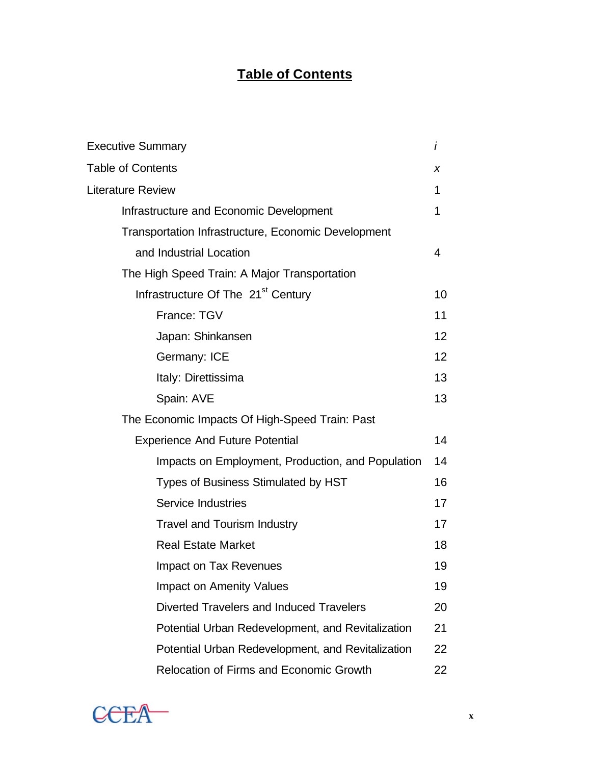# Table of Contents

| | |
|---|---|
| Executive Summary | *i* |
| Table of Contents | *x* |
| Literature Review | 1 |
| Infrastructure and Economic Development | 1 |
| Transportation Infrastructure, Economic Development and Industrial Location | 4 |
| The High Speed Train: A Major Transportation Infrastructure Of The 21st Century | 10 |
| France: TGV | 11 |
| Japan: Shinkansen | 12 |
| Germany: ICE | 12 |
| Italy: Direttissima | 13 |
| Spain: AVE | 13 |
| The Economic Impacts Of High-Speed Train: Past Experience And Future Potential | 14 |
| Impacts on Employment, Production, and Population | 14 |
| Types of Business Stimulated by HST | 16 |
| Service Industries | 17 |
| Travel and Tourism Industry | 17 |
| Real Estate Market | 18 |
| Impact on Tax Revenues | 19 |
| Impact on Amenity Values | 19 |
| Diverted Travelers and Induced Travelers | 20 |
| Potential Urban Redevelopment, and Revitalization | 21 |
| Potential Urban Redevelopment, and Revitalization | 22 |
| Relocation of Firms and Economic Growth | 22 |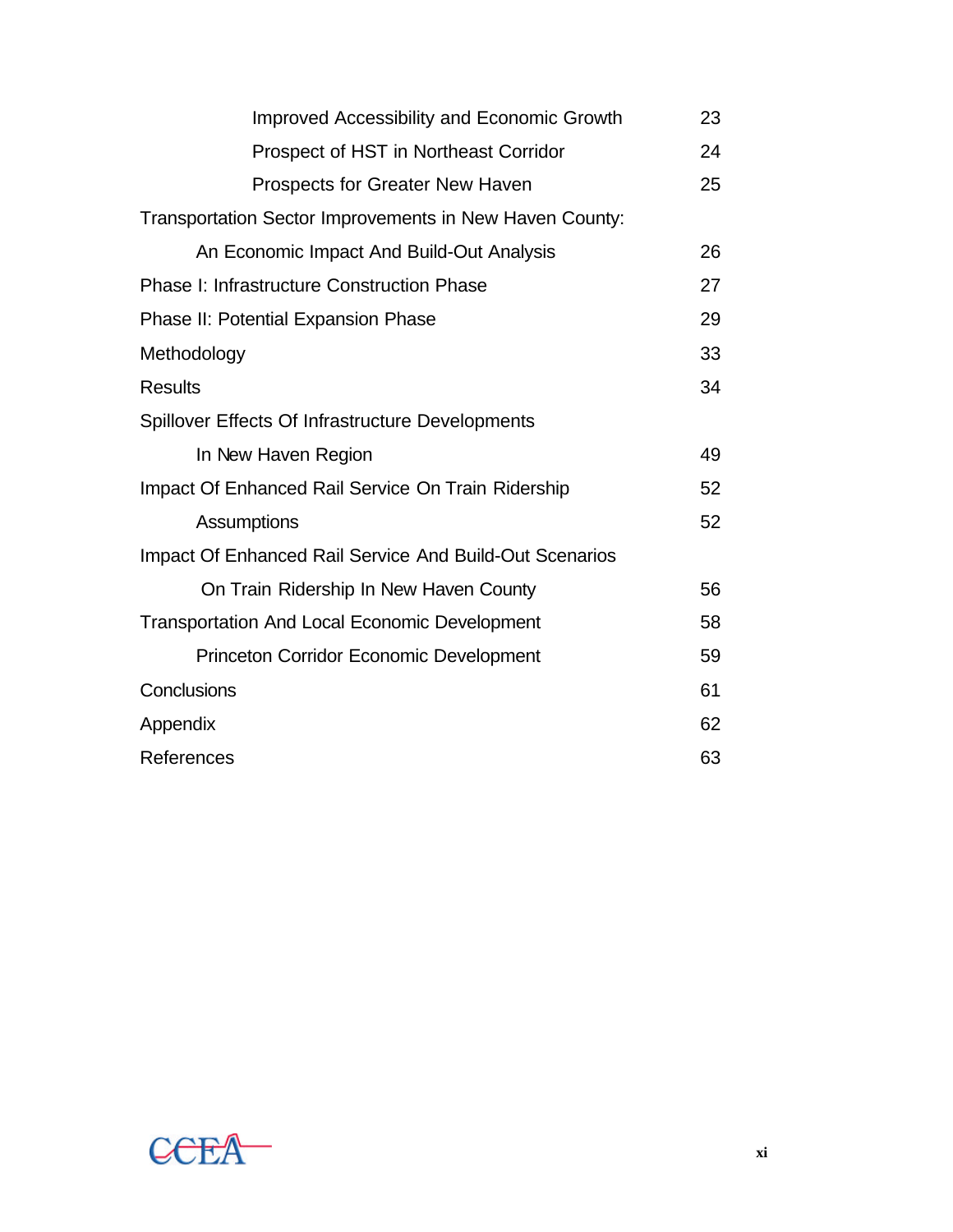| | |
|---|---|
| Improved Accessibility and Economic Growth | 23 |
| Prospect of HST in Northeast Corridor | 24 |
| Prospects for Greater New Haven | 25 |
| Transportation Sector Improvements in New Haven County: An Economic Impact And Build-Out Analysis | 26 |
| Phase I: Infrastructure Construction Phase | 27 |
| Phase II: Potential Expansion Phase | 29 |
| Methodology | 33 |
| Results | 34 |
| Spillover Effects Of Infrastructure Developments In New Haven Region | 49 |
| Impact Of Enhanced Rail Service On Train Ridership | 52 |
| Assumptions | 52 |
| Impact Of Enhanced Rail Service And Build-Out Scenarios On Train Ridership In New Haven County | 56 |
| Transportation And Local Economic Development | 58 |
| Princeton Corridor Economic Development | 59 |
| Conclusions | 61 |
| Appendix | 62 |
| References | 63 |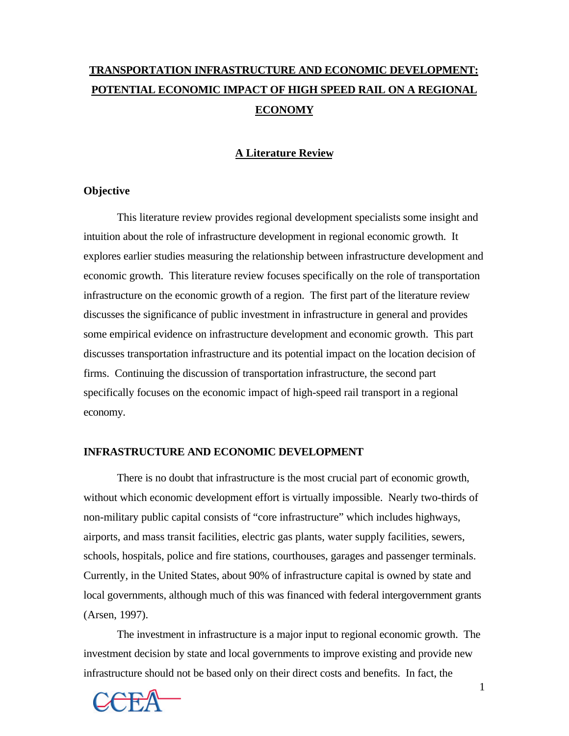# TRANSPORTATION INFRASTRUCTURE AND ECONOMIC DEVELOPMENT: POTENTIAL ECONOMIC IMPACT OF HIGH SPEED RAIL ON A REGIONAL ECONOMY

## A Literature Review

### Objective

This literature review provides regional development specialists some insight and intuition about the role of infrastructure development in regional economic growth. It explores earlier studies measuring the relationship between infrastructure development and economic growth. This literature review focuses specifically on the role of transportation infrastructure on the economic growth of a region. The first part of the literature review discusses the significance of public investment in infrastructure in general and provides some empirical evidence on infrastructure development and economic growth. This part discusses transportation infrastructure and its potential impact on the location decision of firms. Continuing the discussion of transportation infrastructure, the second part specifically focuses on the economic impact of high-speed rail transport in a regional economy.

## INFRASTRUCTURE AND ECONOMIC DEVELOPMENT

There is no doubt that infrastructure is the most crucial part of economic growth, without which economic development effort is virtually impossible. Nearly two-thirds of non-military public capital consists of "core infrastructure" which includes highways, airports, and mass transit facilities, electric gas plants, water supply facilities, sewers, schools, hospitals, police and fire stations, courthouses, garages and passenger terminals. Currently, in the United States, about 90% of infrastructure capital is owned by state and local governments, although much of this was financed with federal intergovernment grants (Arsen, 1997).

The investment in infrastructure is a major input to regional economic growth. The investment decision by state and local governments to improve existing and provide new infrastructure should not be based only on their direct costs and benefits. In fact, the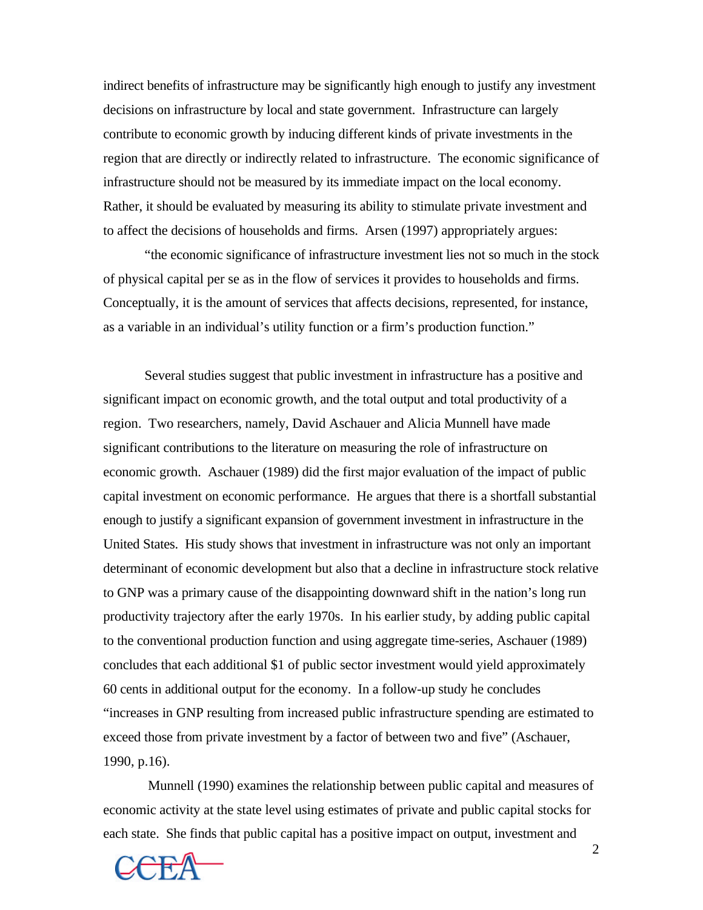indirect benefits of infrastructure may be significantly high enough to justify any investment decisions on infrastructure by local and state government. Infrastructure can largely contribute to economic growth by inducing different kinds of private investments in the region that are directly or indirectly related to infrastructure. The economic significance of infrastructure should not be measured by its immediate impact on the local economy. Rather, it should be evaluated by measuring its ability to stimulate private investment and to affect the decisions of households and firms. Arsen (1997) appropriately argues:

"the economic significance of infrastructure investment lies not so much in the stock of physical capital per se as in the flow of services it provides to households and firms. Conceptually, it is the amount of services that affects decisions, represented, for instance, as a variable in an individual's utility function or a firm's production function."

Several studies suggest that public investment in infrastructure has a positive and significant impact on economic growth, and the total output and total productivity of a region. Two researchers, namely, David Aschauer and Alicia Munnell have made significant contributions to the literature on measuring the role of infrastructure on economic growth. Aschauer (1989) did the first major evaluation of the impact of public capital investment on economic performance. He argues that there is a shortfall substantial enough to justify a significant expansion of government investment in infrastructure in the United States. His study shows that investment in infrastructure was not only an important determinant of economic development but also that a decline in infrastructure stock relative to GNP was a primary cause of the disappointing downward shift in the nation's long run productivity trajectory after the early 1970s. In his earlier study, by adding public capital to the conventional production function and using aggregate time-series, Aschauer (1989) concludes that each additional $1 of public sector investment would yield approximately 60 cents in additional output for the economy. In a follow-up study he concludes "increases in GNP resulting from increased public infrastructure spending are estimated to exceed those from private investment by a factor of between two and five" (Aschauer, 1990, p.16).

Munnell (1990) examines the relationship between public capital and measures of economic activity at the state level using estimates of private and public capital stocks for each state. She finds that public capital has a positive impact on output, investment and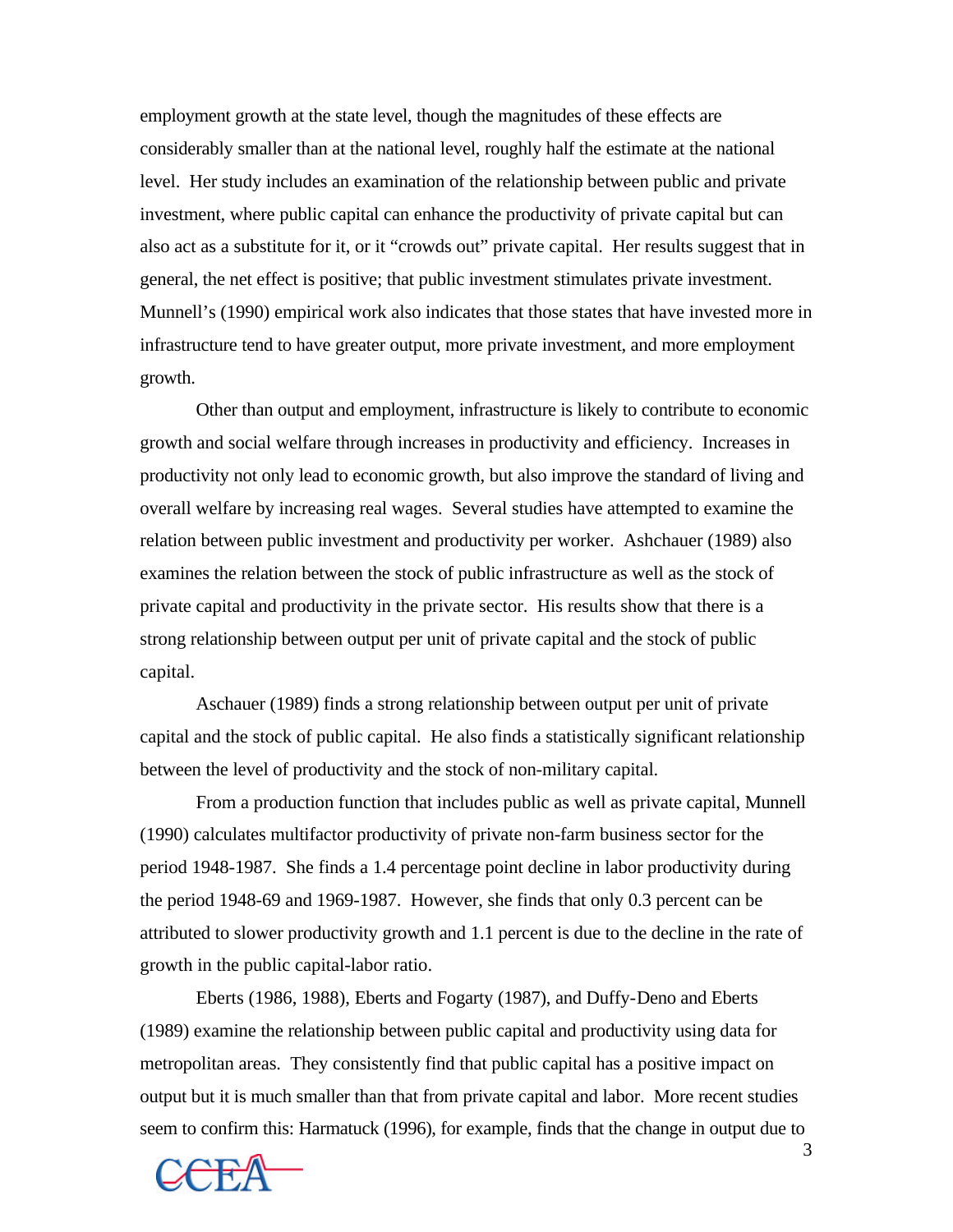employment growth at the state level, though the magnitudes of these effects are considerably smaller than at the national level, roughly half the estimate at the national level. Her study includes an examination of the relationship between public and private investment, where public capital can enhance the productivity of private capital but can also act as a substitute for it, or it "crowds out" private capital. Her results suggest that in general, the net effect is positive; that public investment stimulates private investment. Munnell's (1990) empirical work also indicates that those states that have invested more in infrastructure tend to have greater output, more private investment, and more employment growth.

Other than output and employment, infrastructure is likely to contribute to economic growth and social welfare through increases in productivity and efficiency. Increases in productivity not only lead to economic growth, but also improve the standard of living and overall welfare by increasing real wages. Several studies have attempted to examine the relation between public investment and productivity per worker. Ashchauer (1989) also examines the relation between the stock of public infrastructure as well as the stock of private capital and productivity in the private sector. His results show that there is a strong relationship between output per unit of private capital and the stock of public capital.

Aschauer (1989) finds a strong relationship between output per unit of private capital and the stock of public capital. He also finds a statistically significant relationship between the level of productivity and the stock of non-military capital.

From a production function that includes public as well as private capital, Munnell (1990) calculates multifactor productivity of private non-farm business sector for the period 1948-1987. She finds a 1.4 percentage point decline in labor productivity during the period 1948-69 and 1969-1987. However, she finds that only 0.3 percent can be attributed to slower productivity growth and 1.1 percent is due to the decline in the rate of growth in the public capital-labor ratio.

Eberts (1986, 1988), Eberts and Fogarty (1987), and Duffy-Deno and Eberts (1989) examine the relationship between public capital and productivity using data for metropolitan areas. They consistently find that public capital has a positive impact on output but it is much smaller than that from private capital and labor. More recent studies seem to confirm this: Harmatuck (1996), for example, finds that the change in output due to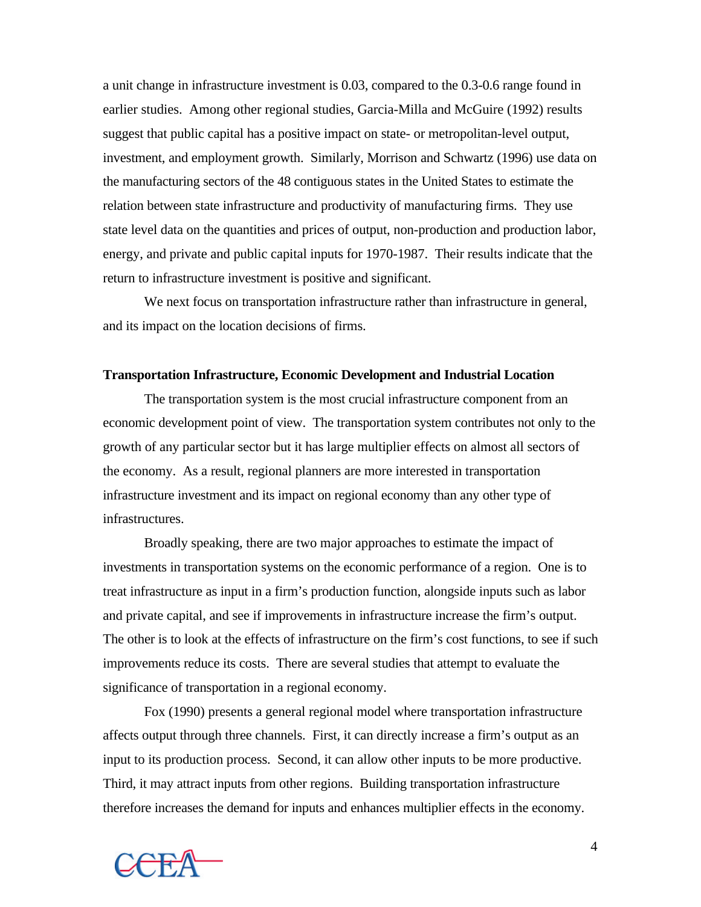a unit change in infrastructure investment is 0.03, compared to the 0.3-0.6 range found in earlier studies. Among other regional studies, Garcia-Milla and McGuire (1992) results suggest that public capital has a positive impact on state- or metropolitan-level output, investment, and employment growth. Similarly, Morrison and Schwartz (1996) use data on the manufacturing sectors of the 48 contiguous states in the United States to estimate the relation between state infrastructure and productivity of manufacturing firms. They use state level data on the quantities and prices of output, non-production and production labor, energy, and private and public capital inputs for 1970-1987. Their results indicate that the return to infrastructure investment is positive and significant.

We next focus on transportation infrastructure rather than infrastructure in general, and its impact on the location decisions of firms.

**Transportation Infrastructure, Economic Development and Industrial Location**

The transportation system is the most crucial infrastructure component from an economic development point of view. The transportation system contributes not only to the growth of any particular sector but it has large multiplier effects on almost all sectors of the economy. As a result, regional planners are more interested in transportation infrastructure investment and its impact on regional economy than any other type of infrastructures.

Broadly speaking, there are two major approaches to estimate the impact of investments in transportation systems on the economic performance of a region. One is to treat infrastructure as input in a firm's production function, alongside inputs such as labor and private capital, and see if improvements in infrastructure increase the firm's output. The other is to look at the effects of infrastructure on the firm's cost functions, to see if such improvements reduce its costs. There are several studies that attempt to evaluate the significance of transportation in a regional economy.

Fox (1990) presents a general regional model where transportation infrastructure affects output through three channels. First, it can directly increase a firm's output as an input to its production process. Second, it can allow other inputs to be more productive. Third, it may attract inputs from other regions. Building transportation infrastructure therefore increases the demand for inputs and enhances multiplier effects in the economy.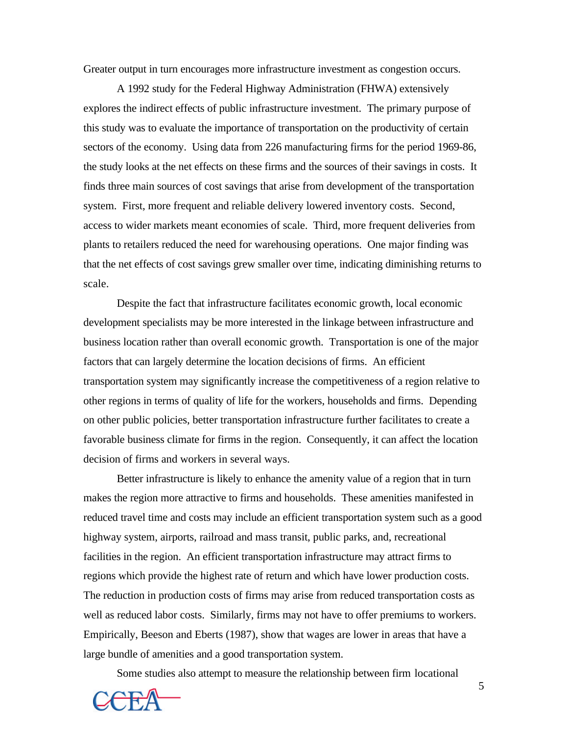Greater output in turn encourages more infrastructure investment as congestion occurs.

A 1992 study for the Federal Highway Administration (FHWA) extensively explores the indirect effects of public infrastructure investment. The primary purpose of this study was to evaluate the importance of transportation on the productivity of certain sectors of the economy. Using data from 226 manufacturing firms for the period 1969-86, the study looks at the net effects on these firms and the sources of their savings in costs. It finds three main sources of cost savings that arise from development of the transportation system. First, more frequent and reliable delivery lowered inventory costs. Second, access to wider markets meant economies of scale. Third, more frequent deliveries from plants to retailers reduced the need for warehousing operations. One major finding was that the net effects of cost savings grew smaller over time, indicating diminishing returns to scale.

Despite the fact that infrastructure facilitates economic growth, local economic development specialists may be more interested in the linkage between infrastructure and business location rather than overall economic growth. Transportation is one of the major factors that can largely determine the location decisions of firms. An efficient transportation system may significantly increase the competitiveness of a region relative to other regions in terms of quality of life for the workers, households and firms. Depending on other public policies, better transportation infrastructure further facilitates to create a favorable business climate for firms in the region. Consequently, it can affect the location decision of firms and workers in several ways.

Better infrastructure is likely to enhance the amenity value of a region that in turn makes the region more attractive to firms and households. These amenities manifested in reduced travel time and costs may include an efficient transportation system such as a good highway system, airports, railroad and mass transit, public parks, and, recreational facilities in the region. An efficient transportation infrastructure may attract firms to regions which provide the highest rate of return and which have lower production costs. The reduction in production costs of firms may arise from reduced transportation costs as well as reduced labor costs. Similarly, firms may not have to offer premiums to workers. Empirically, Beeson and Eberts (1987), show that wages are lower in areas that have a large bundle of amenities and a good transportation system.

Some studies also attempt to measure the relationship between firm locational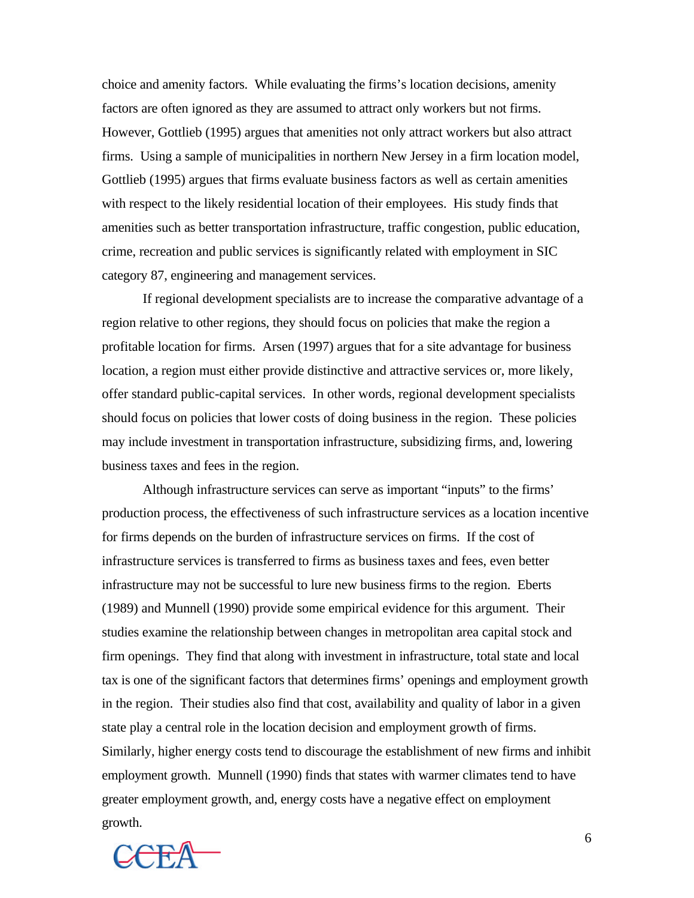choice and amenity factors. While evaluating the firms's location decisions, amenity factors are often ignored as they are assumed to attract only workers but not firms. However, Gottlieb (1995) argues that amenities not only attract workers but also attract firms. Using a sample of municipalities in northern New Jersey in a firm location model, Gottlieb (1995) argues that firms evaluate business factors as well as certain amenities with respect to the likely residential location of their employees. His study finds that amenities such as better transportation infrastructure, traffic congestion, public education, crime, recreation and public services is significantly related with employment in SIC category 87, engineering and management services.

If regional development specialists are to increase the comparative advantage of a region relative to other regions, they should focus on policies that make the region a profitable location for firms. Arsen (1997) argues that for a site advantage for business location, a region must either provide distinctive and attractive services or, more likely, offer standard public-capital services. In other words, regional development specialists should focus on policies that lower costs of doing business in the region. These policies may include investment in transportation infrastructure, subsidizing firms, and, lowering business taxes and fees in the region.

Although infrastructure services can serve as important "inputs" to the firms' production process, the effectiveness of such infrastructure services as a location incentive for firms depends on the burden of infrastructure services on firms. If the cost of infrastructure services is transferred to firms as business taxes and fees, even better infrastructure may not be successful to lure new business firms to the region. Eberts (1989) and Munnell (1990) provide some empirical evidence for this argument. Their studies examine the relationship between changes in metropolitan area capital stock and firm openings. They find that along with investment in infrastructure, total state and local tax is one of the significant factors that determines firms' openings and employment growth in the region. Their studies also find that cost, availability and quality of labor in a given state play a central role in the location decision and employment growth of firms. Similarly, higher energy costs tend to discourage the establishment of new firms and inhibit employment growth. Munnell (1990) finds that states with warmer climates tend to have greater employment growth, and, energy costs have a negative effect on employment growth.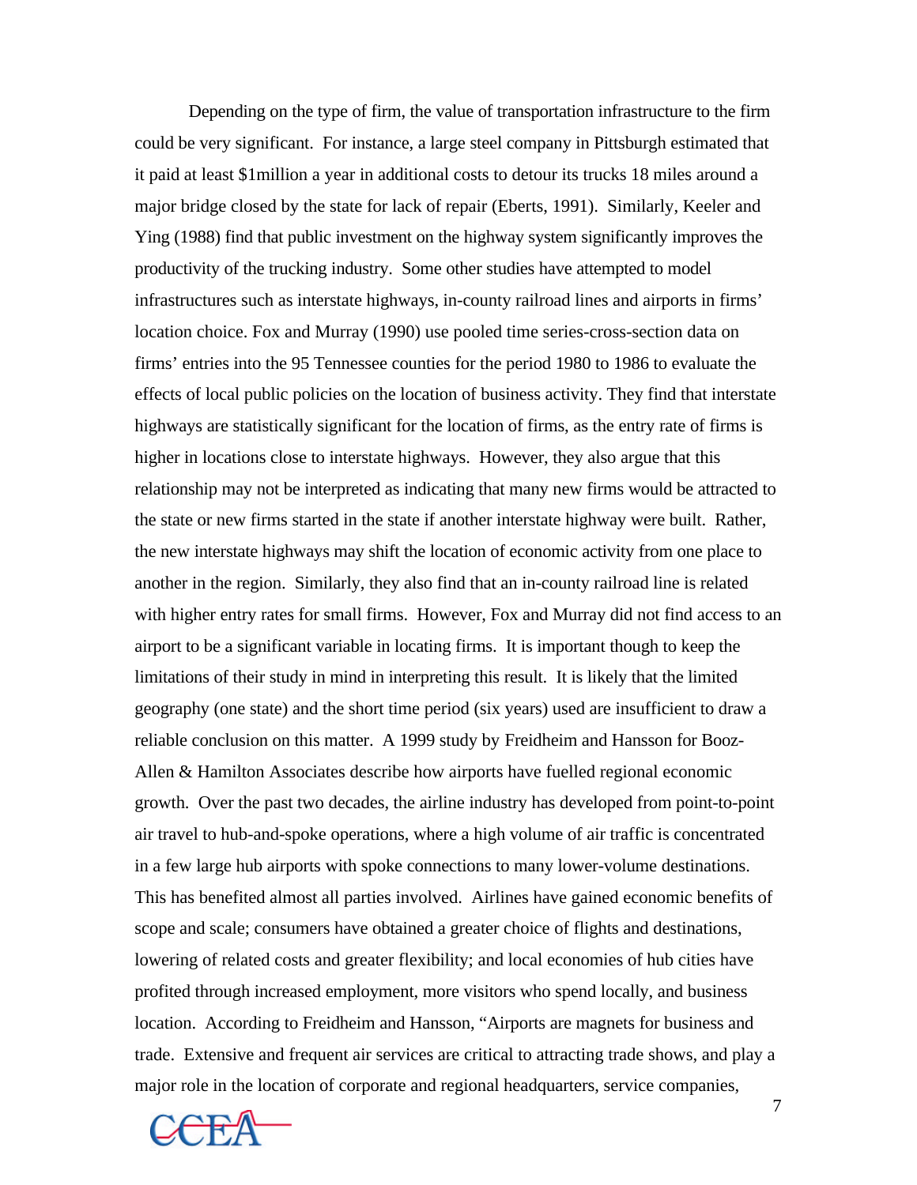Depending on the type of firm, the value of transportation infrastructure to the firm could be very significant. For instance, a large steel company in Pittsburgh estimated that it paid at least $1million a year in additional costs to detour its trucks 18 miles around a major bridge closed by the state for lack of repair (Eberts, 1991). Similarly, Keeler and Ying (1988) find that public investment on the highway system significantly improves the productivity of the trucking industry. Some other studies have attempted to model infrastructures such as interstate highways, in-county railroad lines and airports in firms' location choice. Fox and Murray (1990) use pooled time series-cross-section data on firms' entries into the 95 Tennessee counties for the period 1980 to 1986 to evaluate the effects of local public policies on the location of business activity. They find that interstate highways are statistically significant for the location of firms, as the entry rate of firms is higher in locations close to interstate highways. However, they also argue that this relationship may not be interpreted as indicating that many new firms would be attracted to the state or new firms started in the state if another interstate highway were built. Rather, the new interstate highways may shift the location of economic activity from one place to another in the region. Similarly, they also find that an in-county railroad line is related with higher entry rates for small firms. However, Fox and Murray did not find access to an airport to be a significant variable in locating firms. It is important though to keep the limitations of their study in mind in interpreting this result. It is likely that the limited geography (one state) and the short time period (six years) used are insufficient to draw a reliable conclusion on this matter. A 1999 study by Freidheim and Hansson for Booz-Allen & Hamilton Associates describe how airports have fuelled regional economic growth. Over the past two decades, the airline industry has developed from point-to-point air travel to hub-and-spoke operations, where a high volume of air traffic is concentrated in a few large hub airports with spoke connections to many lower-volume destinations. This has benefited almost all parties involved. Airlines have gained economic benefits of scope and scale; consumers have obtained a greater choice of flights and destinations, lowering of related costs and greater flexibility; and local economies of hub cities have profited through increased employment, more visitors who spend locally, and business location. According to Freidheim and Hansson, "Airports are magnets for business and trade. Extensive and frequent air services are critical to attracting trade shows, and play a major role in the location of corporate and regional headquarters, service companies,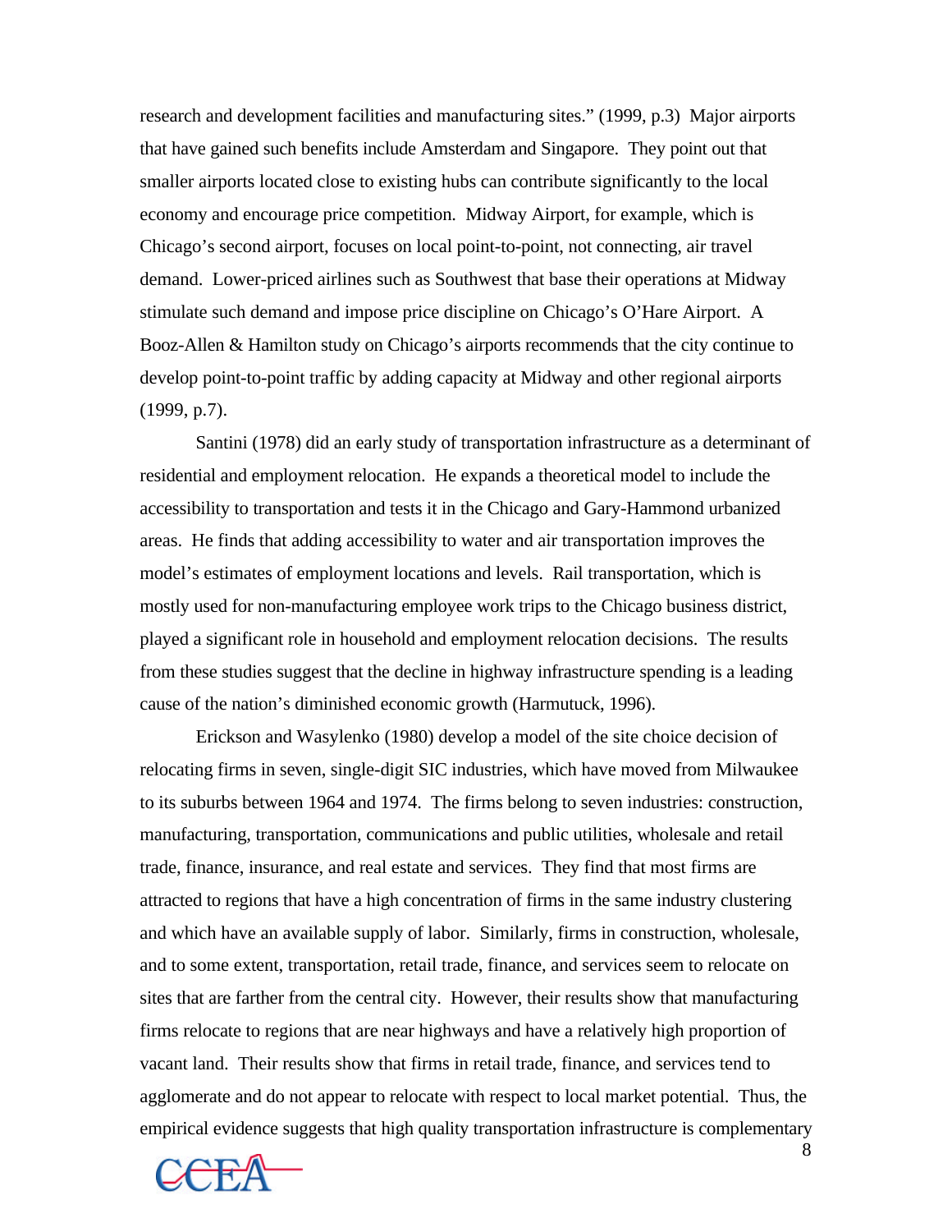research and development facilities and manufacturing sites." (1999, p.3) Major airports that have gained such benefits include Amsterdam and Singapore. They point out that smaller airports located close to existing hubs can contribute significantly to the local economy and encourage price competition. Midway Airport, for example, which is Chicago's second airport, focuses on local point-to-point, not connecting, air travel demand. Lower-priced airlines such as Southwest that base their operations at Midway stimulate such demand and impose price discipline on Chicago's O'Hare Airport. A Booz-Allen & Hamilton study on Chicago's airports recommends that the city continue to develop point-to-point traffic by adding capacity at Midway and other regional airports (1999, p.7).

Santini (1978) did an early study of transportation infrastructure as a determinant of residential and employment relocation. He expands a theoretical model to include the accessibility to transportation and tests it in the Chicago and Gary-Hammond urbanized areas. He finds that adding accessibility to water and air transportation improves the model's estimates of employment locations and levels. Rail transportation, which is mostly used for non-manufacturing employee work trips to the Chicago business district, played a significant role in household and employment relocation decisions. The results from these studies suggest that the decline in highway infrastructure spending is a leading cause of the nation's diminished economic growth (Harmutuck, 1996).

Erickson and Wasylenko (1980) develop a model of the site choice decision of relocating firms in seven, single-digit SIC industries, which have moved from Milwaukee to its suburbs between 1964 and 1974. The firms belong to seven industries: construction, manufacturing, transportation, communications and public utilities, wholesale and retail trade, finance, insurance, and real estate and services. They find that most firms are attracted to regions that have a high concentration of firms in the same industry clustering and which have an available supply of labor. Similarly, firms in construction, wholesale, and to some extent, transportation, retail trade, finance, and services seem to relocate on sites that are farther from the central city. However, their results show that manufacturing firms relocate to regions that are near highways and have a relatively high proportion of vacant land. Their results show that firms in retail trade, finance, and services tend to agglomerate and do not appear to relocate with respect to local market potential. Thus, the empirical evidence suggests that high quality transportation infrastructure is complementary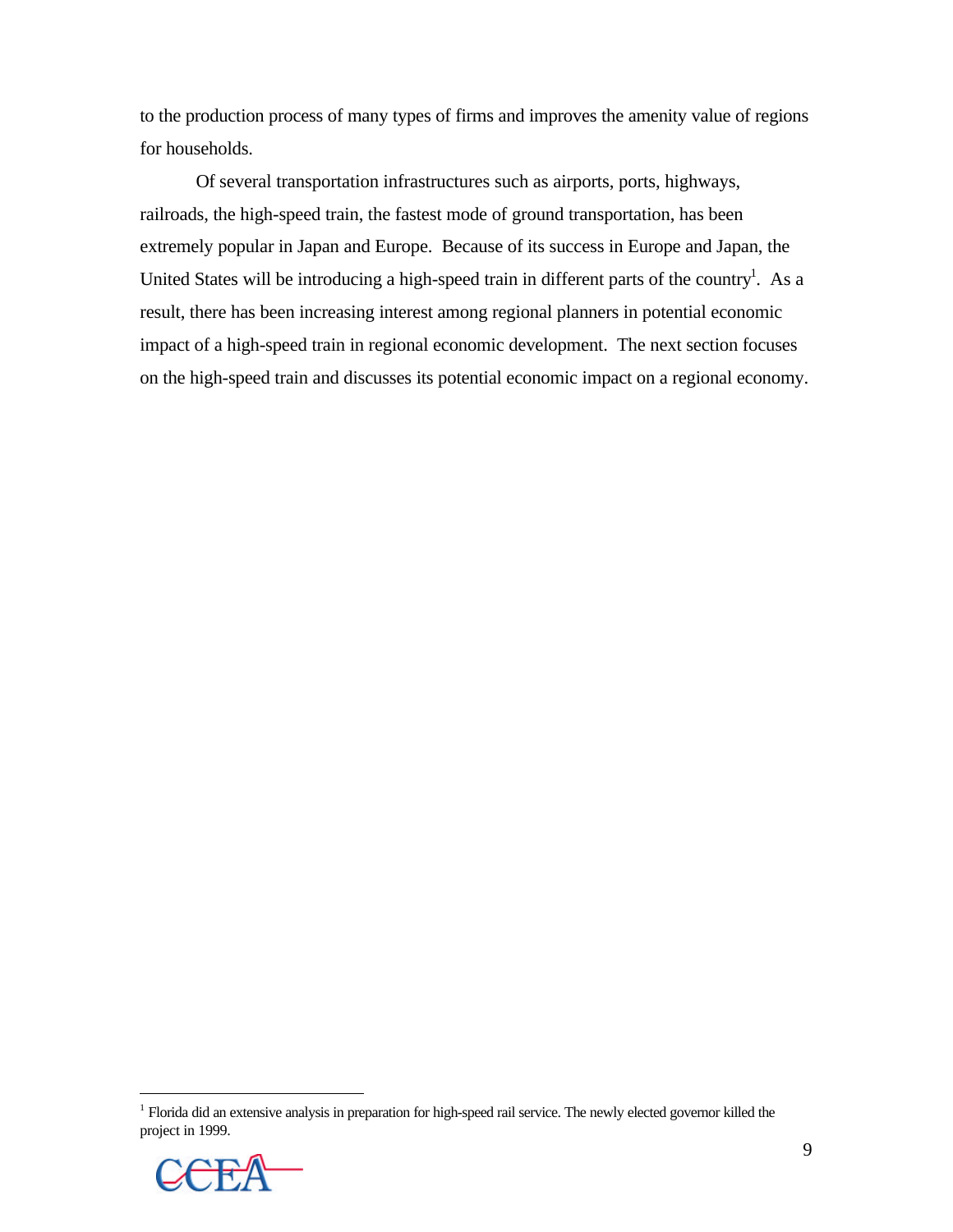to the production process of many types of firms and improves the amenity value of regions for households.

Of several transportation infrastructures such as airports, ports, highways, railroads, the high-speed train, the fastest mode of ground transportation, has been extremely popular in Japan and Europe. Because of its success in Europe and Japan, the United States will be introducing a high-speed train in different parts of the country[1]. As a result, there has been increasing interest among regional planners in potential economic impact of a high-speed train in regional economic development. The next section focuses on the high-speed train and discusses its potential economic impact on a regional economy.

[1] Florida did an extensive analysis in preparation for high-speed rail service. The newly elected governor killed the project in 1999.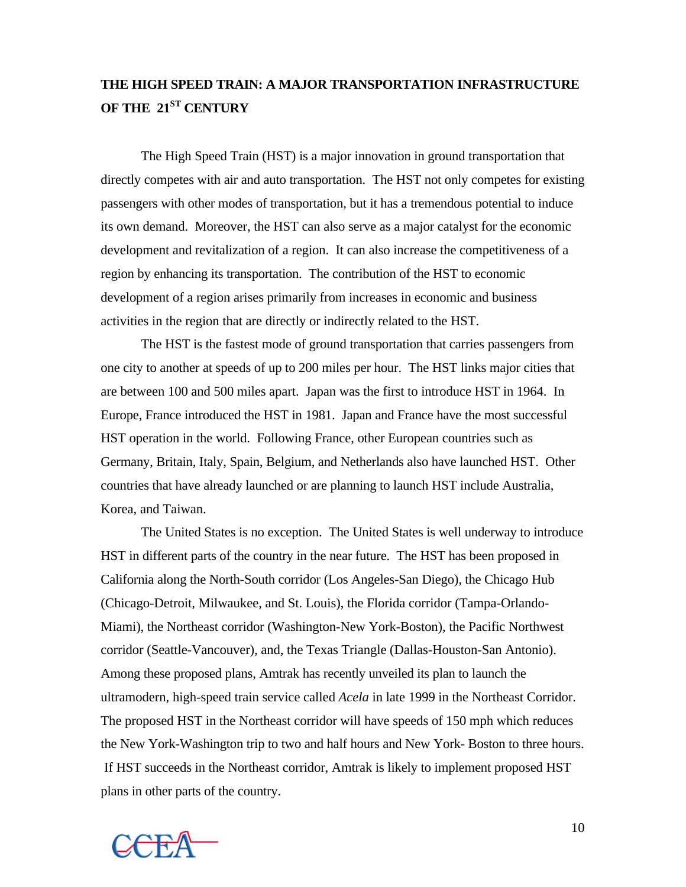# THE HIGH SPEED TRAIN: A MAJOR TRANSPORTATION INFRASTRUCTURE OF THE 21ST CENTURY

The High Speed Train (HST) is a major innovation in ground transportation that directly competes with air and auto transportation. The HST not only competes for existing passengers with other modes of transportation, but it has a tremendous potential to induce its own demand. Moreover, the HST can also serve as a major catalyst for the economic development and revitalization of a region. It can also increase the competitiveness of a region by enhancing its transportation. The contribution of the HST to economic development of a region arises primarily from increases in economic and business activities in the region that are directly or indirectly related to the HST.

The HST is the fastest mode of ground transportation that carries passengers from one city to another at speeds of up to 200 miles per hour. The HST links major cities that are between 100 and 500 miles apart. Japan was the first to introduce HST in 1964. In Europe, France introduced the HST in 1981. Japan and France have the most successful HST operation in the world. Following France, other European countries such as Germany, Britain, Italy, Spain, Belgium, and Netherlands also have launched HST. Other countries that have already launched or are planning to launch HST include Australia, Korea, and Taiwan.

The United States is no exception. The United States is well underway to introduce HST in different parts of the country in the near future. The HST has been proposed in California along the North-South corridor (Los Angeles-San Diego), the Chicago Hub (Chicago-Detroit, Milwaukee, and St. Louis), the Florida corridor (Tampa-Orlando-Miami), the Northeast corridor (Washington-New York-Boston), the Pacific Northwest corridor (Seattle-Vancouver), and, the Texas Triangle (Dallas-Houston-San Antonio). Among these proposed plans, Amtrak has recently unveiled its plan to launch the ultramodern, high-speed train service called *Acela* in late 1999 in the Northeast Corridor. The proposed HST in the Northeast corridor will have speeds of 150 mph which reduces the New York-Washington trip to two and half hours and New York- Boston to three hours. If HST succeeds in the Northeast corridor, Amtrak is likely to implement proposed HST plans in other parts of the country.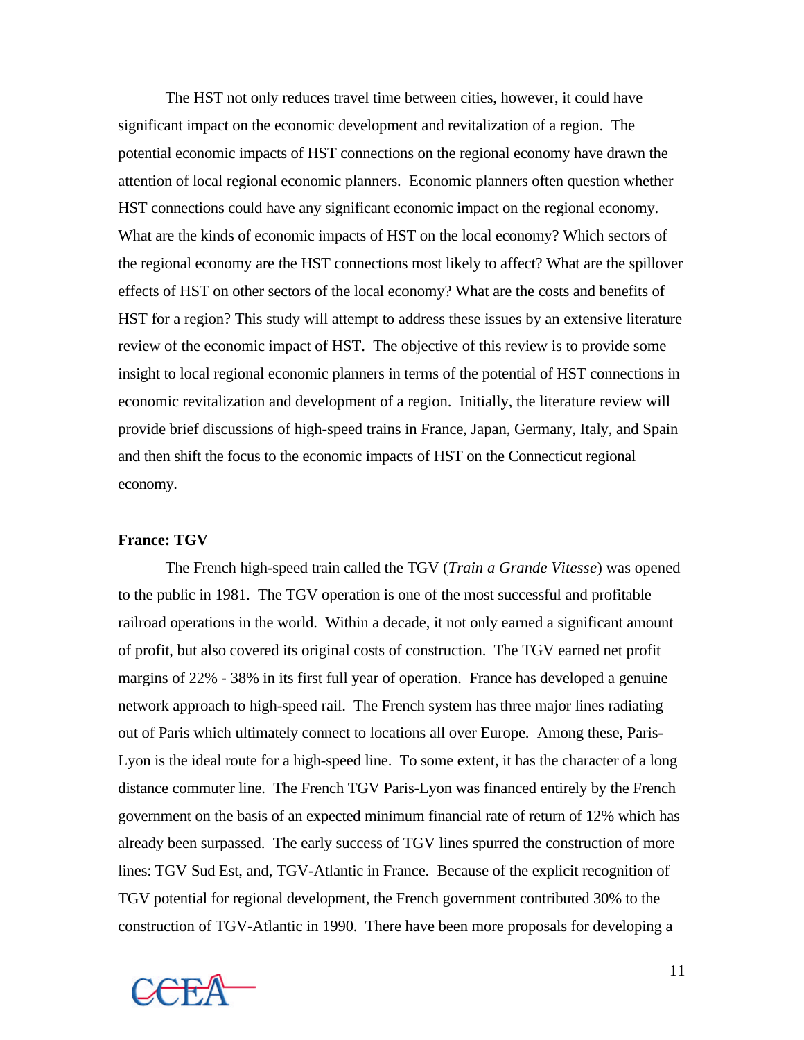The HST not only reduces travel time between cities, however, it could have significant impact on the economic development and revitalization of a region. The potential economic impacts of HST connections on the regional economy have drawn the attention of local regional economic planners. Economic planners often question whether HST connections could have any significant economic impact on the regional economy. What are the kinds of economic impacts of HST on the local economy? Which sectors of the regional economy are the HST connections most likely to affect? What are the spillover effects of HST on other sectors of the local economy? What are the costs and benefits of HST for a region? This study will attempt to address these issues by an extensive literature review of the economic impact of HST. The objective of this review is to provide some insight to local regional economic planners in terms of the potential of HST connections in economic revitalization and development of a region. Initially, the literature review will provide brief discussions of high-speed trains in France, Japan, Germany, Italy, and Spain and then shift the focus to the economic impacts of HST on the Connecticut regional economy.

**France: TGV**

The French high-speed train called the TGV (*Train a Grande Vitesse*) was opened to the public in 1981. The TGV operation is one of the most successful and profitable railroad operations in the world. Within a decade, it not only earned a significant amount of profit, but also covered its original costs of construction. The TGV earned net profit margins of 22% - 38% in its first full year of operation. France has developed a genuine network approach to high-speed rail. The French system has three major lines radiating out of Paris which ultimately connect to locations all over Europe. Among these, Paris-Lyon is the ideal route for a high-speed line. To some extent, it has the character of a long distance commuter line. The French TGV Paris-Lyon was financed entirely by the French government on the basis of an expected minimum financial rate of return of 12% which has already been surpassed. The early success of TGV lines spurred the construction of more lines: TGV Sud Est, and, TGV-Atlantic in France. Because of the explicit recognition of TGV potential for regional development, the French government contributed 30% to the construction of TGV-Atlantic in 1990. There have been more proposals for developing a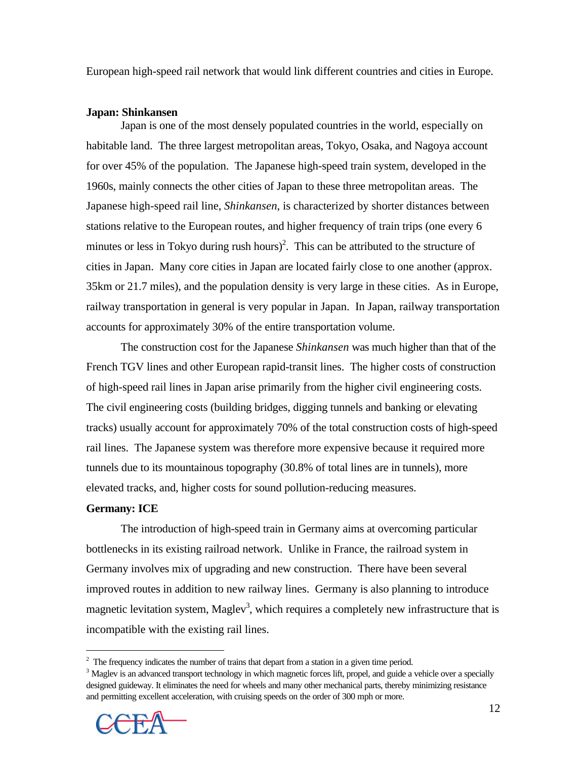European high-speed rail network that would link different countries and cities in Europe.

**Japan: Shinkansen**

Japan is one of the most densely populated countries in the world, especially on habitable land. The three largest metropolitan areas, Tokyo, Osaka, and Nagoya account for over 45% of the population. The Japanese high-speed train system, developed in the 1960s, mainly connects the other cities of Japan to these three metropolitan areas. The Japanese high-speed rail line, *Shinkansen*, is characterized by shorter distances between stations relative to the European routes, and higher frequency of train trips (one every 6 minutes or less in Tokyo during rush hours)[2]. This can be attributed to the structure of cities in Japan. Many core cities in Japan are located fairly close to one another (approx. 35km or 21.7 miles), and the population density is very large in these cities. As in Europe, railway transportation in general is very popular in Japan. In Japan, railway transportation accounts for approximately 30% of the entire transportation volume.

The construction cost for the Japanese *Shinkansen* was much higher than that of the French TGV lines and other European rapid-transit lines. The higher costs of construction of high-speed rail lines in Japan arise primarily from the higher civil engineering costs. The civil engineering costs (building bridges, digging tunnels and banking or elevating tracks) usually account for approximately 70% of the total construction costs of high-speed rail lines. The Japanese system was therefore more expensive because it required more tunnels due to its mountainous topography (30.8% of total lines are in tunnels), more elevated tracks, and, higher costs for sound pollution-reducing measures.

**Germany: ICE**

The introduction of high-speed train in Germany aims at overcoming particular bottlenecks in its existing railroad network. Unlike in France, the railroad system in Germany involves mix of upgrading and new construction. There have been several improved routes in addition to new railway lines. Germany is also planning to introduce magnetic levitation system, Maglev[3], which requires a completely new infrastructure that is incompatible with the existing rail lines.

---

[2] The frequency indicates the number of trains that depart from a station in a given time period.

[3] Maglev is an advanced transport technology in which magnetic forces lift, propel, and guide a vehicle over a specially designed guideway. It eliminates the need for wheels and many other mechanical parts, thereby minimizing resistance and permitting excellent acceleration, with cruising speeds on the order of 300 mph or more.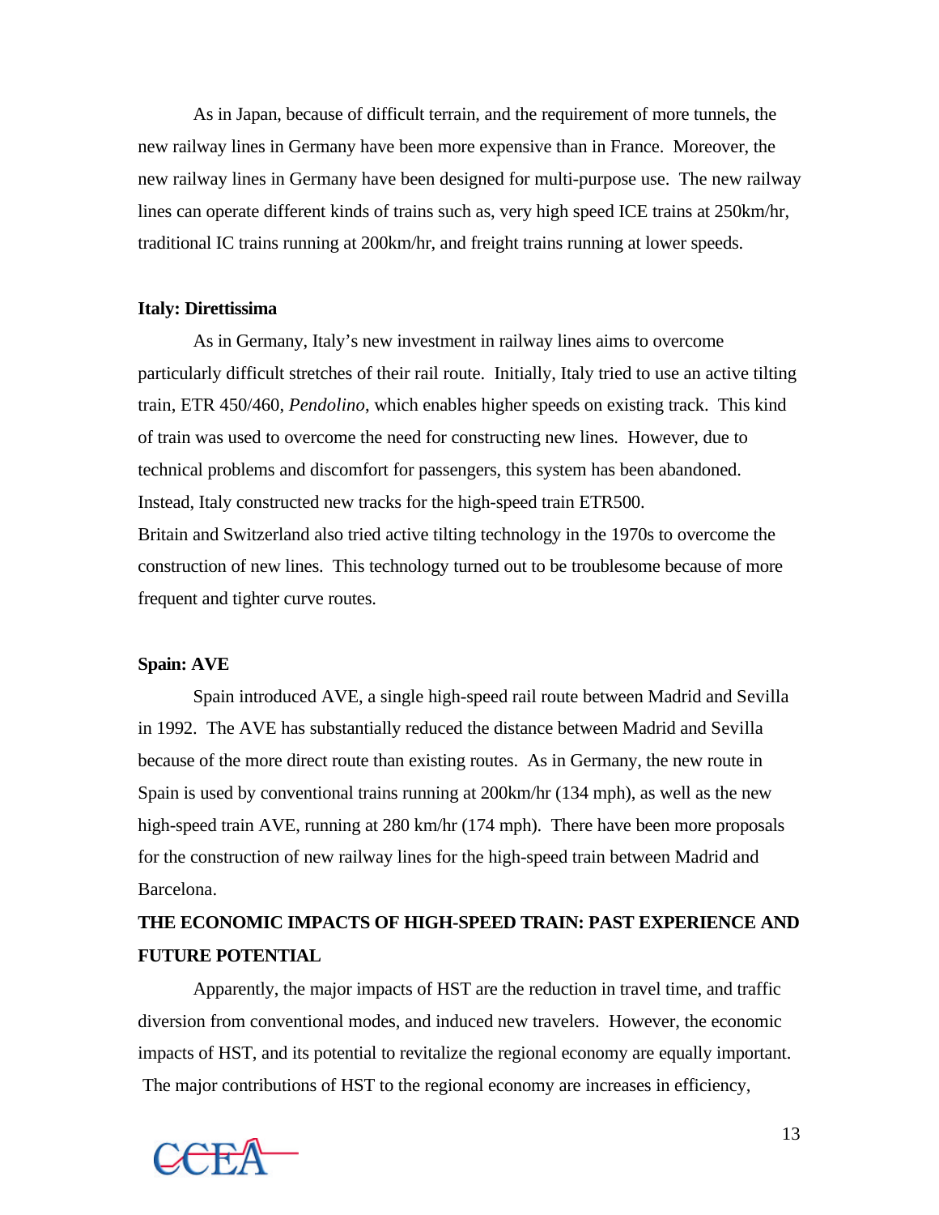As in Japan, because of difficult terrain, and the requirement of more tunnels, the new railway lines in Germany have been more expensive than in France. Moreover, the new railway lines in Germany have been designed for multi-purpose use. The new railway lines can operate different kinds of trains such as, very high speed ICE trains at 250km/hr, traditional IC trains running at 200km/hr, and freight trains running at lower speeds.

**Italy: Direttissima**

As in Germany, Italy's new investment in railway lines aims to overcome particularly difficult stretches of their rail route. Initially, Italy tried to use an active tilting train, ETR 450/460, *Pendolino*, which enables higher speeds on existing track. This kind of train was used to overcome the need for constructing new lines. However, due to technical problems and discomfort for passengers, this system has been abandoned. Instead, Italy constructed new tracks for the high-speed train ETR500.
Britain and Switzerland also tried active tilting technology in the 1970s to overcome the construction of new lines. This technology turned out to be troublesome because of more frequent and tighter curve routes.

**Spain: AVE**

Spain introduced AVE, a single high-speed rail route between Madrid and Sevilla in 1992. The AVE has substantially reduced the distance between Madrid and Sevilla because of the more direct route than existing routes. As in Germany, the new route in Spain is used by conventional trains running at 200km/hr (134 mph), as well as the new high-speed train AVE, running at 280 km/hr (174 mph). There have been more proposals for the construction of new railway lines for the high-speed train between Madrid and Barcelona.

## THE ECONOMIC IMPACTS OF HIGH-SPEED TRAIN: PAST EXPERIENCE AND FUTURE POTENTIAL

Apparently, the major impacts of HST are the reduction in travel time, and traffic diversion from conventional modes, and induced new travelers. However, the economic impacts of HST, and its potential to revitalize the regional economy are equally important. The major contributions of HST to the regional economy are increases in efficiency,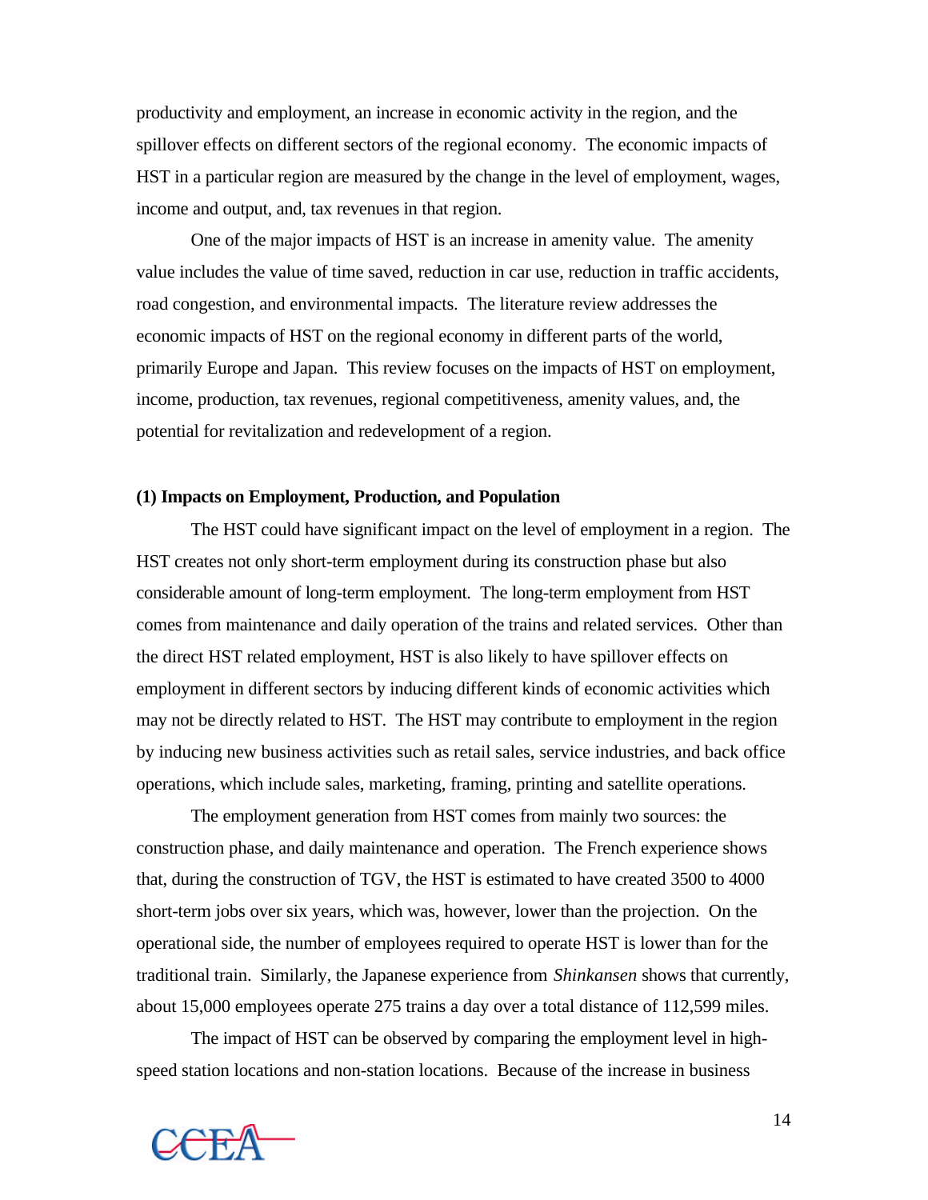productivity and employment, an increase in economic activity in the region, and the spillover effects on different sectors of the regional economy. The economic impacts of HST in a particular region are measured by the change in the level of employment, wages, income and output, and, tax revenues in that region.

One of the major impacts of HST is an increase in amenity value. The amenity value includes the value of time saved, reduction in car use, reduction in traffic accidents, road congestion, and environmental impacts. The literature review addresses the economic impacts of HST on the regional economy in different parts of the world, primarily Europe and Japan. This review focuses on the impacts of HST on employment, income, production, tax revenues, regional competitiveness, amenity values, and, the potential for revitalization and redevelopment of a region.

**(1) Impacts on Employment, Production, and Population**

The HST could have significant impact on the level of employment in a region. The HST creates not only short-term employment during its construction phase but also considerable amount of long-term employment. The long-term employment from HST comes from maintenance and daily operation of the trains and related services. Other than the direct HST related employment, HST is also likely to have spillover effects on employment in different sectors by inducing different kinds of economic activities which may not be directly related to HST. The HST may contribute to employment in the region by inducing new business activities such as retail sales, service industries, and back office operations, which include sales, marketing, framing, printing and satellite operations.

The employment generation from HST comes from mainly two sources: the construction phase, and daily maintenance and operation. The French experience shows that, during the construction of TGV, the HST is estimated to have created 3500 to 4000 short-term jobs over six years, which was, however, lower than the projection. On the operational side, the number of employees required to operate HST is lower than for the traditional train. Similarly, the Japanese experience from *Shinkansen* shows that currently, about 15,000 employees operate 275 trains a day over a total distance of 112,599 miles.

The impact of HST can be observed by comparing the employment level in high-speed station locations and non-station locations. Because of the increase in business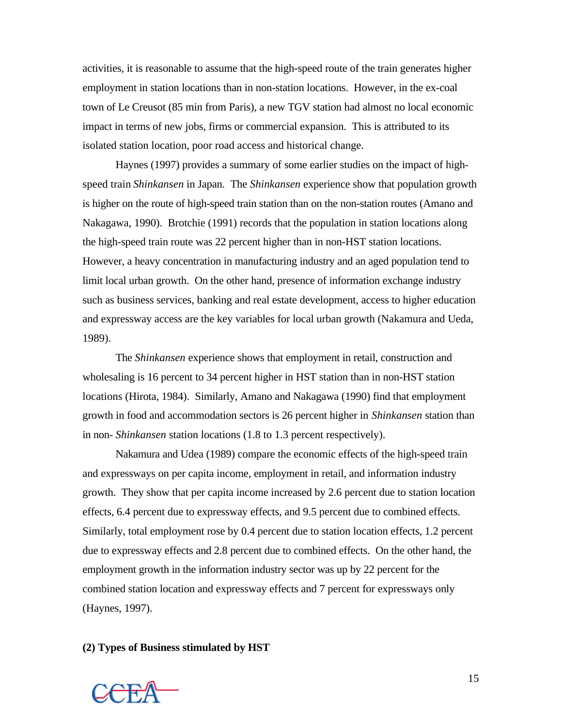activities, it is reasonable to assume that the high-speed route of the train generates higher employment in station locations than in non-station locations. However, in the ex-coal town of Le Creusot (85 min from Paris), a new TGV station had almost no local economic impact in terms of new jobs, firms or commercial expansion. This is attributed to its isolated station location, poor road access and historical change.

Haynes (1997) provides a summary of some earlier studies on the impact of high-speed train *Shinkansen* in Japan. The *Shinkansen* experience show that population growth is higher on the route of high-speed train station than on the non-station routes (Amano and Nakagawa, 1990). Brotchie (1991) records that the population in station locations along the high-speed train route was 22 percent higher than in non-HST station locations. However, a heavy concentration in manufacturing industry and an aged population tend to limit local urban growth. On the other hand, presence of information exchange industry such as business services, banking and real estate development, access to higher education and expressway access are the key variables for local urban growth (Nakamura and Ueda, 1989).

The *Shinkansen* experience shows that employment in retail, construction and wholesaling is 16 percent to 34 percent higher in HST station than in non-HST station locations (Hirota, 1984). Similarly, Amano and Nakagawa (1990) find that employment growth in food and accommodation sectors is 26 percent higher in *Shinkansen* station than in non- *Shinkansen* station locations (1.8 to 1.3 percent respectively).

Nakamura and Udea (1989) compare the economic effects of the high-speed train and expressways on per capita income, employment in retail, and information industry growth. They show that per capita income increased by 2.6 percent due to station location effects, 6.4 percent due to expressway effects, and 9.5 percent due to combined effects. Similarly, total employment rose by 0.4 percent due to station location effects, 1.2 percent due to expressway effects and 2.8 percent due to combined effects. On the other hand, the employment growth in the information industry sector was up by 22 percent for the combined station location and expressway effects and 7 percent for expressways only (Haynes, 1997).

**(2) Types of Business stimulated by HST**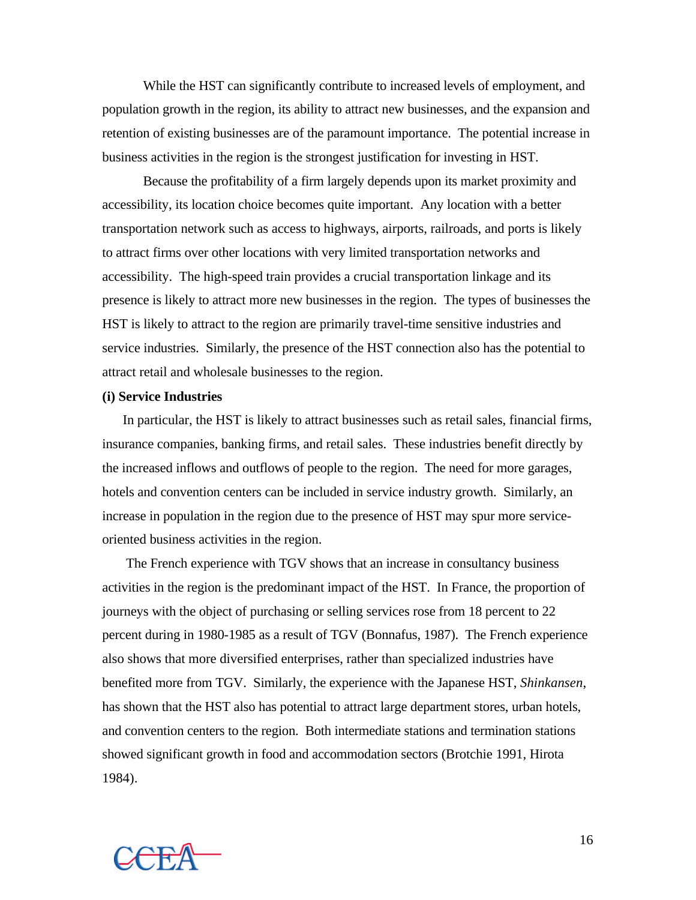While the HST can significantly contribute to increased levels of employment, and population growth in the region, its ability to attract new businesses, and the expansion and retention of existing businesses are of the paramount importance. The potential increase in business activities in the region is the strongest justification for investing in HST.

Because the profitability of a firm largely depends upon its market proximity and accessibility, its location choice becomes quite important. Any location with a better transportation network such as access to highways, airports, railroads, and ports is likely to attract firms over other locations with very limited transportation networks and accessibility. The high-speed train provides a crucial transportation linkage and its presence is likely to attract more new businesses in the region. The types of businesses the HST is likely to attract to the region are primarily travel-time sensitive industries and service industries. Similarly, the presence of the HST connection also has the potential to attract retail and wholesale businesses to the region.

**(i) Service Industries**

In particular, the HST is likely to attract businesses such as retail sales, financial firms, insurance companies, banking firms, and retail sales. These industries benefit directly by the increased inflows and outflows of people to the region. The need for more garages, hotels and convention centers can be included in service industry growth. Similarly, an increase in population in the region due to the presence of HST may spur more service-oriented business activities in the region.

The French experience with TGV shows that an increase in consultancy business activities in the region is the predominant impact of the HST. In France, the proportion of journeys with the object of purchasing or selling services rose from 18 percent to 22 percent during in 1980-1985 as a result of TGV (Bonnafus, 1987). The French experience also shows that more diversified enterprises, rather than specialized industries have benefited more from TGV. Similarly, the experience with the Japanese HST, *Shinkansen*, has shown that the HST also has potential to attract large department stores, urban hotels, and convention centers to the region. Both intermediate stations and termination stations showed significant growth in food and accommodation sectors (Brotchie 1991, Hirota 1984).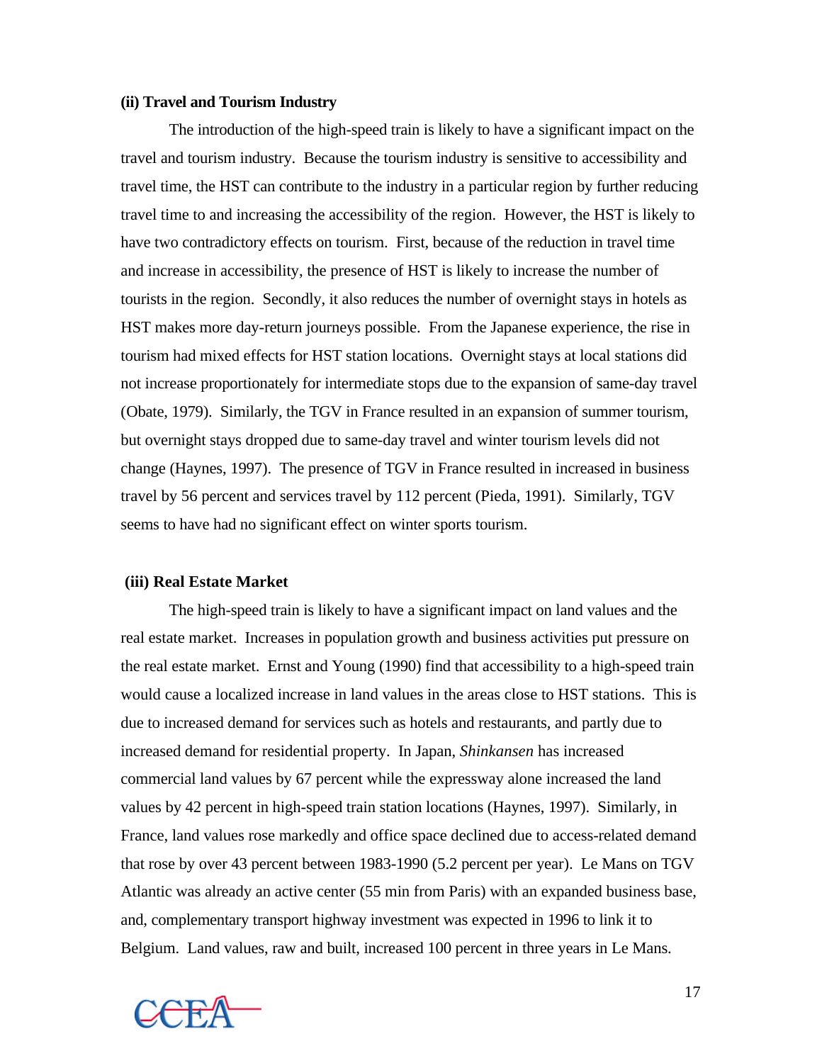**(ii) Travel and Tourism Industry**

The introduction of the high-speed train is likely to have a significant impact on the travel and tourism industry. Because the tourism industry is sensitive to accessibility and travel time, the HST can contribute to the industry in a particular region by further reducing travel time to and increasing the accessibility of the region. However, the HST is likely to have two contradictory effects on tourism. First, because of the reduction in travel time and increase in accessibility, the presence of HST is likely to increase the number of tourists in the region. Secondly, it also reduces the number of overnight stays in hotels as HST makes more day-return journeys possible. From the Japanese experience, the rise in tourism had mixed effects for HST station locations. Overnight stays at local stations did not increase proportionately for intermediate stops due to the expansion of same-day travel (Obate, 1979). Similarly, the TGV in France resulted in an expansion of summer tourism, but overnight stays dropped due to same-day travel and winter tourism levels did not change (Haynes, 1997). The presence of TGV in France resulted in increased in business travel by 56 percent and services travel by 112 percent (Pieda, 1991). Similarly, TGV seems to have had no significant effect on winter sports tourism.

**(iii) Real Estate Market**

The high-speed train is likely to have a significant impact on land values and the real estate market. Increases in population growth and business activities put pressure on the real estate market. Ernst and Young (1990) find that accessibility to a high-speed train would cause a localized increase in land values in the areas close to HST stations. This is due to increased demand for services such as hotels and restaurants, and partly due to increased demand for residential property. In Japan, *Shinkansen* has increased commercial land values by 67 percent while the expressway alone increased the land values by 42 percent in high-speed train station locations (Haynes, 1997). Similarly, in France, land values rose markedly and office space declined due to access-related demand that rose by over 43 percent between 1983-1990 (5.2 percent per year). Le Mans on TGV Atlantic was already an active center (55 min from Paris) with an expanded business base, and, complementary transport highway investment was expected in 1996 to link it to Belgium. Land values, raw and built, increased 100 percent in three years in Le Mans.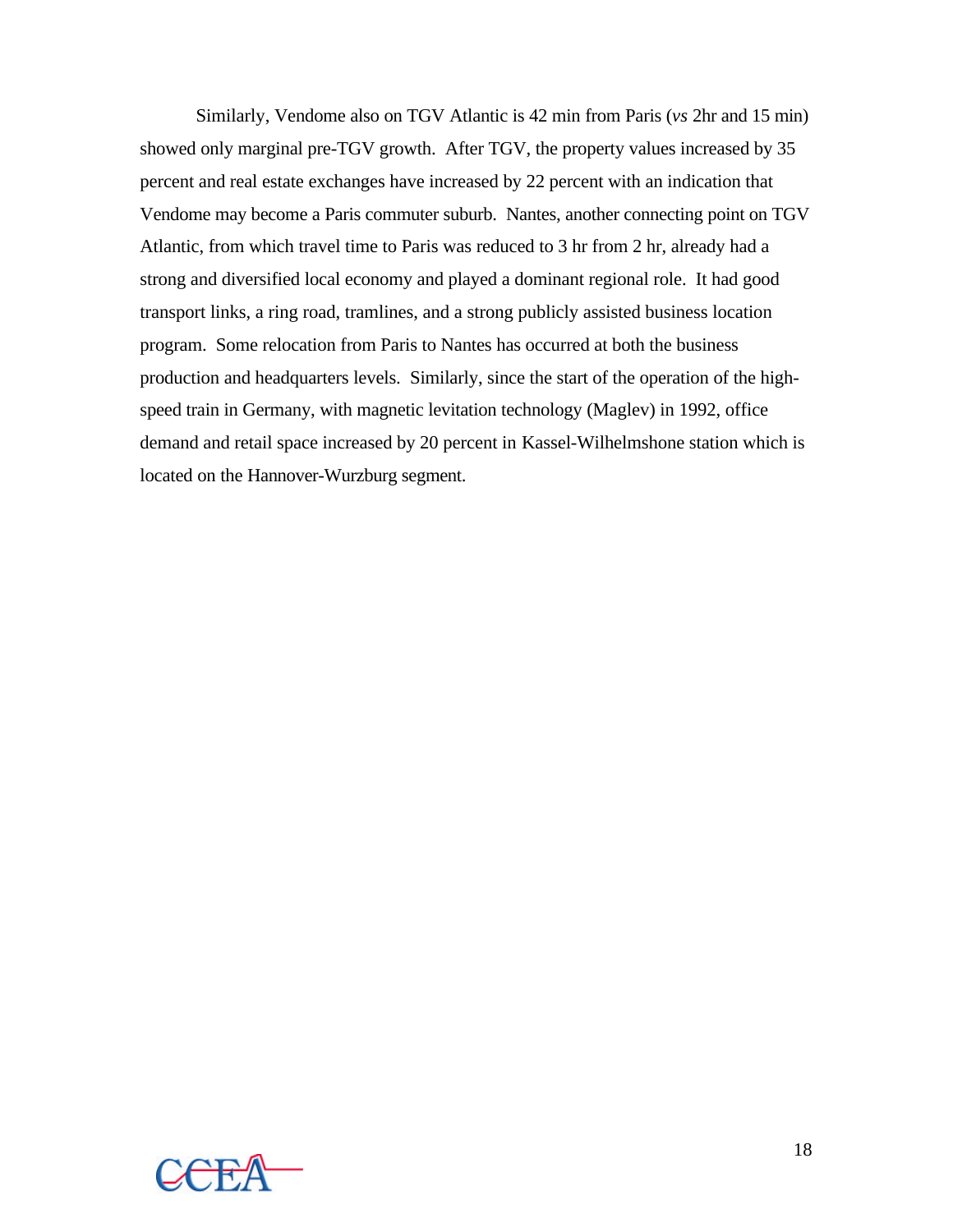Similarly, Vendome also on TGV Atlantic is 42 min from Paris (*vs* 2hr and 15 min) showed only marginal pre-TGV growth. After TGV, the property values increased by 35 percent and real estate exchanges have increased by 22 percent with an indication that Vendome may become a Paris commuter suburb. Nantes, another connecting point on TGV Atlantic, from which travel time to Paris was reduced to 3 hr from 2 hr, already had a strong and diversified local economy and played a dominant regional role. It had good transport links, a ring road, tramlines, and a strong publicly assisted business location program. Some relocation from Paris to Nantes has occurred at both the business production and headquarters levels. Similarly, since the start of the operation of the high-speed train in Germany, with magnetic levitation technology (Maglev) in 1992, office demand and retail space increased by 20 percent in Kassel-Wilhelmshone station which is located on the Hannover-Wurzburg segment.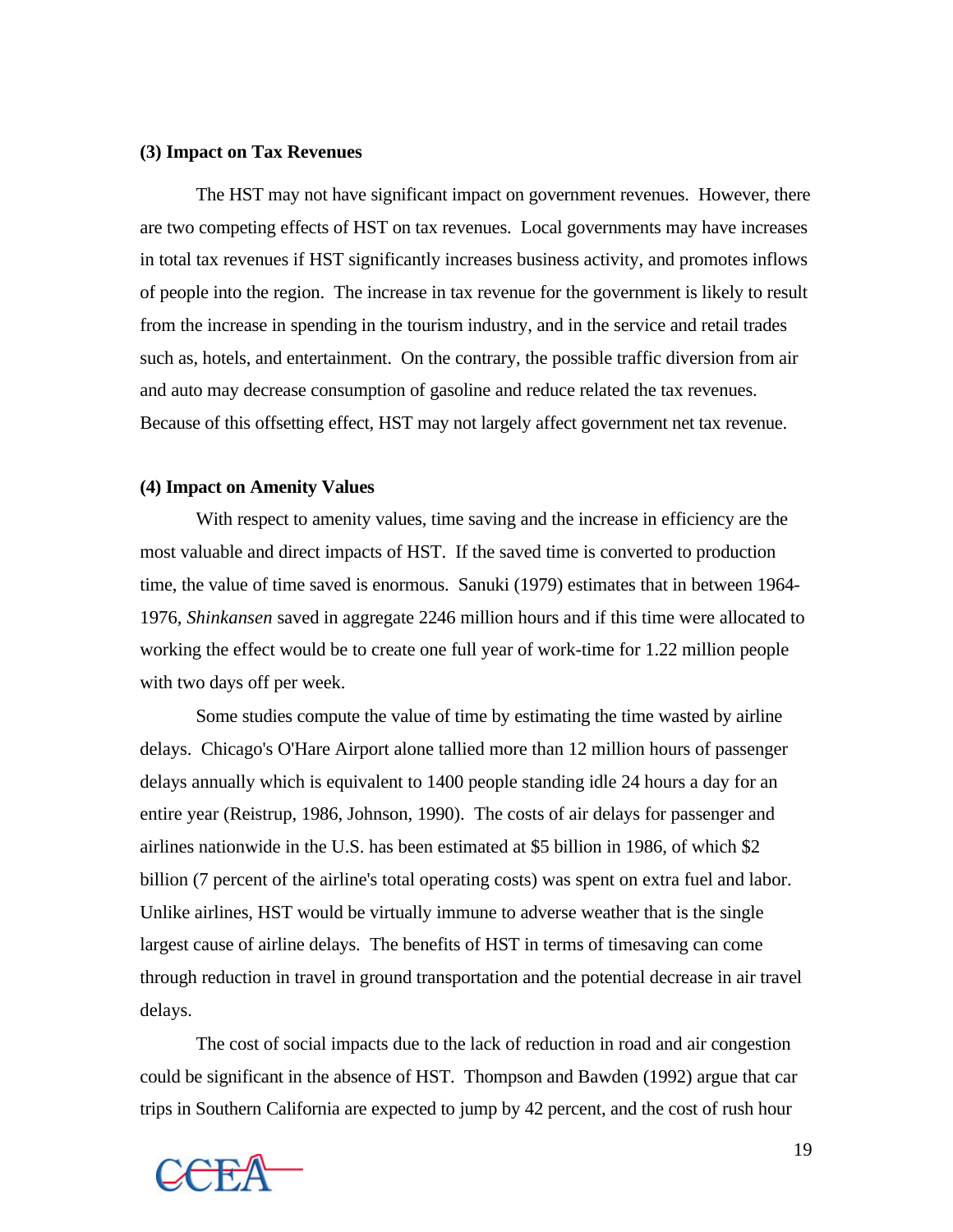**(3) Impact on Tax Revenues**

The HST may not have significant impact on government revenues. However, there are two competing effects of HST on tax revenues. Local governments may have increases in total tax revenues if HST significantly increases business activity, and promotes inflows of people into the region. The increase in tax revenue for the government is likely to result from the increase in spending in the tourism industry, and in the service and retail trades such as, hotels, and entertainment. On the contrary, the possible traffic diversion from air and auto may decrease consumption of gasoline and reduce related the tax revenues. Because of this offsetting effect, HST may not largely affect government net tax revenue.

**(4) Impact on Amenity Values**

With respect to amenity values, time saving and the increase in efficiency are the most valuable and direct impacts of HST. If the saved time is converted to production time, the value of time saved is enormous. Sanuki (1979) estimates that in between 1964-1976, *Shinkansen* saved in aggregate 2246 million hours and if this time were allocated to working the effect would be to create one full year of work-time for 1.22 million people with two days off per week.

Some studies compute the value of time by estimating the time wasted by airline delays. Chicago's O'Hare Airport alone tallied more than 12 million hours of passenger delays annually which is equivalent to 1400 people standing idle 24 hours a day for an entire year (Reistrup, 1986, Johnson, 1990). The costs of air delays for passenger and airlines nationwide in the U.S. has been estimated at $5 billion in 1986, of which $2 billion (7 percent of the airline's total operating costs) was spent on extra fuel and labor. Unlike airlines, HST would be virtually immune to adverse weather that is the single largest cause of airline delays. The benefits of HST in terms of timesaving can come through reduction in travel in ground transportation and the potential decrease in air travel delays.

The cost of social impacts due to the lack of reduction in road and air congestion could be significant in the absence of HST. Thompson and Bawden (1992) argue that car trips in Southern California are expected to jump by 42 percent, and the cost of rush hour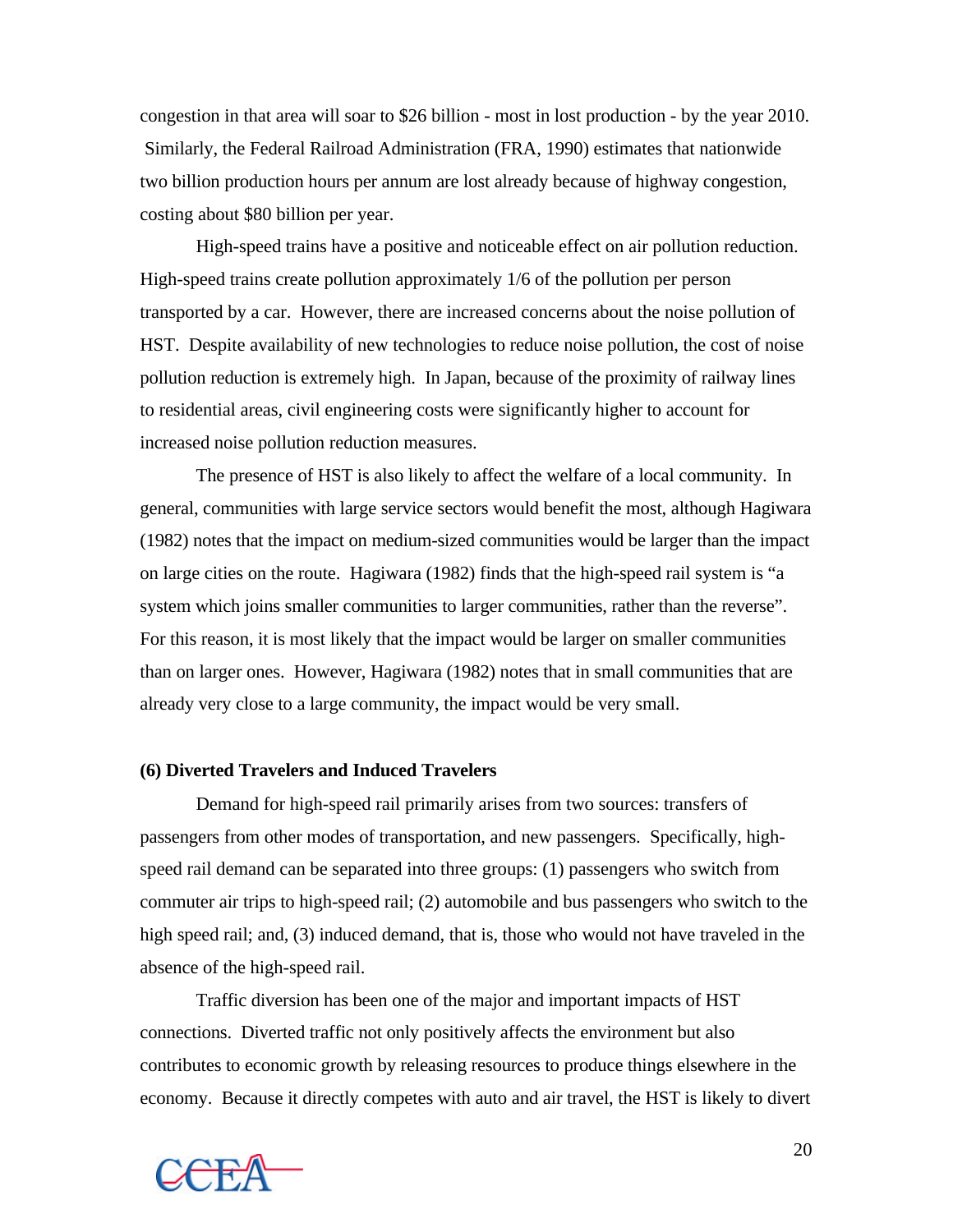congestion in that area will soar to $26 billion - most in lost production - by the year 2010. Similarly, the Federal Railroad Administration (FRA, 1990) estimates that nationwide two billion production hours per annum are lost already because of highway congestion, costing about $80 billion per year.

High-speed trains have a positive and noticeable effect on air pollution reduction. High-speed trains create pollution approximately 1/6 of the pollution per person transported by a car. However, there are increased concerns about the noise pollution of HST. Despite availability of new technologies to reduce noise pollution, the cost of noise pollution reduction is extremely high. In Japan, because of the proximity of railway lines to residential areas, civil engineering costs were significantly higher to account for increased noise pollution reduction measures.

The presence of HST is also likely to affect the welfare of a local community. In general, communities with large service sectors would benefit the most, although Hagiwara (1982) notes that the impact on medium-sized communities would be larger than the impact on large cities on the route. Hagiwara (1982) finds that the high-speed rail system is "a system which joins smaller communities to larger communities, rather than the reverse". For this reason, it is most likely that the impact would be larger on smaller communities than on larger ones. However, Hagiwara (1982) notes that in small communities that are already very close to a large community, the impact would be very small.

**(6) Diverted Travelers and Induced Travelers**

Demand for high-speed rail primarily arises from two sources: transfers of passengers from other modes of transportation, and new passengers. Specifically, high-speed rail demand can be separated into three groups: (1) passengers who switch from commuter air trips to high-speed rail; (2) automobile and bus passengers who switch to the high speed rail; and, (3) induced demand, that is, those who would not have traveled in the absence of the high-speed rail.

Traffic diversion has been one of the major and important impacts of HST connections. Diverted traffic not only positively affects the environment but also contributes to economic growth by releasing resources to produce things elsewhere in the economy. Because it directly competes with auto and air travel, the HST is likely to divert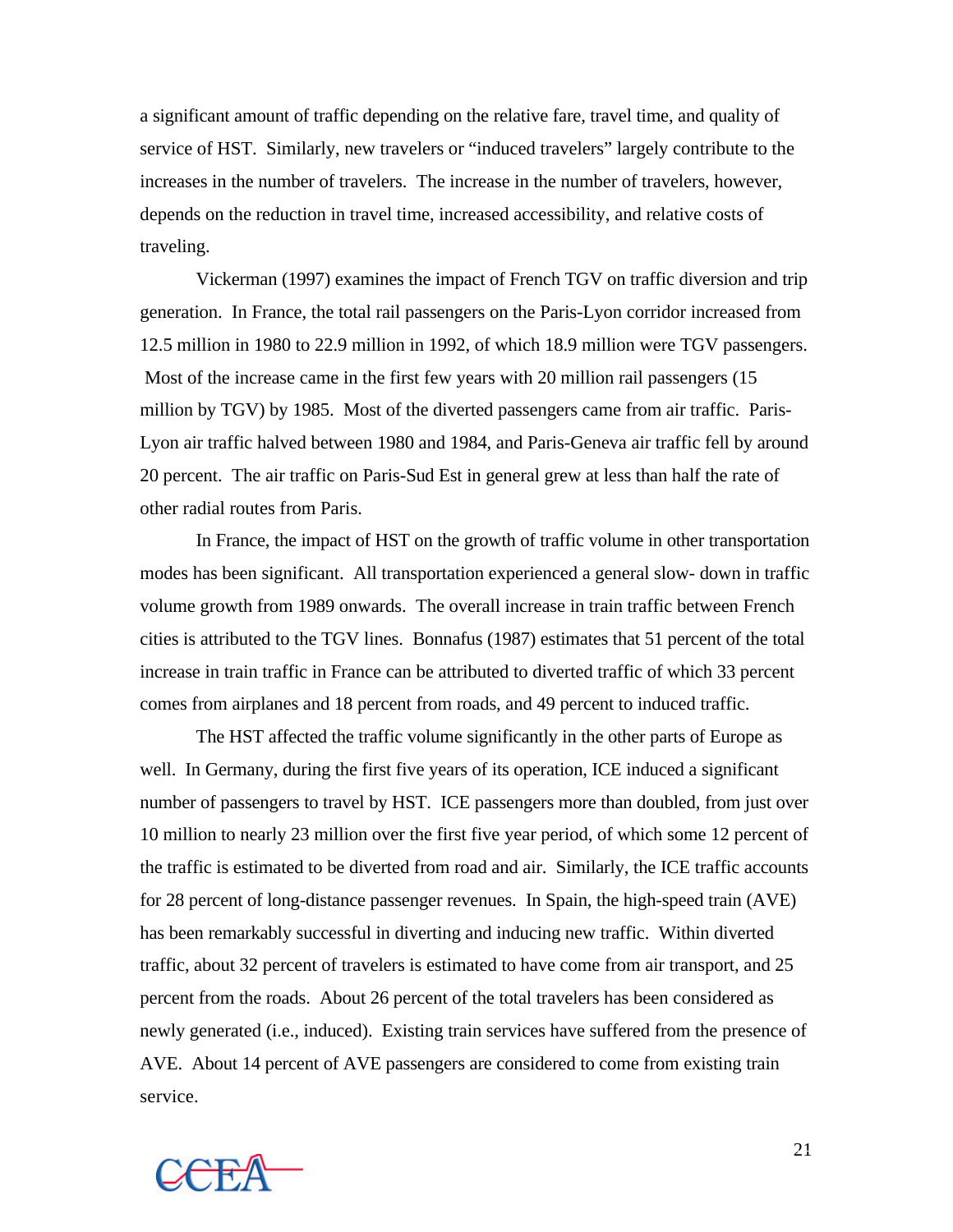a significant amount of traffic depending on the relative fare, travel time, and quality of service of HST. Similarly, new travelers or "induced travelers" largely contribute to the increases in the number of travelers. The increase in the number of travelers, however, depends on the reduction in travel time, increased accessibility, and relative costs of traveling.

Vickerman (1997) examines the impact of French TGV on traffic diversion and trip generation. In France, the total rail passengers on the Paris-Lyon corridor increased from 12.5 million in 1980 to 22.9 million in 1992, of which 18.9 million were TGV passengers. Most of the increase came in the first few years with 20 million rail passengers (15 million by TGV) by 1985. Most of the diverted passengers came from air traffic. Paris-Lyon air traffic halved between 1980 and 1984, and Paris-Geneva air traffic fell by around 20 percent. The air traffic on Paris-Sud Est in general grew at less than half the rate of other radial routes from Paris.

In France, the impact of HST on the growth of traffic volume in other transportation modes has been significant. All transportation experienced a general slow- down in traffic volume growth from 1989 onwards. The overall increase in train traffic between French cities is attributed to the TGV lines. Bonnafus (1987) estimates that 51 percent of the total increase in train traffic in France can be attributed to diverted traffic of which 33 percent comes from airplanes and 18 percent from roads, and 49 percent to induced traffic.

The HST affected the traffic volume significantly in the other parts of Europe as well. In Germany, during the first five years of its operation, ICE induced a significant number of passengers to travel by HST. ICE passengers more than doubled, from just over 10 million to nearly 23 million over the first five year period, of which some 12 percent of the traffic is estimated to be diverted from road and air. Similarly, the ICE traffic accounts for 28 percent of long-distance passenger revenues. In Spain, the high-speed train (AVE) has been remarkably successful in diverting and inducing new traffic. Within diverted traffic, about 32 percent of travelers is estimated to have come from air transport, and 25 percent from the roads. About 26 percent of the total travelers has been considered as newly generated (i.e., induced). Existing train services have suffered from the presence of AVE. About 14 percent of AVE passengers are considered to come from existing train service.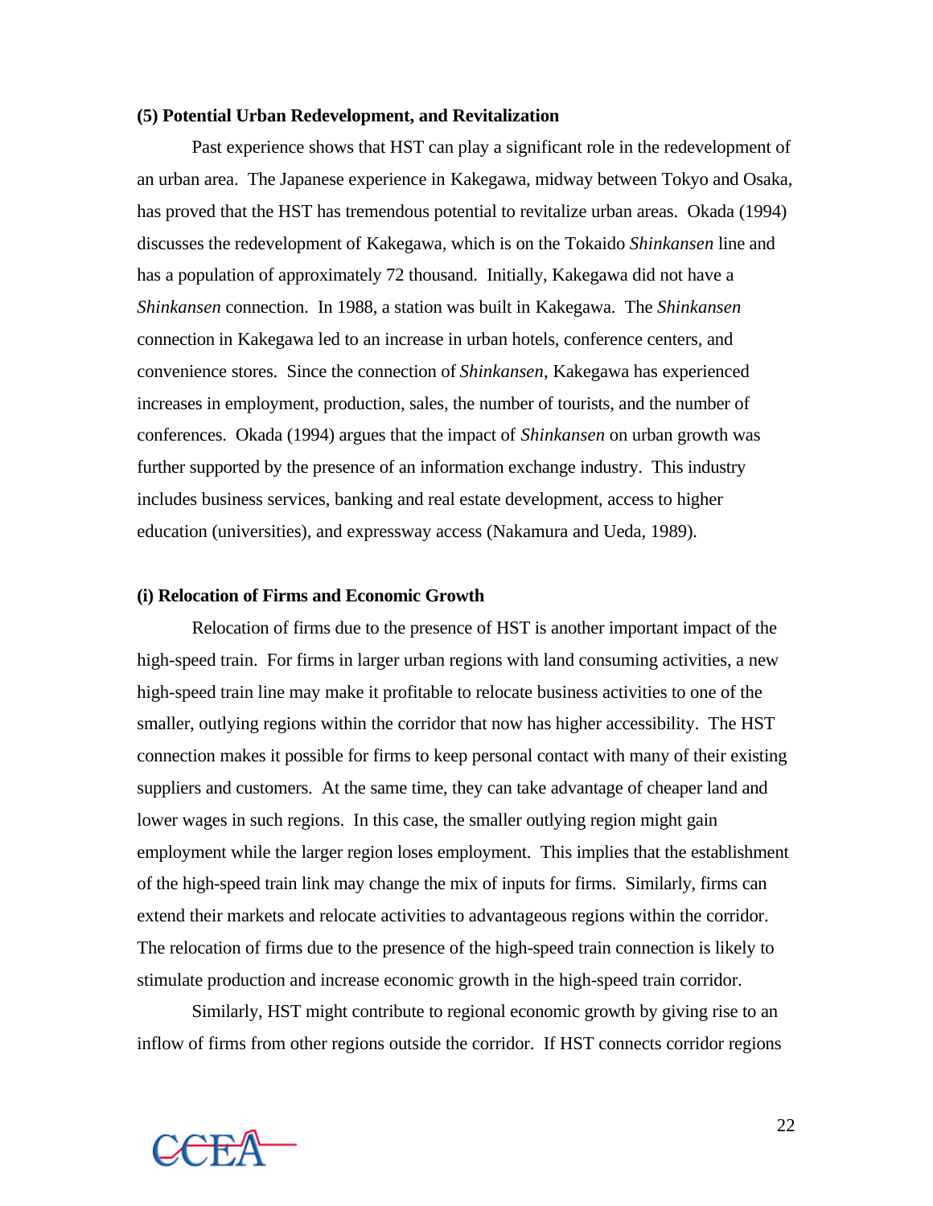**(5) Potential Urban Redevelopment, and Revitalization**

Past experience shows that HST can play a significant role in the redevelopment of an urban area. The Japanese experience in Kakegawa, midway between Tokyo and Osaka, has proved that the HST has tremendous potential to revitalize urban areas. Okada (1994) discusses the redevelopment of Kakegawa, which is on the Tokaido *Shinkansen* line and has a population of approximately 72 thousand. Initially, Kakegawa did not have a *Shinkansen* connection. In 1988, a station was built in Kakegawa. The *Shinkansen* connection in Kakegawa led to an increase in urban hotels, conference centers, and convenience stores. Since the connection of *Shinkansen*, Kakegawa has experienced increases in employment, production, sales, the number of tourists, and the number of conferences. Okada (1994) argues that the impact of *Shinkansen* on urban growth was further supported by the presence of an information exchange industry. This industry includes business services, banking and real estate development, access to higher education (universities), and expressway access (Nakamura and Ueda, 1989).

**(i) Relocation of Firms and Economic Growth**

Relocation of firms due to the presence of HST is another important impact of the high-speed train. For firms in larger urban regions with land consuming activities, a new high-speed train line may make it profitable to relocate business activities to one of the smaller, outlying regions within the corridor that now has higher accessibility. The HST connection makes it possible for firms to keep personal contact with many of their existing suppliers and customers. At the same time, they can take advantage of cheaper land and lower wages in such regions. In this case, the smaller outlying region might gain employment while the larger region loses employment. This implies that the establishment of the high-speed train link may change the mix of inputs for firms. Similarly, firms can extend their markets and relocate activities to advantageous regions within the corridor. The relocation of firms due to the presence of the high-speed train connection is likely to stimulate production and increase economic growth in the high-speed train corridor.

Similarly, HST might contribute to regional economic growth by giving rise to an inflow of firms from other regions outside the corridor. If HST connects corridor regions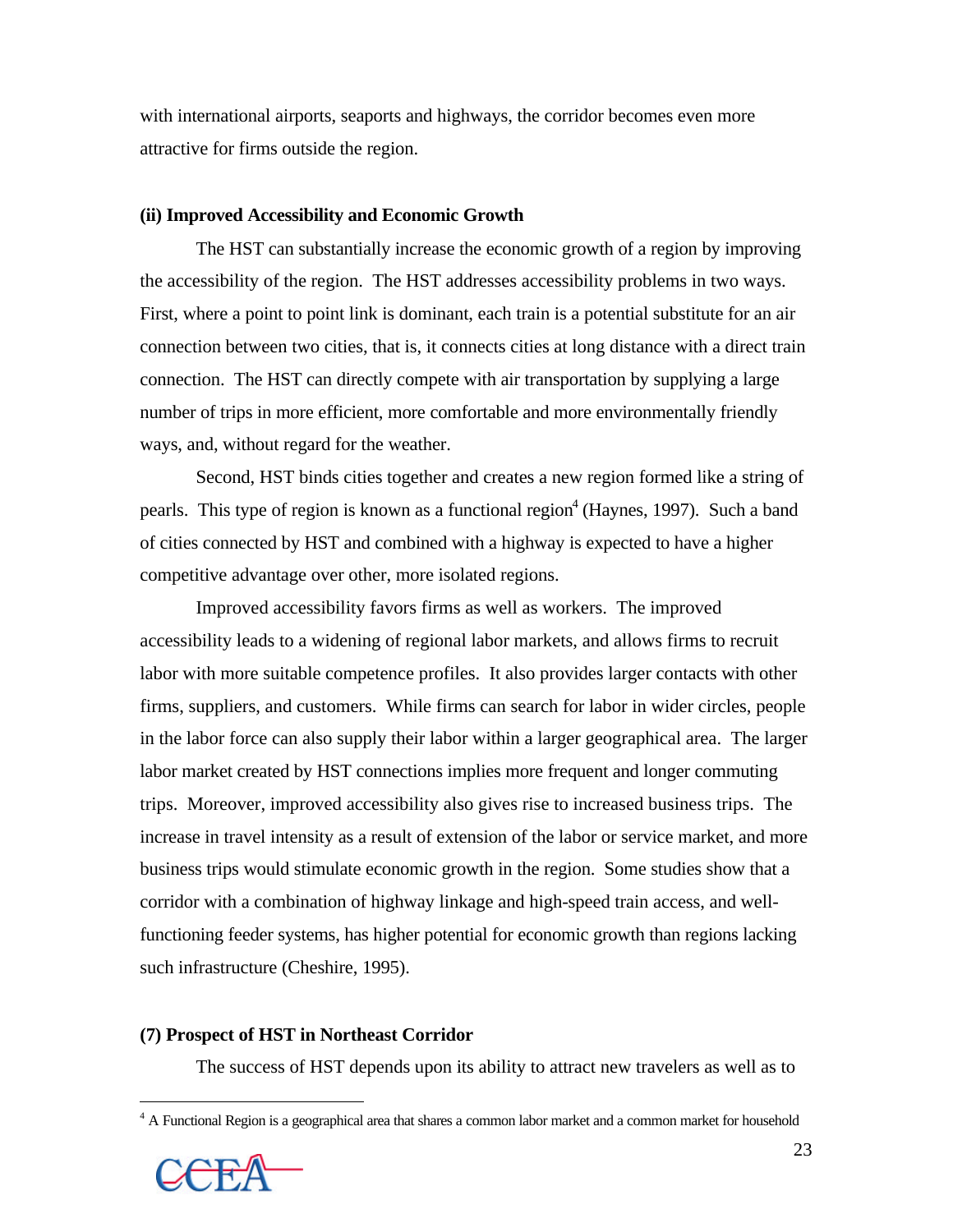with international airports, seaports and highways, the corridor becomes even more attractive for firms outside the region.

**(ii) Improved Accessibility and Economic Growth**

The HST can substantially increase the economic growth of a region by improving the accessibility of the region. The HST addresses accessibility problems in two ways. First, where a point to point link is dominant, each train is a potential substitute for an air connection between two cities, that is, it connects cities at long distance with a direct train connection. The HST can directly compete with air transportation by supplying a large number of trips in more efficient, more comfortable and more environmentally friendly ways, and, without regard for the weather.

Second, HST binds cities together and creates a new region formed like a string of pearls. This type of region is known as a functional region[4] (Haynes, 1997). Such a band of cities connected by HST and combined with a highway is expected to have a higher competitive advantage over other, more isolated regions.

Improved accessibility favors firms as well as workers. The improved accessibility leads to a widening of regional labor markets, and allows firms to recruit labor with more suitable competence profiles. It also provides larger contacts with other firms, suppliers, and customers. While firms can search for labor in wider circles, people in the labor force can also supply their labor within a larger geographical area. The larger labor market created by HST connections implies more frequent and longer commuting trips. Moreover, improved accessibility also gives rise to increased business trips. The increase in travel intensity as a result of extension of the labor or service market, and more business trips would stimulate economic growth in the region. Some studies show that a corridor with a combination of highway linkage and high-speed train access, and well-functioning feeder systems, has higher potential for economic growth than regions lacking such infrastructure (Cheshire, 1995).

**(7) Prospect of HST in Northeast Corridor**

The success of HST depends upon its ability to attract new travelers as well as to

---

[4] A Functional Region is a geographical area that shares a common labor market and a common market for household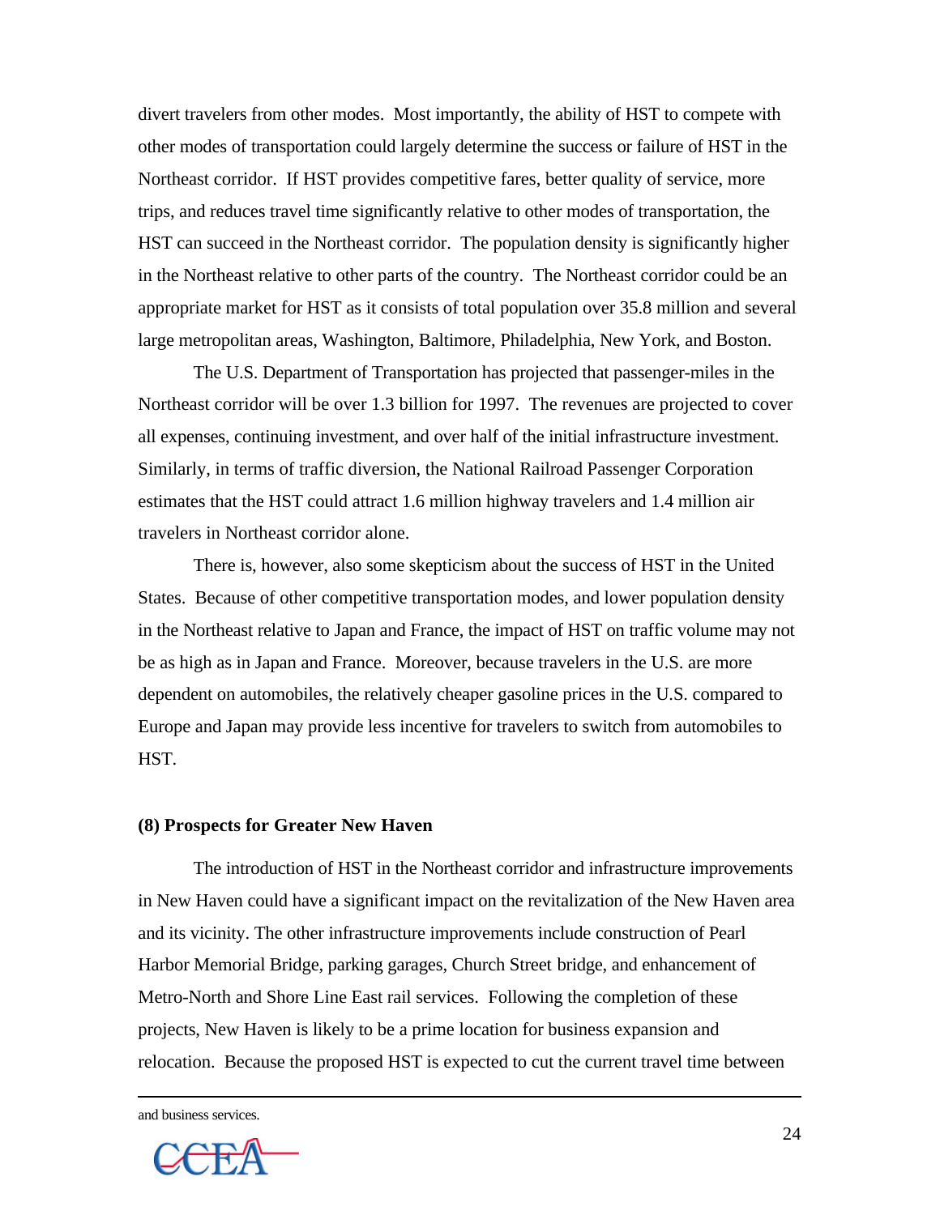divert travelers from other modes. Most importantly, the ability of HST to compete with other modes of transportation could largely determine the success or failure of HST in the Northeast corridor. If HST provides competitive fares, better quality of service, more trips, and reduces travel time significantly relative to other modes of transportation, the HST can succeed in the Northeast corridor. The population density is significantly higher in the Northeast relative to other parts of the country. The Northeast corridor could be an appropriate market for HST as it consists of total population over 35.8 million and several large metropolitan areas, Washington, Baltimore, Philadelphia, New York, and Boston.

The U.S. Department of Transportation has projected that passenger-miles in the Northeast corridor will be over 1.3 billion for 1997. The revenues are projected to cover all expenses, continuing investment, and over half of the initial infrastructure investment. Similarly, in terms of traffic diversion, the National Railroad Passenger Corporation estimates that the HST could attract 1.6 million highway travelers and 1.4 million air travelers in Northeast corridor alone.

There is, however, also some skepticism about the success of HST in the United States. Because of other competitive transportation modes, and lower population density in the Northeast relative to Japan and France, the impact of HST on traffic volume may not be as high as in Japan and France. Moreover, because travelers in the U.S. are more dependent on automobiles, the relatively cheaper gasoline prices in the U.S. compared to Europe and Japan may provide less incentive for travelers to switch from automobiles to HST.

**(8) Prospects for Greater New Haven**

The introduction of HST in the Northeast corridor and infrastructure improvements in New Haven could have a significant impact on the revitalization of the New Haven area and its vicinity. The other infrastructure improvements include construction of Pearl Harbor Memorial Bridge, parking garages, Church Street bridge, and enhancement of Metro-North and Shore Line East rail services. Following the completion of these projects, New Haven is likely to be a prime location for business expansion and relocation. Because the proposed HST is expected to cut the current travel time between

---

and business services.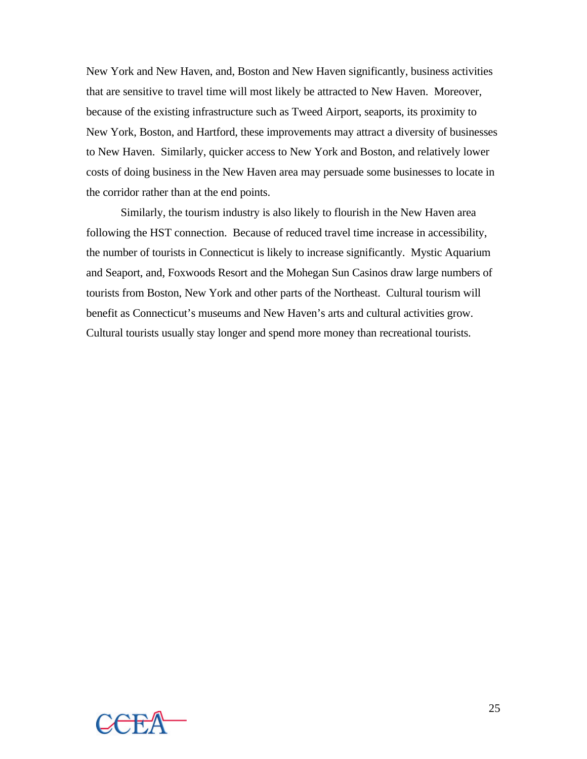New York and New Haven, and, Boston and New Haven significantly, business activities that are sensitive to travel time will most likely be attracted to New Haven. Moreover, because of the existing infrastructure such as Tweed Airport, seaports, its proximity to New York, Boston, and Hartford, these improvements may attract a diversity of businesses to New Haven. Similarly, quicker access to New York and Boston, and relatively lower costs of doing business in the New Haven area may persuade some businesses to locate in the corridor rather than at the end points.

Similarly, the tourism industry is also likely to flourish in the New Haven area following the HST connection. Because of reduced travel time increase in accessibility, the number of tourists in Connecticut is likely to increase significantly. Mystic Aquarium and Seaport, and, Foxwoods Resort and the Mohegan Sun Casinos draw large numbers of tourists from Boston, New York and other parts of the Northeast. Cultural tourism will benefit as Connecticut's museums and New Haven's arts and cultural activities grow. Cultural tourists usually stay longer and spend more money than recreational tourists.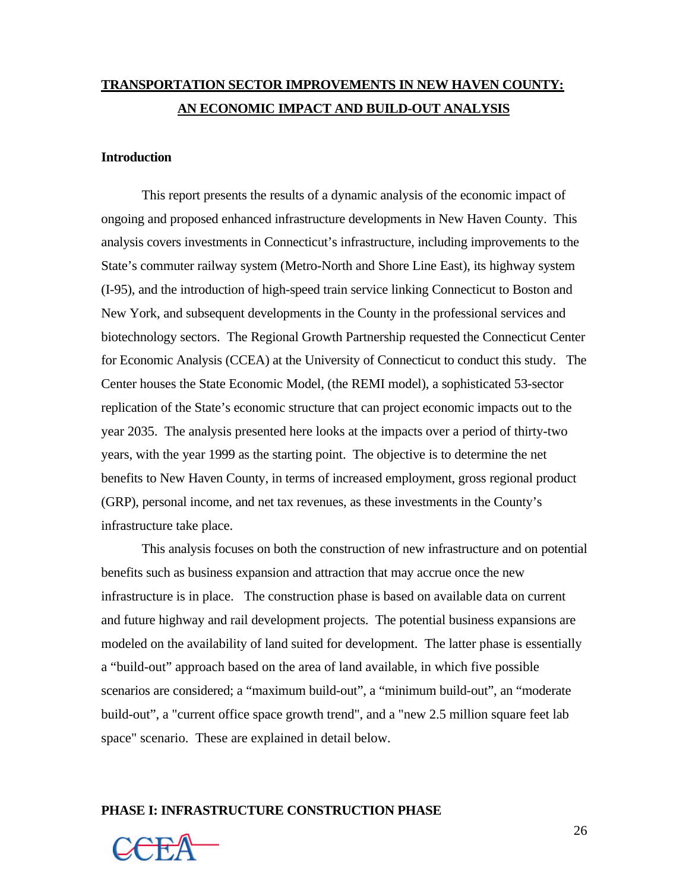# TRANSPORTATION SECTOR IMPROVEMENTS IN NEW HAVEN COUNTY: AN ECONOMIC IMPACT AND BUILD-OUT ANALYSIS

## Introduction

This report presents the results of a dynamic analysis of the economic impact of ongoing and proposed enhanced infrastructure developments in New Haven County. This analysis covers investments in Connecticut's infrastructure, including improvements to the State's commuter railway system (Metro-North and Shore Line East), its highway system (I-95), and the introduction of high-speed train service linking Connecticut to Boston and New York, and subsequent developments in the County in the professional services and biotechnology sectors. The Regional Growth Partnership requested the Connecticut Center for Economic Analysis (CCEA) at the University of Connecticut to conduct this study. The Center houses the State Economic Model, (the REMI model), a sophisticated 53-sector replication of the State's economic structure that can project economic impacts out to the year 2035. The analysis presented here looks at the impacts over a period of thirty-two years, with the year 1999 as the starting point. The objective is to determine the net benefits to New Haven County, in terms of increased employment, gross regional product (GRP), personal income, and net tax revenues, as these investments in the County's infrastructure take place.

This analysis focuses on both the construction of new infrastructure and on potential benefits such as business expansion and attraction that may accrue once the new infrastructure is in place. The construction phase is based on available data on current and future highway and rail development projects. The potential business expansions are modeled on the availability of land suited for development. The latter phase is essentially a "build-out" approach based on the area of land available, in which five possible scenarios are considered; a "maximum build-out", a "minimum build-out", an "moderate build-out", a "current office space growth trend", and a "new 2.5 million square feet lab space" scenario. These are explained in detail below.

## PHASE I: INFRASTRUCTURE CONSTRUCTION PHASE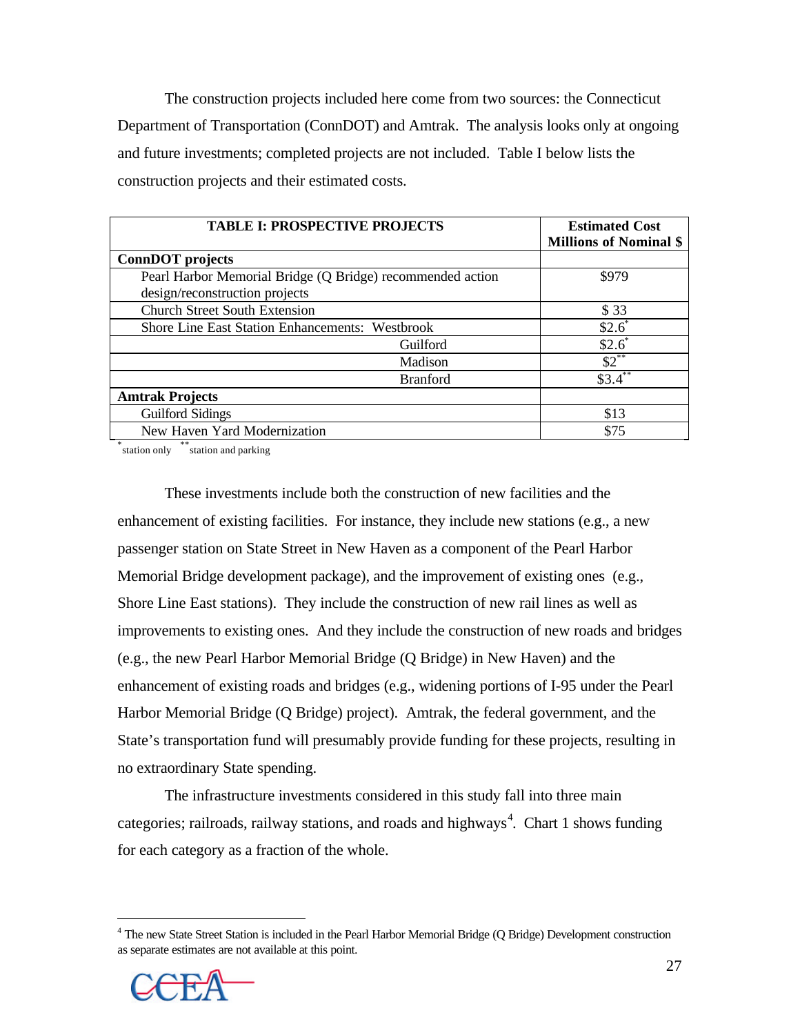The construction projects included here come from two sources: the Connecticut Department of Transportation (ConnDOT) and Amtrak. The analysis looks only at ongoing and future investments; completed projects are not included. Table I below lists the construction projects and their estimated costs.

| TABLE I: PROSPECTIVE PROJECTS | Estimated Cost Millions of Nominal $ |
|---|---|
| **ConnDOT projects** | |
| Pearl Harbor Memorial Bridge (Q Bridge) recommended action design/reconstruction projects | $979 |
| Church Street South Extension | $ 33 |
| Shore Line East Station Enhancements: Westbrook | $2.6* |
| Guilford | $2.6* |
| Madison | $2** |
| Branford | $3.4** |
| **Amtrak Projects** | |
| Guilford Sidings | $13 |
| New Haven Yard Modernization | $75 |

\* station only  \*\* station and parking

These investments include both the construction of new facilities and the enhancement of existing facilities. For instance, they include new stations (e.g., a new passenger station on State Street in New Haven as a component of the Pearl Harbor Memorial Bridge development package), and the improvement of existing ones (e.g., Shore Line East stations). They include the construction of new rail lines as well as improvements to existing ones. And they include the construction of new roads and bridges (e.g., the new Pearl Harbor Memorial Bridge (Q Bridge) in New Haven) and the enhancement of existing roads and bridges (e.g., widening portions of I-95 under the Pearl Harbor Memorial Bridge (Q Bridge) project). Amtrak, the federal government, and the State's transportation fund will presumably provide funding for these projects, resulting in no extraordinary State spending.

The infrastructure investments considered in this study fall into three main categories; railroads, railway stations, and roads and highways[4]. Chart 1 shows funding for each category as a fraction of the whole.

[4] The new State Street Station is included in the Pearl Harbor Memorial Bridge (Q Bridge) Development construction as separate estimates are not available at this point.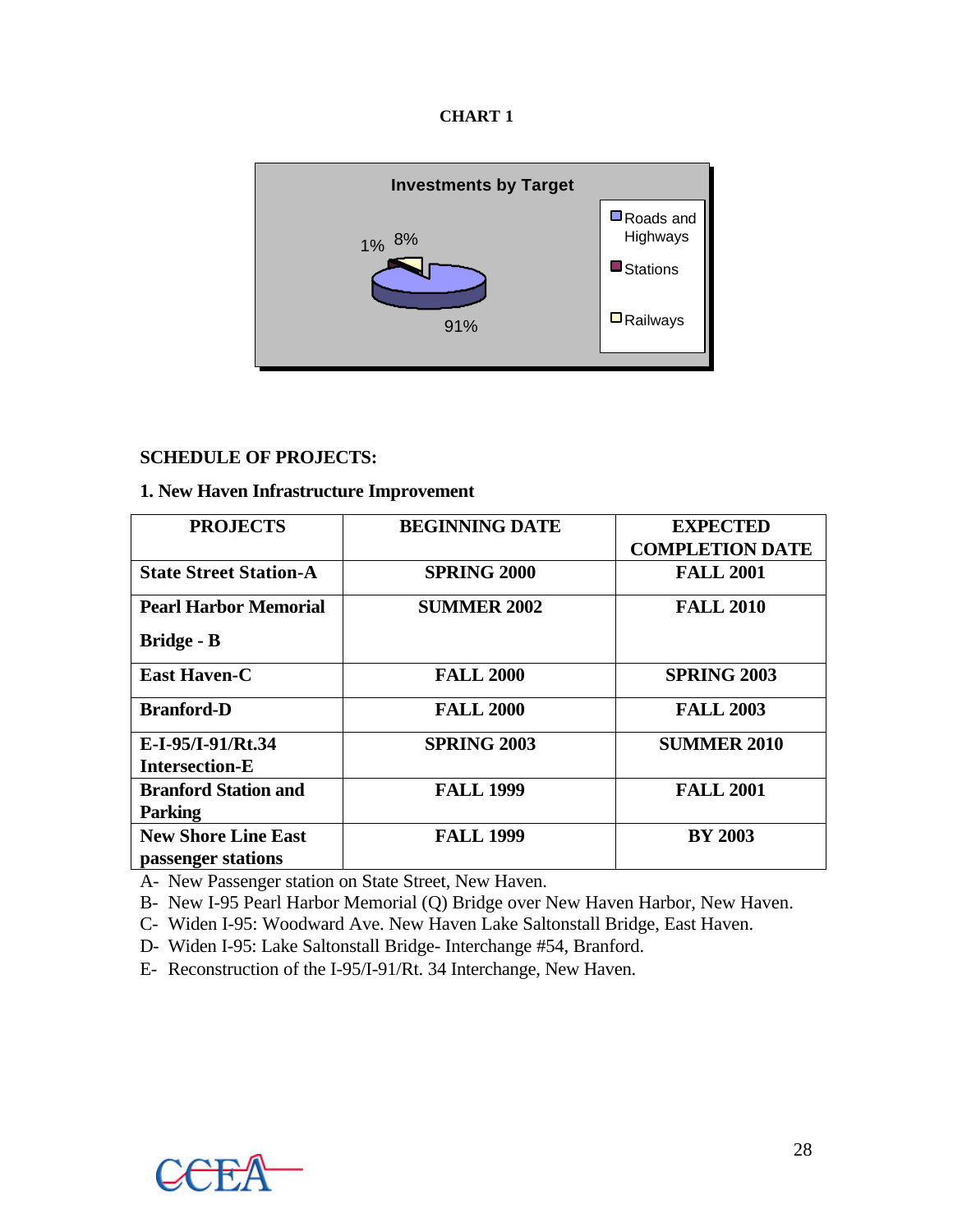**CHART 1**

**Investments by Target**

- Roads and Highways: 91%
- Stations: 1%
- Railways: 8%

**SCHEDULE OF PROJECTS:**

**1. New Haven Infrastructure Improvement**

| PROJECTS | BEGINNING DATE | EXPECTED COMPLETION DATE |
|---|---|---|
| **State Street Station-A** | **SPRING 2000** | **FALL 2001** |
| **Pearl Harbor Memorial Bridge - B** | **SUMMER 2002** | **FALL 2010** |
| **East Haven-C** | **FALL 2000** | **SPRING 2003** |
| **Branford-D** | **FALL 2000** | **FALL 2003** |
| **E-I-95/I-91/Rt.34 Intersection-E** | **SPRING 2003** | **SUMMER 2010** |
| **Branford Station and Parking** | **FALL 1999** | **FALL 2001** |
| **New Shore Line East passenger stations** | **FALL 1999** | **BY 2003** |

A- New Passenger station on State Street, New Haven.
B- New I-95 Pearl Harbor Memorial (Q) Bridge over New Haven Harbor, New Haven.
C- Widen I-95: Woodward Ave. New Haven Lake Saltonstall Bridge, East Haven.
D- Widen I-95: Lake Saltonstall Bridge- Interchange #54, Branford.
E- Reconstruction of the I-95/I-91/Rt. 34 Interchange, New Haven.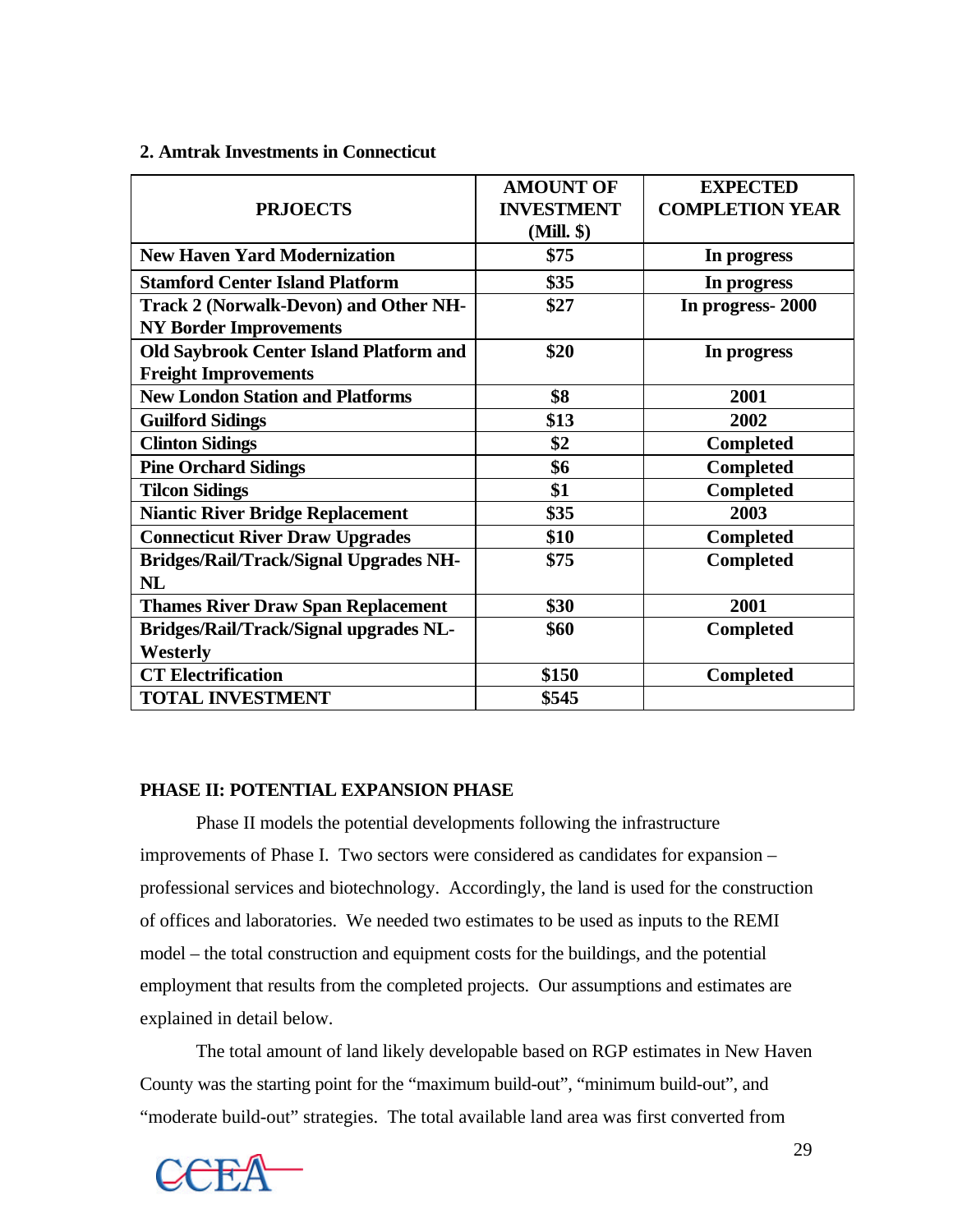**2. Amtrak Investments in Connecticut**

| PRJOECTS | AMOUNT OF INVESTMENT (Mill. $) | EXPECTED COMPLETION YEAR |
|---|---|---|
| New Haven Yard Modernization | $75 | In progress |
| Stamford Center Island Platform | $35 | In progress |
| Track 2 (Norwalk-Devon) and Other NH-NY Border Improvements | $27 | In progress- 2000 |
| Old Saybrook Center Island Platform and Freight Improvements | $20 | In progress |
| New London Station and Platforms | $8 | 2001 |
| Guilford Sidings | $13 | 2002 |
| Clinton Sidings | $2 | Completed |
| Pine Orchard Sidings | $6 | Completed |
| Tilcon Sidings | $1 | Completed |
| Niantic River Bridge Replacement | $35 | 2003 |
| Connecticut River Draw Upgrades | $10 | Completed |
| Bridges/Rail/Track/Signal Upgrades NH-NL | $75 | Completed |
| Thames River Draw Span Replacement | $30 | 2001 |
| Bridges/Rail/Track/Signal upgrades NL-Westerly | $60 | Completed |
| CT Electrification | $150 | Completed |
| TOTAL INVESTMENT | $545 | |

**PHASE II: POTENTIAL EXPANSION PHASE**

Phase II models the potential developments following the infrastructure improvements of Phase I. Two sectors were considered as candidates for expansion – professional services and biotechnology. Accordingly, the land is used for the construction of offices and laboratories. We needed two estimates to be used as inputs to the REMI model – the total construction and equipment costs for the buildings, and the potential employment that results from the completed projects. Our assumptions and estimates are explained in detail below.

The total amount of land likely developable based on RGP estimates in New Haven County was the starting point for the "maximum build-out", "minimum build-out", and "moderate build-out" strategies. The total available land area was first converted from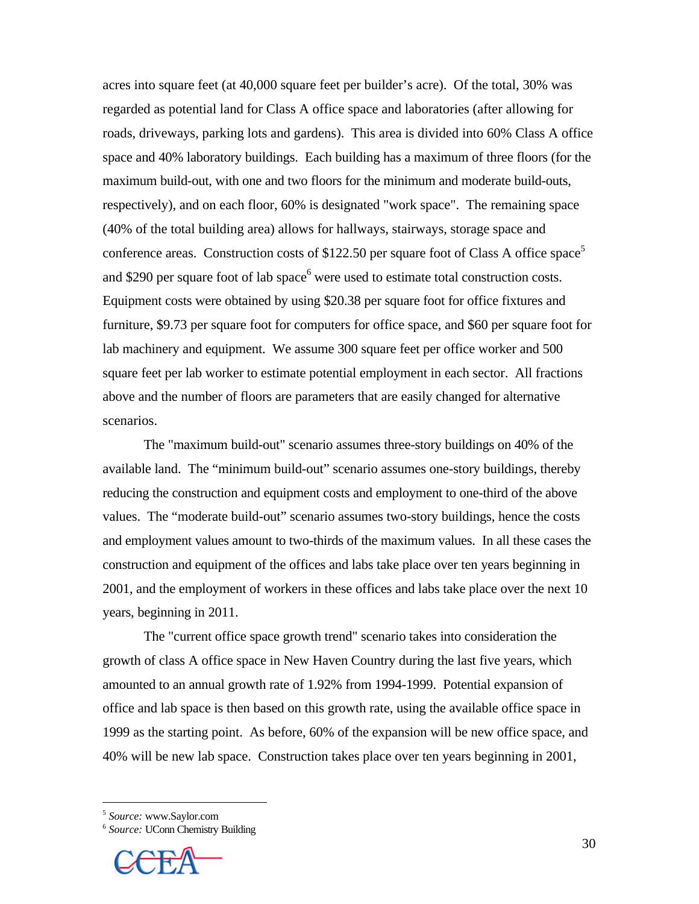acres into square feet (at 40,000 square feet per builder's acre). Of the total, 30% was regarded as potential land for Class A office space and laboratories (after allowing for roads, driveways, parking lots and gardens). This area is divided into 60% Class A office space and 40% laboratory buildings. Each building has a maximum of three floors (for the maximum build-out, with one and two floors for the minimum and moderate build-outs, respectively), and on each floor, 60% is designated "work space". The remaining space (40% of the total building area) allows for hallways, stairways, storage space and conference areas. Construction costs of $122.50 per square foot of Class A office space[5] and $290 per square foot of lab space[6] were used to estimate total construction costs. Equipment costs were obtained by using $20.38 per square foot for office fixtures and furniture, $9.73 per square foot for computers for office space, and $60 per square foot for lab machinery and equipment. We assume 300 square feet per office worker and 500 square feet per lab worker to estimate potential employment in each sector. All fractions above and the number of floors are parameters that are easily changed for alternative scenarios.

The "maximum build-out" scenario assumes three-story buildings on 40% of the available land. The "minimum build-out" scenario assumes one-story buildings, thereby reducing the construction and equipment costs and employment to one-third of the above values. The "moderate build-out" scenario assumes two-story buildings, hence the costs and employment values amount to two-thirds of the maximum values. In all these cases the construction and equipment of the offices and labs take place over ten years beginning in 2001, and the employment of workers in these offices and labs take place over the next 10 years, beginning in 2011.

The "current office space growth trend" scenario takes into consideration the growth of class A office space in New Haven Country during the last five years, which amounted to an annual growth rate of 1.92% from 1994-1999. Potential expansion of office and lab space is then based on this growth rate, using the available office space in 1999 as the starting point. As before, 60% of the expansion will be new office space, and 40% will be new lab space. Construction takes place over ten years beginning in 2001,

---

[5] *Source:* www.Saylor.com

[6] *Source:* UConn Chemistry Building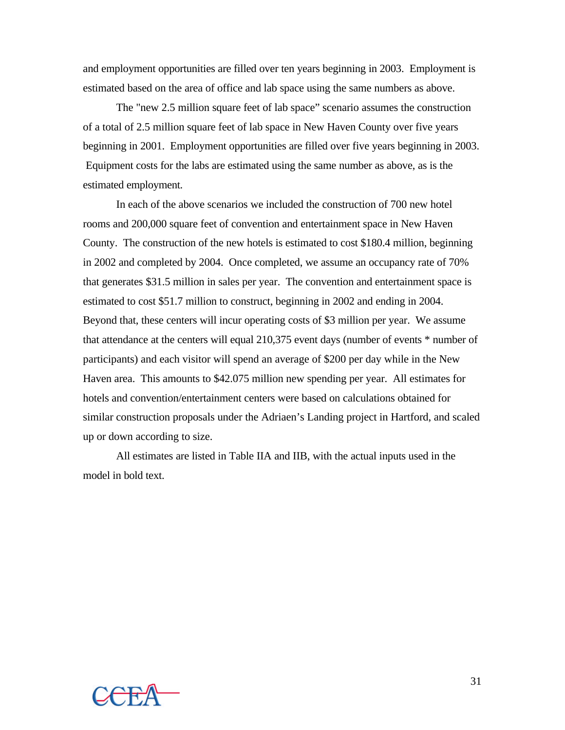and employment opportunities are filled over ten years beginning in 2003. Employment is estimated based on the area of office and lab space using the same numbers as above.

The "new 2.5 million square feet of lab space" scenario assumes the construction of a total of 2.5 million square feet of lab space in New Haven County over five years beginning in 2001. Employment opportunities are filled over five years beginning in 2003. Equipment costs for the labs are estimated using the same number as above, as is the estimated employment.

In each of the above scenarios we included the construction of 700 new hotel rooms and 200,000 square feet of convention and entertainment space in New Haven County. The construction of the new hotels is estimated to cost $180.4 million, beginning in 2002 and completed by 2004. Once completed, we assume an occupancy rate of 70% that generates $31.5 million in sales per year. The convention and entertainment space is estimated to cost $51.7 million to construct, beginning in 2002 and ending in 2004. Beyond that, these centers will incur operating costs of $3 million per year. We assume that attendance at the centers will equal 210,375 event days (number of events * number of participants) and each visitor will spend an average of $200 per day while in the New Haven area. This amounts to $42.075 million new spending per year. All estimates for hotels and convention/entertainment centers were based on calculations obtained for similar construction proposals under the Adriaen's Landing project in Hartford, and scaled up or down according to size.

All estimates are listed in Table IIA and IIB, with the actual inputs used in the model in bold text.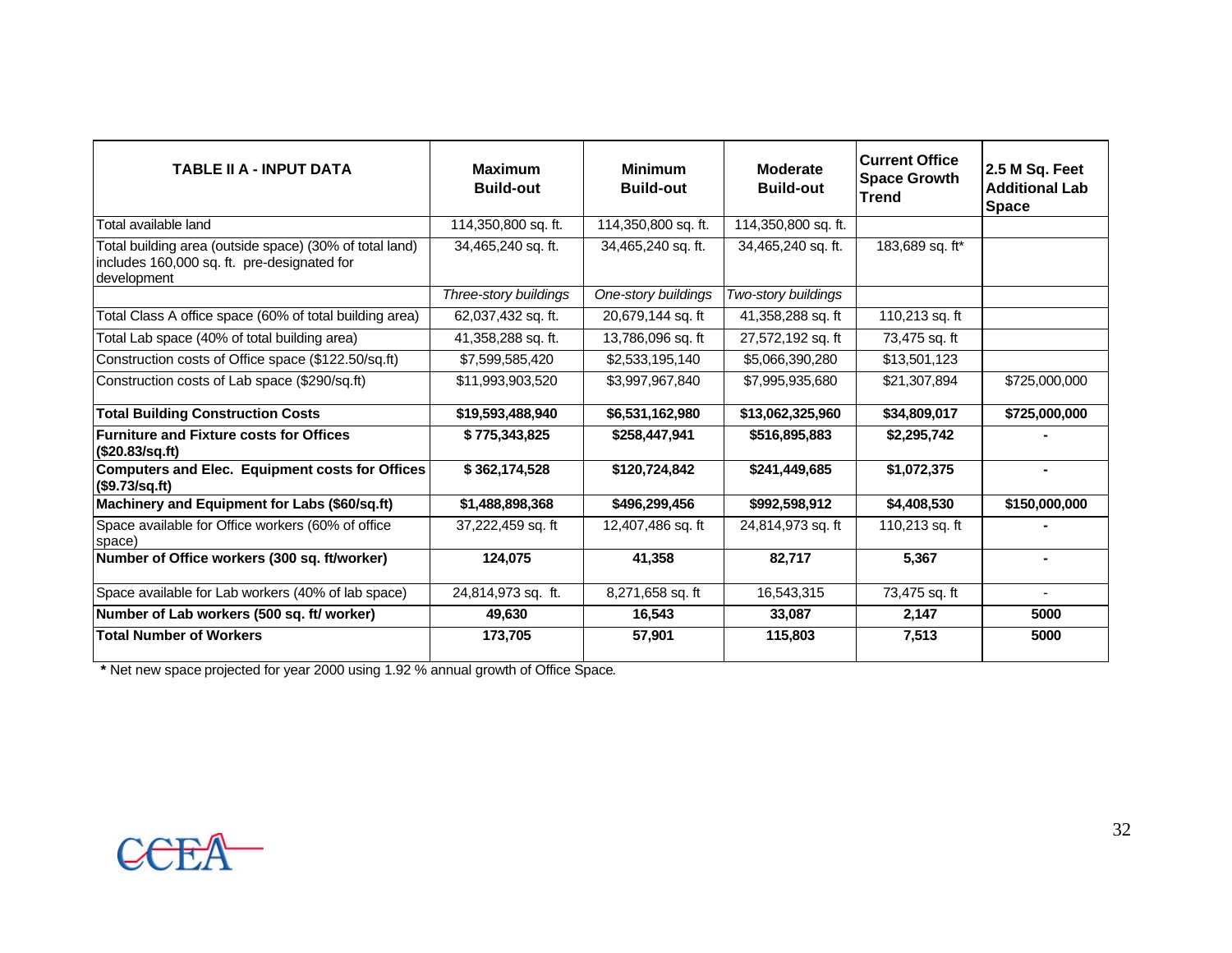| **TABLE II A - INPUT DATA** | **Maximum Build-out** | **Minimum Build-out** | **Moderate Build-out** | **Current Office Space Growth Trend** | **2.5 M Sq. Feet Additional Lab Space** |
|---|---|---|---|---|---|
| Total available land | 114,350,800 sq. ft. | 114,350,800 sq. ft. | 114,350,800 sq. ft. | | |
| Total building area (outside space) (30% of total land) includes 160,000 sq. ft. pre-designated for development | 34,465,240 sq. ft. | 34,465,240 sq. ft. | 34,465,240 sq. ft. | 183,689 sq. ft* | |
| | *Three-story buildings* | *One-story buildings* | *Two-story buildings* | | |
| Total Class A office space (60% of total building area) | 62,037,432 sq. ft. | 20,679,144 sq. ft | 41,358,288 sq. ft | 110,213 sq. ft | |
| Total Lab space (40% of total building area) | 41,358,288 sq. ft. | 13,786,096 sq. ft | 27,572,192 sq. ft | 73,475 sq. ft | |
| Construction costs of Office space ($122.50/sq.ft) | $7,599,585,420 | $2,533,195,140 | $5,066,390,280 | $13,501,123 | |
| Construction costs of Lab space ($290/sq.ft) | $11,993,903,520 | $3,997,967,840 | $7,995,935,680 | $21,307,894 | $725,000,000 |
| **Total Building Construction Costs** | **$19,593,488,940** | **$6,531,162,980** | **$13,062,325,960** | **$34,809,017** | **$725,000,000** |
| **Furniture and Fixture costs for Offices ($20.83/sq.ft)** | **$ 775,343,825** | **$258,447,941** | **$516,895,883** | **$2,295,742** | **-** |
| **Computers and Elec. Equipment costs for Offices ($9.73/sq.ft)** | **$ 362,174,528** | **$120,724,842** | **$241,449,685** | **$1,072,375** | **-** |
| **Machinery and Equipment for Labs ($60/sq.ft)** | **$1,488,898,368** | **$496,299,456** | **$992,598,912** | **$4,408,530** | **$150,000,000** |
| Space available for Office workers (60% of office space) | 37,222,459 sq. ft | 12,407,486 sq. ft | 24,814,973 sq. ft | 110,213 sq. ft | **-** |
| **Number of Office workers (300 sq. ft/worker)** | **124,075** | **41,358** | **82,717** | **5,367** | **-** |
| Space available for Lab workers (40% of lab space) | 24,814,973 sq. ft. | 8,271,658 sq. ft | 16,543,315 | 73,475 sq. ft | - |
| **Number of Lab workers (500 sq. ft/ worker)** | **49,630** | **16,543** | **33,087** | **2,147** | **5000** |
| **Total Number of Workers** | **173,705** | **57,901** | **115,803** | **7,513** | **5000** |

**\*** Net new space projected for year 2000 using 1.92 % annual growth of Office Space.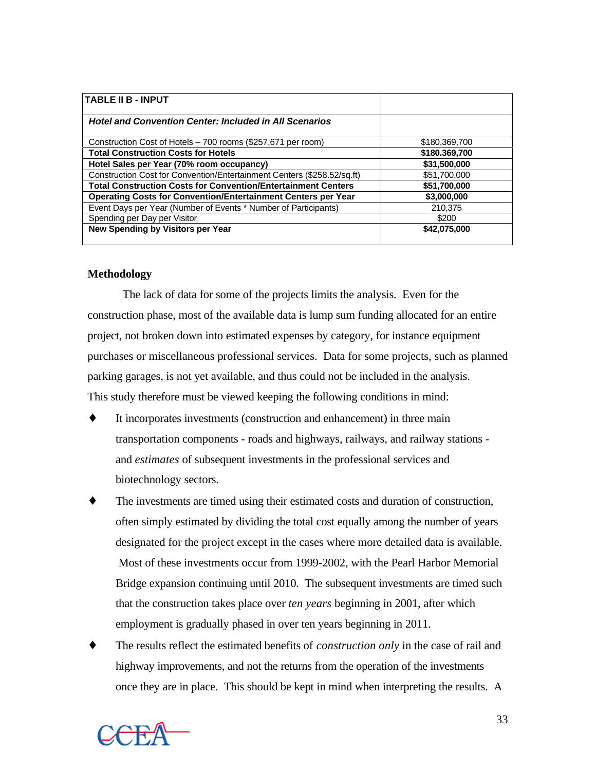| TABLE II B - INPUT | |
|---|---|
| ***Hotel and Convention Center: Included in All Scenarios*** | |
| Construction Cost of Hotels – 700 rooms ($257,671 per room) | $180,369,700 |
| **Total Construction Costs for Hotels** | **$180.369,700** |
| **Hotel Sales per Year (70% room occupancy)** | **$31,500,000** |
| Construction Cost for Convention/Entertainment Centers ($258.52/sq.ft) | $51,700,000 |
| **Total Construction Costs for Convention/Entertainment Centers** | **$51,700,000** |
| **Operating Costs for Convention/Entertainment Centers per Year** | **$3,000,000** |
| Event Days per Year (Number of Events * Number of Participants) | 210,375 |
| Spending per Day per Visitor | $200 |
| **New Spending by Visitors per Year** | **$42,075,000** |

### Methodology

The lack of data for some of the projects limits the analysis. Even for the construction phase, most of the available data is lump sum funding allocated for an entire project, not broken down into estimated expenses by category, for instance equipment purchases or miscellaneous professional services. Data for some projects, such as planned parking garages, is not yet available, and thus could not be included in the analysis. This study therefore must be viewed keeping the following conditions in mind:

- It incorporates investments (construction and enhancement) in three main transportation components - roads and highways, railways, and railway stations - and *estimates* of subsequent investments in the professional services and biotechnology sectors.
- The investments are timed using their estimated costs and duration of construction, often simply estimated by dividing the total cost equally among the number of years designated for the project except in the cases where more detailed data is available. Most of these investments occur from 1999-2002, with the Pearl Harbor Memorial Bridge expansion continuing until 2010. The subsequent investments are timed such that the construction takes place over *ten years* beginning in 2001, after which employment is gradually phased in over ten years beginning in 2011.
- The results reflect the estimated benefits of *construction only* in the case of rail and highway improvements, and not the returns from the operation of the investments once they are in place. This should be kept in mind when interpreting the results. A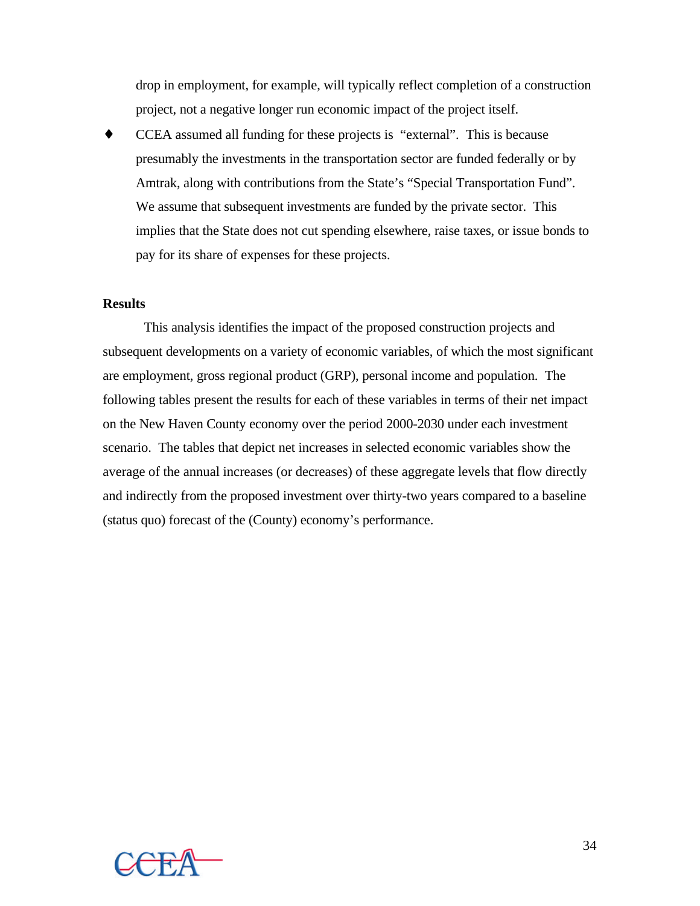drop in employment, for example, will typically reflect completion of a construction project, not a negative longer run economic impact of the project itself.

- CCEA assumed all funding for these projects is "external". This is because presumably the investments in the transportation sector are funded federally or by Amtrak, along with contributions from the State's "Special Transportation Fund". We assume that subsequent investments are funded by the private sector. This implies that the State does not cut spending elsewhere, raise taxes, or issue bonds to pay for its share of expenses for these projects.

**Results**

This analysis identifies the impact of the proposed construction projects and subsequent developments on a variety of economic variables, of which the most significant are employment, gross regional product (GRP), personal income and population. The following tables present the results for each of these variables in terms of their net impact on the New Haven County economy over the period 2000-2030 under each investment scenario. The tables that depict net increases in selected economic variables show the average of the annual increases (or decreases) of these aggregate levels that flow directly and indirectly from the proposed investment over thirty-two years compared to a baseline (status quo) forecast of the (County) economy's performance.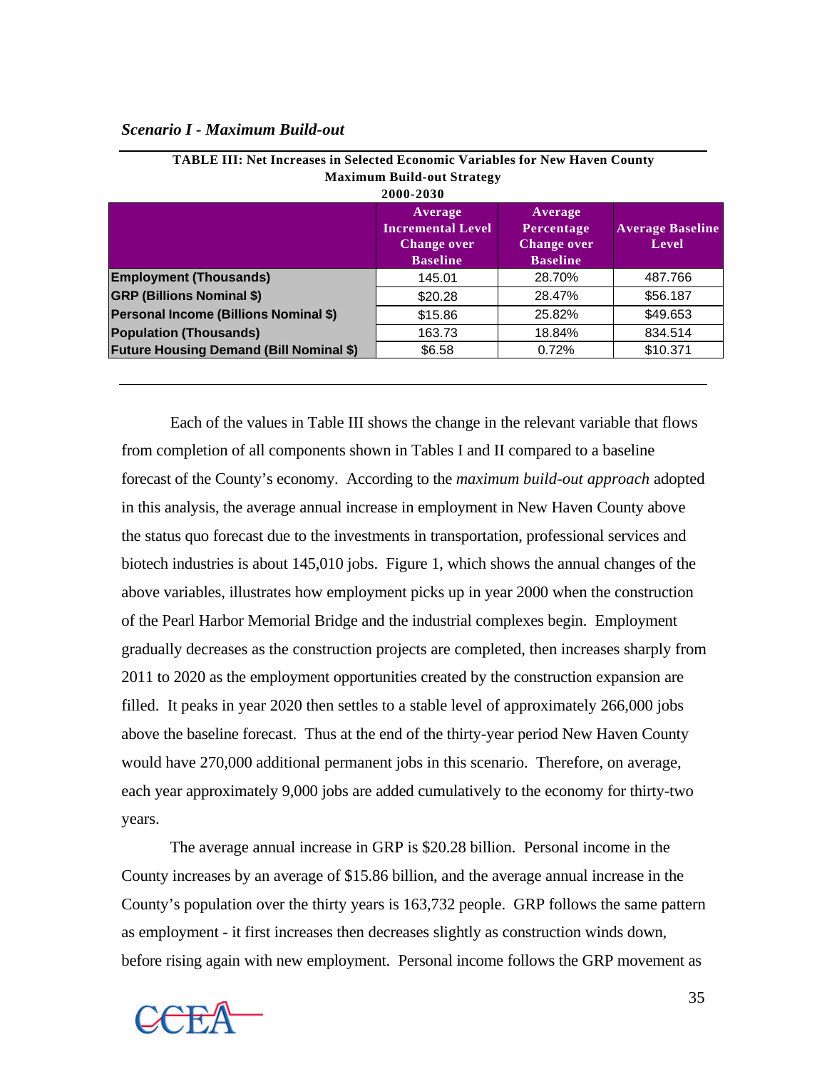*Scenario I - Maximum Build-out*

**TABLE III: Net Increases in Selected Economic Variables for New Haven County**
**Maximum Build-out Strategy**
**2000-2030**

| | Average Incremental Level Change over Baseline | Average Percentage Change over Baseline | Average Baseline Level |
|---|---|---|---|
| **Employment (Thousands)** | 145.01 | 28.70% | 487.766 |
| **GRP (Billions Nominal $)** | $20.28 | 28.47% | $56.187 |
| **Personal Income (Billions Nominal $)** | $15.86 | 25.82% | $49.653 |
| **Population (Thousands)** | 163.73 | 18.84% | 834.514 |
| **Future Housing Demand (Bill Nominal $)** | $6.58 | 0.72% | $10.371 |

Each of the values in Table III shows the change in the relevant variable that flows from completion of all components shown in Tables I and II compared to a baseline forecast of the County's economy. According to the *maximum build-out approach* adopted in this analysis, the average annual increase in employment in New Haven County above the status quo forecast due to the investments in transportation, professional services and biotech industries is about 145,010 jobs. Figure 1, which shows the annual changes of the above variables, illustrates how employment picks up in year 2000 when the construction of the Pearl Harbor Memorial Bridge and the industrial complexes begin. Employment gradually decreases as the construction projects are completed, then increases sharply from 2011 to 2020 as the employment opportunities created by the construction expansion are filled. It peaks in year 2020 then settles to a stable level of approximately 266,000 jobs above the baseline forecast. Thus at the end of the thirty-year period New Haven County would have 270,000 additional permanent jobs in this scenario. Therefore, on average, each year approximately 9,000 jobs are added cumulatively to the economy for thirty-two years.

The average annual increase in GRP is $20.28 billion. Personal income in the County increases by an average of $15.86 billion, and the average annual increase in the County's population over the thirty years is 163,732 people. GRP follows the same pattern as employment - it first increases then decreases slightly as construction winds down, before rising again with new employment. Personal income follows the GRP movement as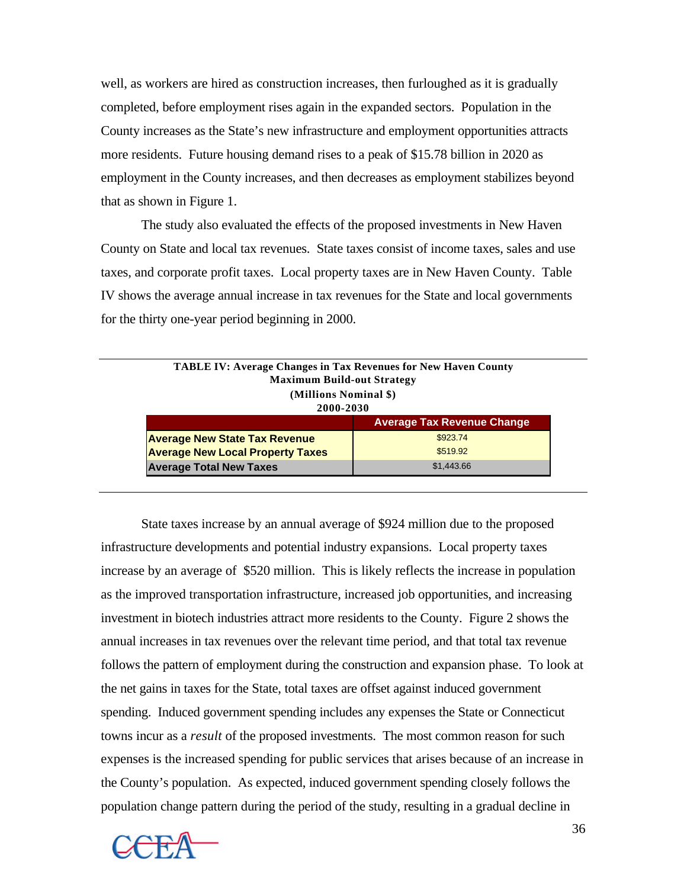well, as workers are hired as construction increases, then furloughed as it is gradually completed, before employment rises again in the expanded sectors. Population in the County increases as the State's new infrastructure and employment opportunities attracts more residents. Future housing demand rises to a peak of $15.78 billion in 2020 as employment in the County increases, and then decreases as employment stabilizes beyond that as shown in Figure 1.

The study also evaluated the effects of the proposed investments in New Haven County on State and local tax revenues. State taxes consist of income taxes, sales and use taxes, and corporate profit taxes. Local property taxes are in New Haven County. Table IV shows the average annual increase in tax revenues for the State and local governments for the thirty one-year period beginning in 2000.

**TABLE IV: Average Changes in Tax Revenues for New Haven County**
**Maximum Build-out Strategy**
**(Millions Nominal $)**
**2000-2030**

| | Average Tax Revenue Change |
|---|---|
| **Average New State Tax Revenue** | $923.74 |
| **Average New Local Property Taxes** | $519.92 |
| **Average Total New Taxes** | $1,443.66 |

State taxes increase by an annual average of $924 million due to the proposed infrastructure developments and potential industry expansions. Local property taxes increase by an average of $520 million. This is likely reflects the increase in population as the improved transportation infrastructure, increased job opportunities, and increasing investment in biotech industries attract more residents to the County. Figure 2 shows the annual increases in tax revenues over the relevant time period, and that total tax revenue follows the pattern of employment during the construction and expansion phase. To look at the net gains in taxes for the State, total taxes are offset against induced government spending. Induced government spending includes any expenses the State or Connecticut towns incur as a *result* of the proposed investments. The most common reason for such expenses is the increased spending for public services that arises because of an increase in the County's population. As expected, induced government spending closely follows the population change pattern during the period of the study, resulting in a gradual decline in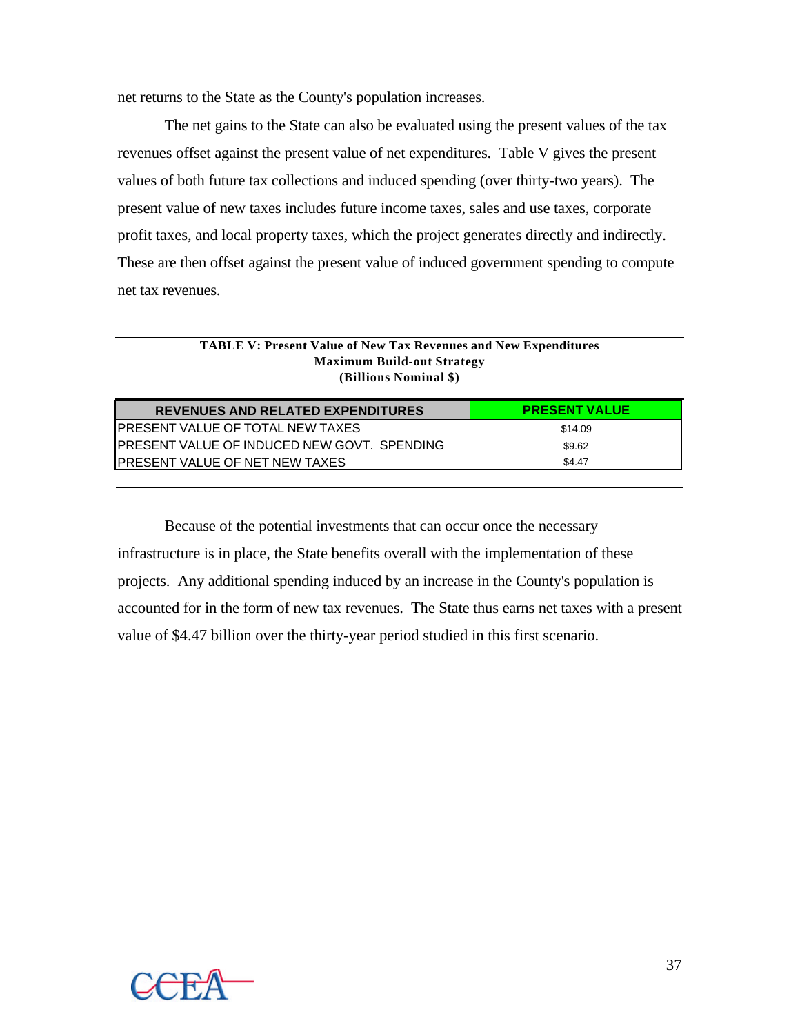net returns to the State as the County's population increases.

The net gains to the State can also be evaluated using the present values of the tax revenues offset against the present value of net expenditures. Table V gives the present values of both future tax collections and induced spending (over thirty-two years). The present value of new taxes includes future income taxes, sales and use taxes, corporate profit taxes, and local property taxes, which the project generates directly and indirectly. These are then offset against the present value of induced government spending to compute net tax revenues.

**TABLE V: Present Value of New Tax Revenues and New Expenditures**
**Maximum Build-out Strategy**
**(Billions Nominal $)**

| REVENUES AND RELATED EXPENDITURES | PRESENT VALUE |
|---|---|
| PRESENT VALUE OF TOTAL NEW TAXES | $14.09 |
| PRESENT VALUE OF INDUCED NEW GOVT. SPENDING | $9.62 |
| PRESENT VALUE OF NET NEW TAXES | $4.47 |

Because of the potential investments that can occur once the necessary infrastructure is in place, the State benefits overall with the implementation of these projects. Any additional spending induced by an increase in the County's population is accounted for in the form of new tax revenues. The State thus earns net taxes with a present value of $4.47 billion over the thirty-year period studied in this first scenario.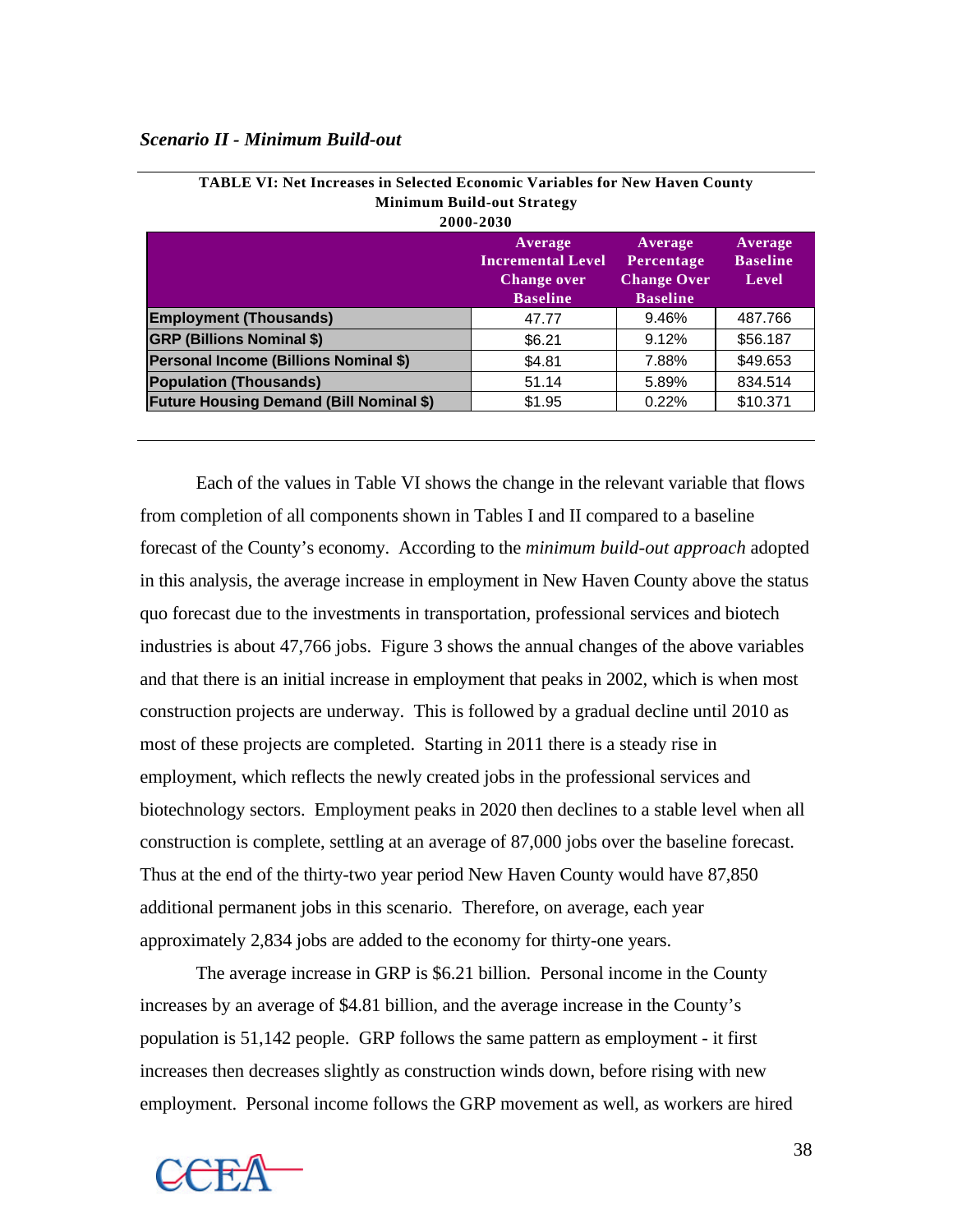*Scenario II - Minimum Build-out*

**TABLE VI: Net Increases in Selected Economic Variables for New Haven County**
**Minimum Build-out Strategy**
**2000-2030**

| | Average Incremental Level Change over Baseline | Average Percentage Change Over Baseline | Average Baseline Level |
|---|---|---|---|
| **Employment (Thousands)** | 47.77 | 9.46% | 487.766 |
| **GRP (Billions Nominal $)** | $6.21 | 9.12% | $56.187 |
| **Personal Income (Billions Nominal $)** | $4.81 | 7.88% | $49.653 |
| **Population (Thousands)** | 51.14 | 5.89% | 834.514 |
| **Future Housing Demand (Bill Nominal $)** | $1.95 | 0.22% | $10.371 |

Each of the values in Table VI shows the change in the relevant variable that flows from completion of all components shown in Tables I and II compared to a baseline forecast of the County's economy. According to the *minimum build-out approach* adopted in this analysis, the average increase in employment in New Haven County above the status quo forecast due to the investments in transportation, professional services and biotech industries is about 47,766 jobs. Figure 3 shows the annual changes of the above variables and that there is an initial increase in employment that peaks in 2002, which is when most construction projects are underway. This is followed by a gradual decline until 2010 as most of these projects are completed. Starting in 2011 there is a steady rise in employment, which reflects the newly created jobs in the professional services and biotechnology sectors. Employment peaks in 2020 then declines to a stable level when all construction is complete, settling at an average of 87,000 jobs over the baseline forecast. Thus at the end of the thirty-two year period New Haven County would have 87,850 additional permanent jobs in this scenario. Therefore, on average, each year approximately 2,834 jobs are added to the economy for thirty-one years.

The average increase in GRP is $6.21 billion. Personal income in the County increases by an average of $4.81 billion, and the average increase in the County's population is 51,142 people. GRP follows the same pattern as employment - it first increases then decreases slightly as construction winds down, before rising with new employment. Personal income follows the GRP movement as well, as workers are hired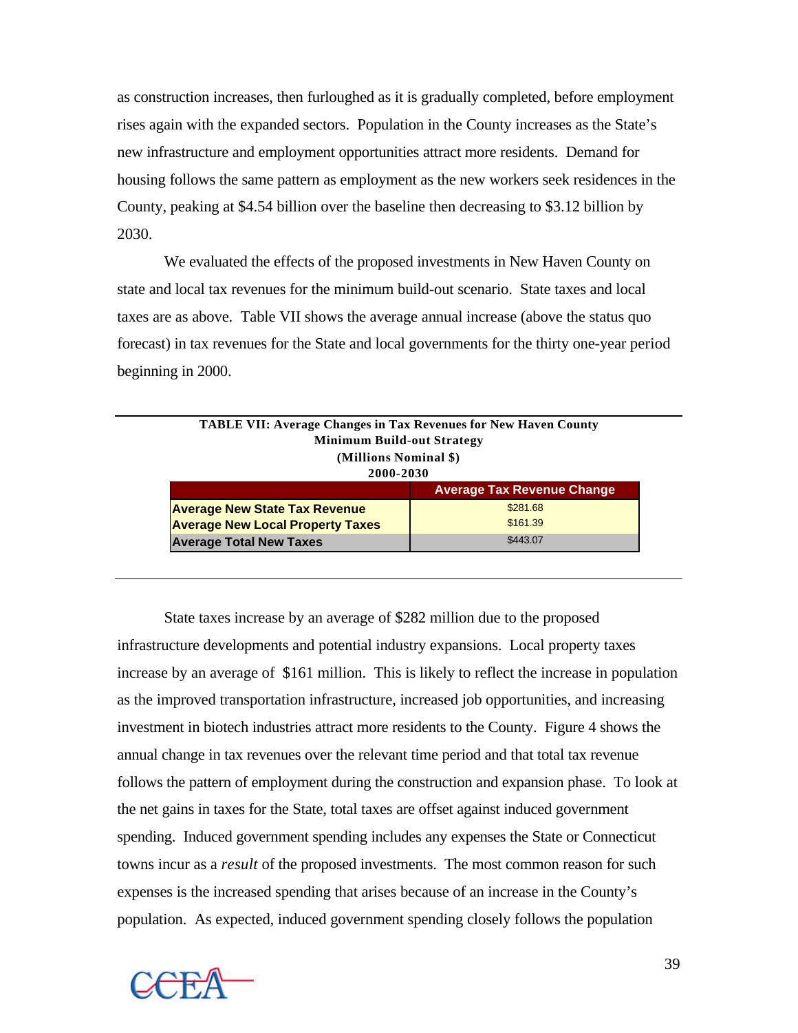as construction increases, then furloughed as it is gradually completed, before employment rises again with the expanded sectors. Population in the County increases as the State's new infrastructure and employment opportunities attract more residents. Demand for housing follows the same pattern as employment as the new workers seek residences in the County, peaking at $4.54 billion over the baseline then decreasing to $3.12 billion by 2030.

We evaluated the effects of the proposed investments in New Haven County on state and local tax revenues for the minimum build-out scenario. State taxes and local taxes are as above. Table VII shows the average annual increase (above the status quo forecast) in tax revenues for the State and local governments for the thirty one-year period beginning in 2000.

**TABLE VII: Average Changes in Tax Revenues for New Haven County**
**Minimum Build-out Strategy**
**(Millions Nominal $)**
**2000-2030**

| | Average Tax Revenue Change |
|---|---|
| **Average New State Tax Revenue** | $281.68 |
| **Average New Local Property Taxes** | $161.39 |
| **Average Total New Taxes** | $443.07 |

State taxes increase by an average of $282 million due to the proposed infrastructure developments and potential industry expansions. Local property taxes increase by an average of $161 million. This is likely to reflect the increase in population as the improved transportation infrastructure, increased job opportunities, and increasing investment in biotech industries attract more residents to the County. Figure 4 shows the annual change in tax revenues over the relevant time period and that total tax revenue follows the pattern of employment during the construction and expansion phase. To look at the net gains in taxes for the State, total taxes are offset against induced government spending. Induced government spending includes any expenses the State or Connecticut towns incur as a *result* of the proposed investments. The most common reason for such expenses is the increased spending that arises because of an increase in the County's population. As expected, induced government spending closely follows the population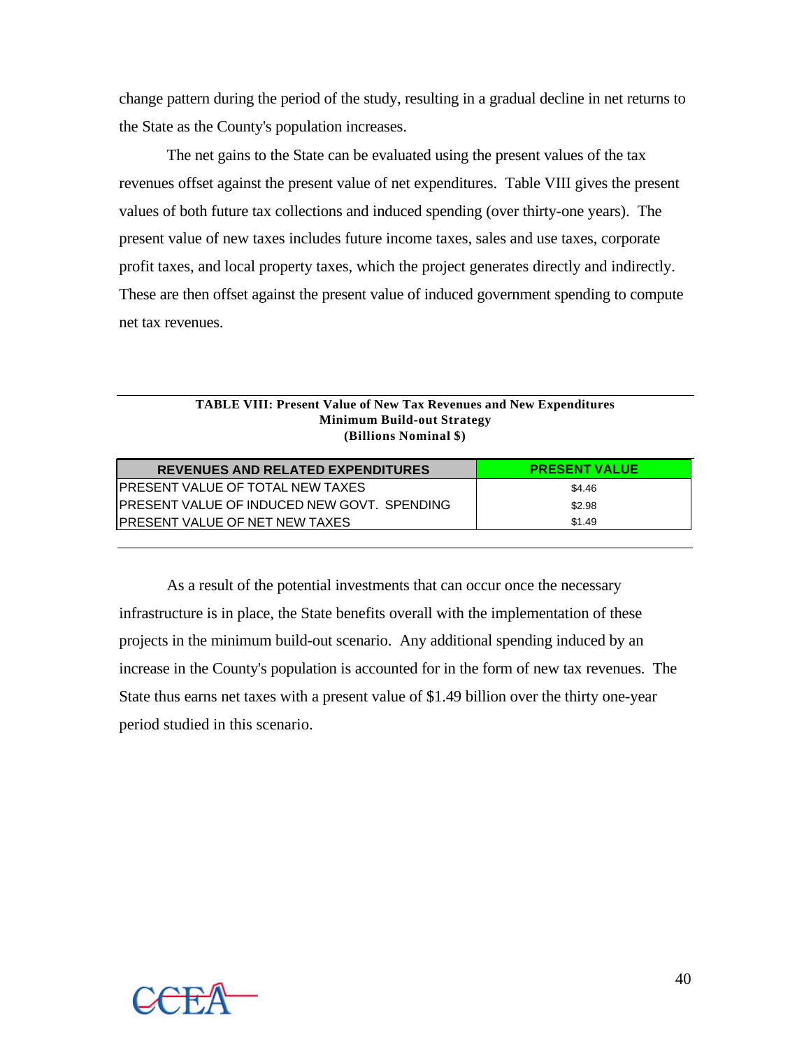change pattern during the period of the study, resulting in a gradual decline in net returns to the State as the County's population increases.

The net gains to the State can be evaluated using the present values of the tax revenues offset against the present value of net expenditures. Table VIII gives the present values of both future tax collections and induced spending (over thirty-one years). The present value of new taxes includes future income taxes, sales and use taxes, corporate profit taxes, and local property taxes, which the project generates directly and indirectly. These are then offset against the present value of induced government spending to compute net tax revenues.

**TABLE VIII: Present Value of New Tax Revenues and New Expenditures**
**Minimum Build-out Strategy**
**(Billions Nominal $)**

| REVENUES AND RELATED EXPENDITURES | PRESENT VALUE |
|---|---|
| PRESENT VALUE OF TOTAL NEW TAXES | $4.46 |
| PRESENT VALUE OF INDUCED NEW GOVT. SPENDING | $2.98 |
| PRESENT VALUE OF NET NEW TAXES | $1.49 |

As a result of the potential investments that can occur once the necessary infrastructure is in place, the State benefits overall with the implementation of these projects in the minimum build-out scenario. Any additional spending induced by an increase in the County's population is accounted for in the form of new tax revenues. The State thus earns net taxes with a present value of $1.49 billion over the thirty one-year period studied in this scenario.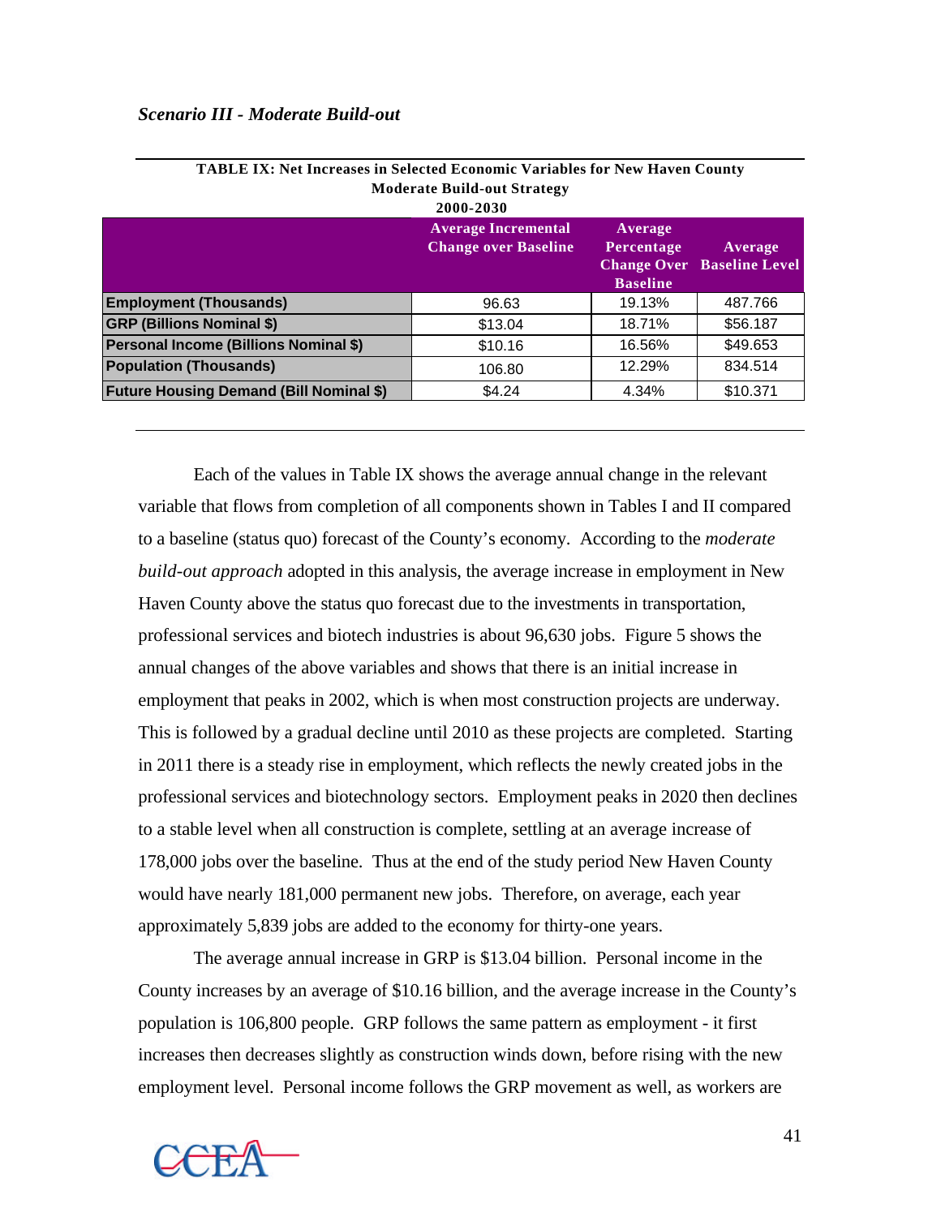*Scenario III - Moderate Build-out*

**TABLE IX: Net Increases in Selected Economic Variables for New Haven County**
**Moderate Build-out Strategy**
**2000-2030**

| | Average Incremental Change over Baseline | Average Percentage Change Over Baseline | Average Baseline Level |
|---|---|---|---|
| **Employment (Thousands)** | 96.63 | 19.13% | 487.766 |
| **GRP (Billions Nominal $)** | $13.04 | 18.71% | $56.187 |
| **Personal Income (Billions Nominal $)** | $10.16 | 16.56% | $49.653 |
| **Population (Thousands)** | 106.80 | 12.29% | 834.514 |
| **Future Housing Demand (Bill Nominal $)** | $4.24 | 4.34% | $10.371 |

Each of the values in Table IX shows the average annual change in the relevant variable that flows from completion of all components shown in Tables I and II compared to a baseline (status quo) forecast of the County's economy. According to the *moderate build-out approach* adopted in this analysis, the average increase in employment in New Haven County above the status quo forecast due to the investments in transportation, professional services and biotech industries is about 96,630 jobs. Figure 5 shows the annual changes of the above variables and shows that there is an initial increase in employment that peaks in 2002, which is when most construction projects are underway. This is followed by a gradual decline until 2010 as these projects are completed. Starting in 2011 there is a steady rise in employment, which reflects the newly created jobs in the professional services and biotechnology sectors. Employment peaks in 2020 then declines to a stable level when all construction is complete, settling at an average increase of 178,000 jobs over the baseline. Thus at the end of the study period New Haven County would have nearly 181,000 permanent new jobs. Therefore, on average, each year approximately 5,839 jobs are added to the economy for thirty-one years.

The average annual increase in GRP is $13.04 billion. Personal income in the County increases by an average of $10.16 billion, and the average increase in the County's population is 106,800 people. GRP follows the same pattern as employment - it first increases then decreases slightly as construction winds down, before rising with the new employment level. Personal income follows the GRP movement as well, as workers are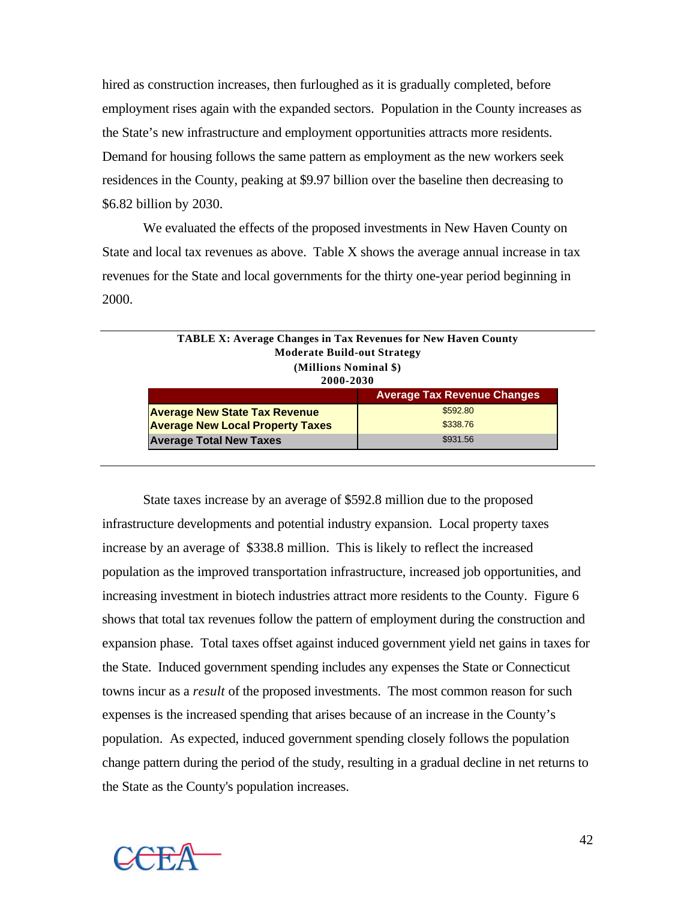hired as construction increases, then furloughed as it is gradually completed, before employment rises again with the expanded sectors. Population in the County increases as the State's new infrastructure and employment opportunities attracts more residents. Demand for housing follows the same pattern as employment as the new workers seek residences in the County, peaking at $9.97 billion over the baseline then decreasing to $6.82 billion by 2030.

We evaluated the effects of the proposed investments in New Haven County on State and local tax revenues as above. Table X shows the average annual increase in tax revenues for the State and local governments for the thirty one-year period beginning in 2000.

**TABLE X: Average Changes in Tax Revenues for New Haven County**
**Moderate Build-out Strategy**
**(Millions Nominal $)**
**2000-2030**

| | Average Tax Revenue Changes |
|---|---|
| **Average New State Tax Revenue** | $592.80 |
| **Average New Local Property Taxes** | $338.76 |
| **Average Total New Taxes** | $931.56 |

State taxes increase by an average of $592.8 million due to the proposed infrastructure developments and potential industry expansion. Local property taxes increase by an average of $338.8 million. This is likely to reflect the increased population as the improved transportation infrastructure, increased job opportunities, and increasing investment in biotech industries attract more residents to the County. Figure 6 shows that total tax revenues follow the pattern of employment during the construction and expansion phase. Total taxes offset against induced government yield net gains in taxes for the State. Induced government spending includes any expenses the State or Connecticut towns incur as a *result* of the proposed investments. The most common reason for such expenses is the increased spending that arises because of an increase in the County's population. As expected, induced government spending closely follows the population change pattern during the period of the study, resulting in a gradual decline in net returns to the State as the County's population increases.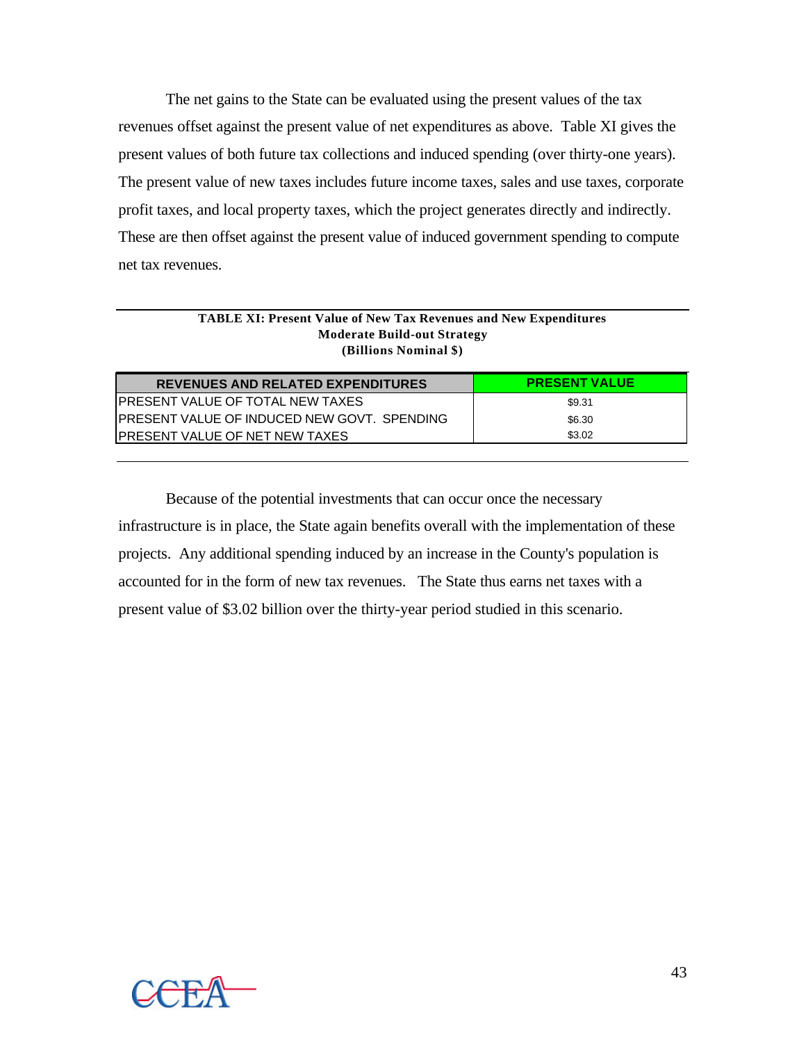The net gains to the State can be evaluated using the present values of the tax revenues offset against the present value of net expenditures as above. Table XI gives the present values of both future tax collections and induced spending (over thirty-one years). The present value of new taxes includes future income taxes, sales and use taxes, corporate profit taxes, and local property taxes, which the project generates directly and indirectly. These are then offset against the present value of induced government spending to compute net tax revenues.

**TABLE XI: Present Value of New Tax Revenues and New Expenditures**
**Moderate Build-out Strategy**
**(Billions Nominal $)**

| REVENUES AND RELATED EXPENDITURES | PRESENT VALUE |
|---|---|
| PRESENT VALUE OF TOTAL NEW TAXES | $9.31 |
| PRESENT VALUE OF INDUCED NEW GOVT. SPENDING | $6.30 |
| PRESENT VALUE OF NET NEW TAXES | $3.02 |

Because of the potential investments that can occur once the necessary infrastructure is in place, the State again benefits overall with the implementation of these projects. Any additional spending induced by an increase in the County's population is accounted for in the form of new tax revenues. The State thus earns net taxes with a present value of $3.02 billion over the thirty-year period studied in this scenario.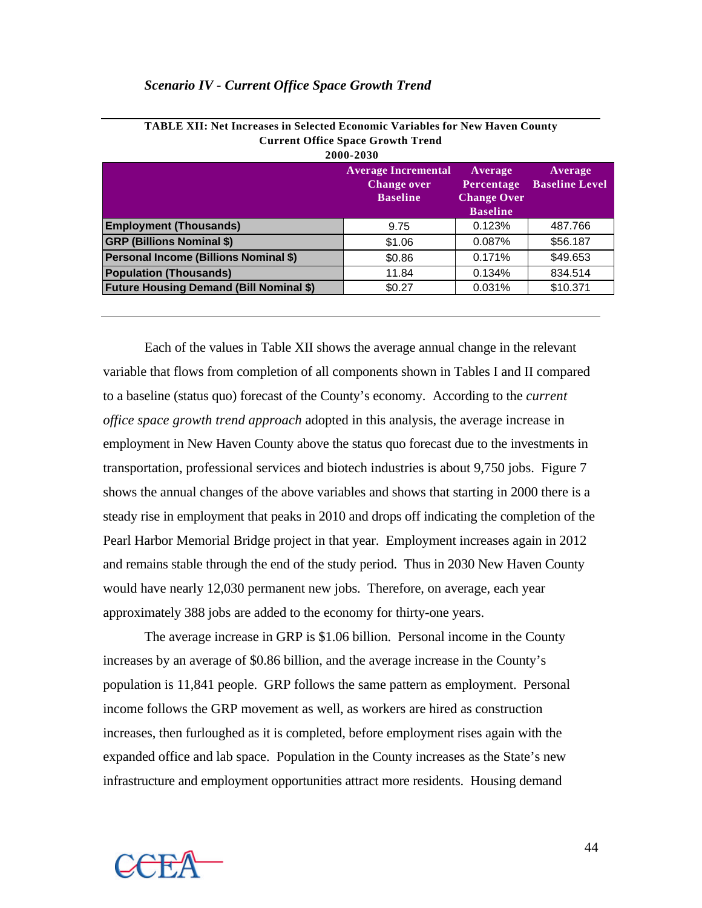### *Scenario IV - Current Office Space Growth Trend*

**TABLE XII: Net Increases in Selected Economic Variables for New Haven County Current Office Space Growth Trend 2000-2030**

| | Average Incremental Change over Baseline | Average Percentage Change Over Baseline | Average Baseline Level |
|---|---|---|---|
| **Employment (Thousands)** | 9.75 | 0.123% | 487.766 |
| **GRP (Billions Nominal $)** | $1.06 | 0.087% | $56.187 |
| **Personal Income (Billions Nominal $)** | $0.86 | 0.171% | $49.653 |
| **Population (Thousands)** | 11.84 | 0.134% | 834.514 |
| **Future Housing Demand (Bill Nominal $)** | $0.27 | 0.031% | $10.371 |

Each of the values in Table XII shows the average annual change in the relevant variable that flows from completion of all components shown in Tables I and II compared to a baseline (status quo) forecast of the County's economy. According to the *current office space growth trend approach* adopted in this analysis, the average increase in employment in New Haven County above the status quo forecast due to the investments in transportation, professional services and biotech industries is about 9,750 jobs. Figure 7 shows the annual changes of the above variables and shows that starting in 2000 there is a steady rise in employment that peaks in 2010 and drops off indicating the completion of the Pearl Harbor Memorial Bridge project in that year. Employment increases again in 2012 and remains stable through the end of the study period. Thus in 2030 New Haven County would have nearly 12,030 permanent new jobs. Therefore, on average, each year approximately 388 jobs are added to the economy for thirty-one years.

The average increase in GRP is $1.06 billion. Personal income in the County increases by an average of $0.86 billion, and the average increase in the County's population is 11,841 people. GRP follows the same pattern as employment. Personal income follows the GRP movement as well, as workers are hired as construction increases, then furloughed as it is completed, before employment rises again with the expanded office and lab space. Population in the County increases as the State's new infrastructure and employment opportunities attract more residents. Housing demand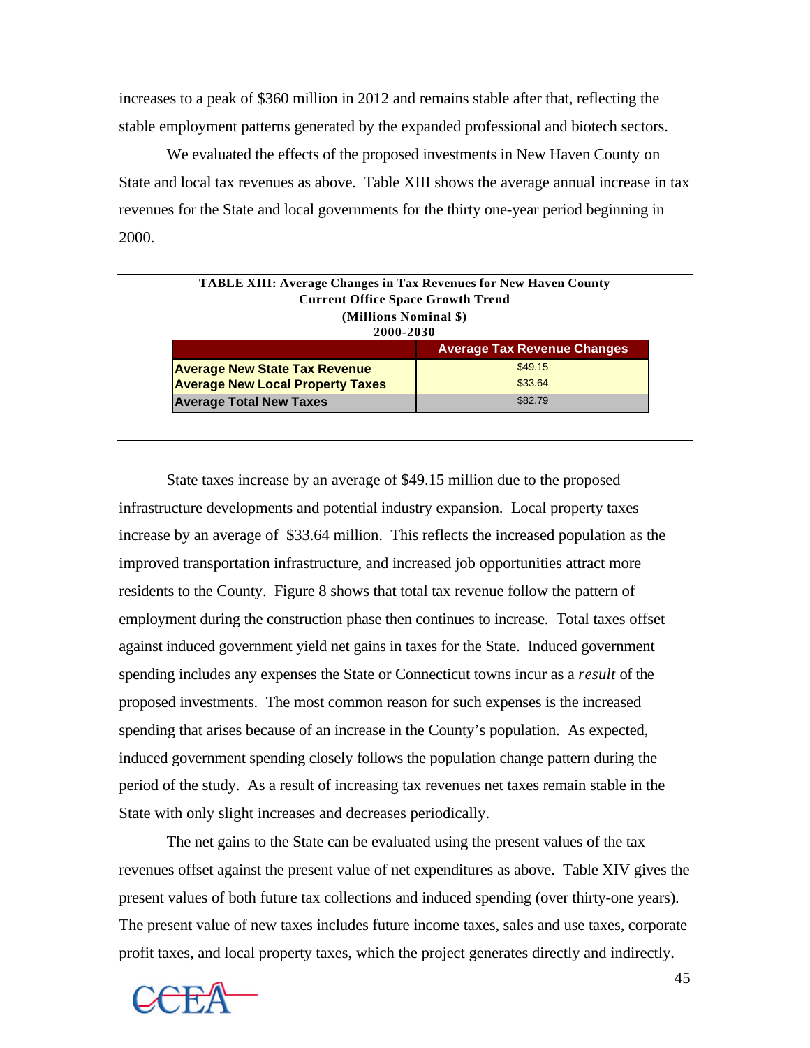increases to a peak of $360 million in 2012 and remains stable after that, reflecting the stable employment patterns generated by the expanded professional and biotech sectors.

We evaluated the effects of the proposed investments in New Haven County on State and local tax revenues as above. Table XIII shows the average annual increase in tax revenues for the State and local governments for the thirty one-year period beginning in 2000.

**TABLE XIII: Average Changes in Tax Revenues for New Haven County**
**Current Office Space Growth Trend**
**(Millions Nominal $)**
**2000-2030**

| | Average Tax Revenue Changes |
|---|---|
| **Average New State Tax Revenue** | $49.15 |
| **Average New Local Property Taxes** | $33.64 |
| **Average Total New Taxes** | $82.79 |

State taxes increase by an average of $49.15 million due to the proposed infrastructure developments and potential industry expansion. Local property taxes increase by an average of $33.64 million. This reflects the increased population as the improved transportation infrastructure, and increased job opportunities attract more residents to the County. Figure 8 shows that total tax revenue follow the pattern of employment during the construction phase then continues to increase. Total taxes offset against induced government yield net gains in taxes for the State. Induced government spending includes any expenses the State or Connecticut towns incur as a *result* of the proposed investments. The most common reason for such expenses is the increased spending that arises because of an increase in the County's population. As expected, induced government spending closely follows the population change pattern during the period of the study. As a result of increasing tax revenues net taxes remain stable in the State with only slight increases and decreases periodically.

The net gains to the State can be evaluated using the present values of the tax revenues offset against the present value of net expenditures as above. Table XIV gives the present values of both future tax collections and induced spending (over thirty-one years). The present value of new taxes includes future income taxes, sales and use taxes, corporate profit taxes, and local property taxes, which the project generates directly and indirectly.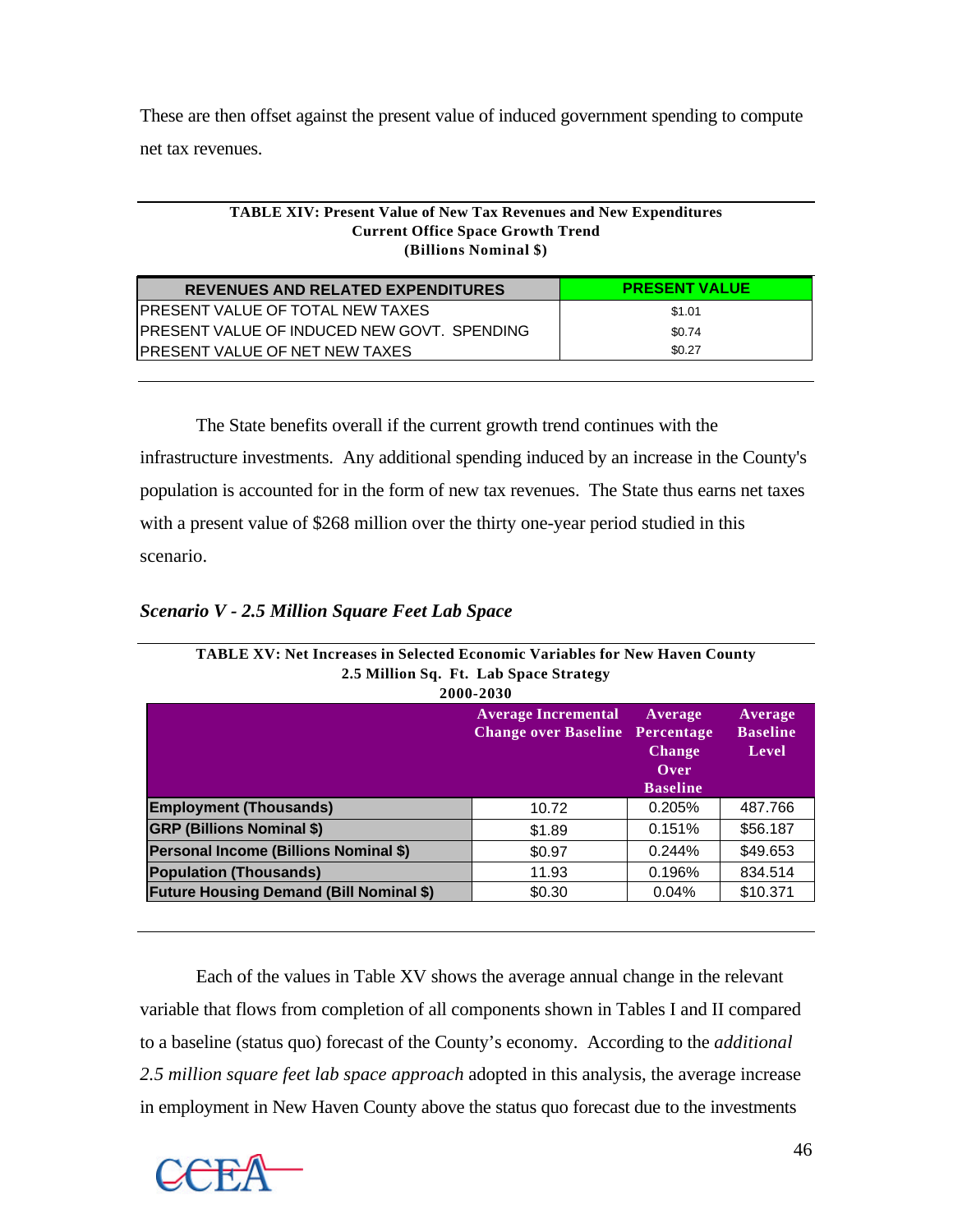These are then offset against the present value of induced government spending to compute net tax revenues.

**TABLE XIV: Present Value of New Tax Revenues and New Expenditures**
**Current Office Space Growth Trend**
**(Billions Nominal $)**

| REVENUES AND RELATED EXPENDITURES | PRESENT VALUE |
|---|---|
| PRESENT VALUE OF TOTAL NEW TAXES | $1.01 |
| PRESENT VALUE OF INDUCED NEW GOVT. SPENDING | $0.74 |
| PRESENT VALUE OF NET NEW TAXES | $0.27 |

The State benefits overall if the current growth trend continues with the infrastructure investments. Any additional spending induced by an increase in the County's population is accounted for in the form of new tax revenues. The State thus earns net taxes with a present value of $268 million over the thirty one-year period studied in this scenario.

### *Scenario V - 2.5 Million Square Feet Lab Space*

**TABLE XV: Net Increases in Selected Economic Variables for New Haven County**
**2.5 Million Sq. Ft. Lab Space Strategy**
**2000-2030**

| | Average Incremental Change over Baseline | Average Percentage Change Over Baseline | Average Baseline Level |
|---|---|---|---|
| **Employment (Thousands)** | 10.72 | 0.205% | 487.766 |
| **GRP (Billions Nominal $)** | $1.89 | 0.151% | $56.187 |
| **Personal Income (Billions Nominal $)** | $0.97 | 0.244% | $49.653 |
| **Population (Thousands)** | 11.93 | 0.196% | 834.514 |
| **Future Housing Demand (Bill Nominal $)** | $0.30 | 0.04% | $10.371 |

Each of the values in Table XV shows the average annual change in the relevant variable that flows from completion of all components shown in Tables I and II compared to a baseline (status quo) forecast of the County's economy. According to the *additional 2.5 million square feet lab space approach* adopted in this analysis, the average increase in employment in New Haven County above the status quo forecast due to the investments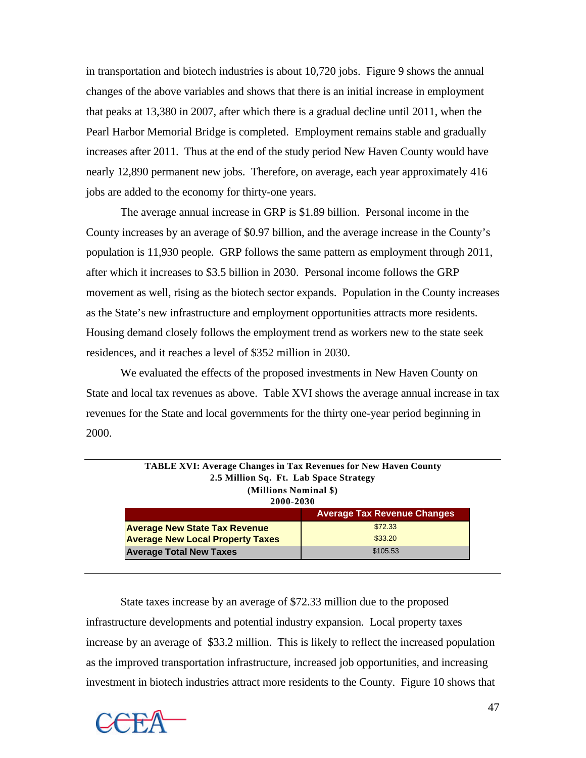in transportation and biotech industries is about 10,720 jobs. Figure 9 shows the annual changes of the above variables and shows that there is an initial increase in employment that peaks at 13,380 in 2007, after which there is a gradual decline until 2011, when the Pearl Harbor Memorial Bridge is completed. Employment remains stable and gradually increases after 2011. Thus at the end of the study period New Haven County would have nearly 12,890 permanent new jobs. Therefore, on average, each year approximately 416 jobs are added to the economy for thirty-one years.

The average annual increase in GRP is $1.89 billion. Personal income in the County increases by an average of $0.97 billion, and the average increase in the County's population is 11,930 people. GRP follows the same pattern as employment through 2011, after which it increases to $3.5 billion in 2030. Personal income follows the GRP movement as well, rising as the biotech sector expands. Population in the County increases as the State's new infrastructure and employment opportunities attracts more residents. Housing demand closely follows the employment trend as workers new to the state seek residences, and it reaches a level of $352 million in 2030.

We evaluated the effects of the proposed investments in New Haven County on State and local tax revenues as above. Table XVI shows the average annual increase in tax revenues for the State and local governments for the thirty one-year period beginning in 2000.

**TABLE XVI: Average Changes in Tax Revenues for New Haven County**
**2.5 Million Sq. Ft. Lab Space Strategy**
**(Millions Nominal $)**
**2000-2030**

| | Average Tax Revenue Changes |
|---|---|
| **Average New State Tax Revenue** | $72.33 |
| **Average New Local Property Taxes** | $33.20 |
| **Average Total New Taxes** | $105.53 |

State taxes increase by an average of $72.33 million due to the proposed infrastructure developments and potential industry expansion. Local property taxes increase by an average of $33.2 million. This is likely to reflect the increased population as the improved transportation infrastructure, increased job opportunities, and increasing investment in biotech industries attract more residents to the County. Figure 10 shows that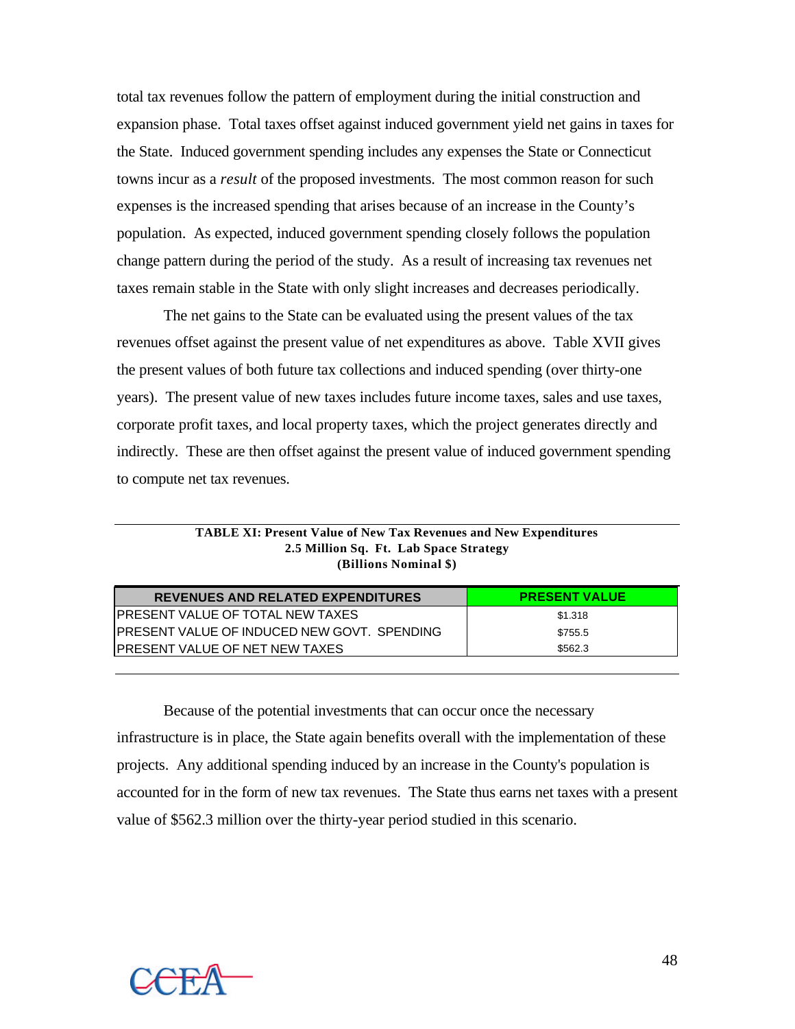total tax revenues follow the pattern of employment during the initial construction and expansion phase. Total taxes offset against induced government yield net gains in taxes for the State. Induced government spending includes any expenses the State or Connecticut towns incur as a *result* of the proposed investments. The most common reason for such expenses is the increased spending that arises because of an increase in the County's population. As expected, induced government spending closely follows the population change pattern during the period of the study. As a result of increasing tax revenues net taxes remain stable in the State with only slight increases and decreases periodically.

The net gains to the State can be evaluated using the present values of the tax revenues offset against the present value of net expenditures as above. Table XVII gives the present values of both future tax collections and induced spending (over thirty-one years). The present value of new taxes includes future income taxes, sales and use taxes, corporate profit taxes, and local property taxes, which the project generates directly and indirectly. These are then offset against the present value of induced government spending to compute net tax revenues.

**TABLE XI: Present Value of New Tax Revenues and New Expenditures**
**2.5 Million Sq. Ft. Lab Space Strategy**
**(Billions Nominal $)**

| REVENUES AND RELATED EXPENDITURES | PRESENT VALUE |
|---|---|
| PRESENT VALUE OF TOTAL NEW TAXES | $1.318 |
| PRESENT VALUE OF INDUCED NEW GOVT. SPENDING | $755.5 |
| PRESENT VALUE OF NET NEW TAXES | $562.3 |

Because of the potential investments that can occur once the necessary infrastructure is in place, the State again benefits overall with the implementation of these projects. Any additional spending induced by an increase in the County's population is accounted for in the form of new tax revenues. The State thus earns net taxes with a present value of $562.3 million over the thirty-year period studied in this scenario.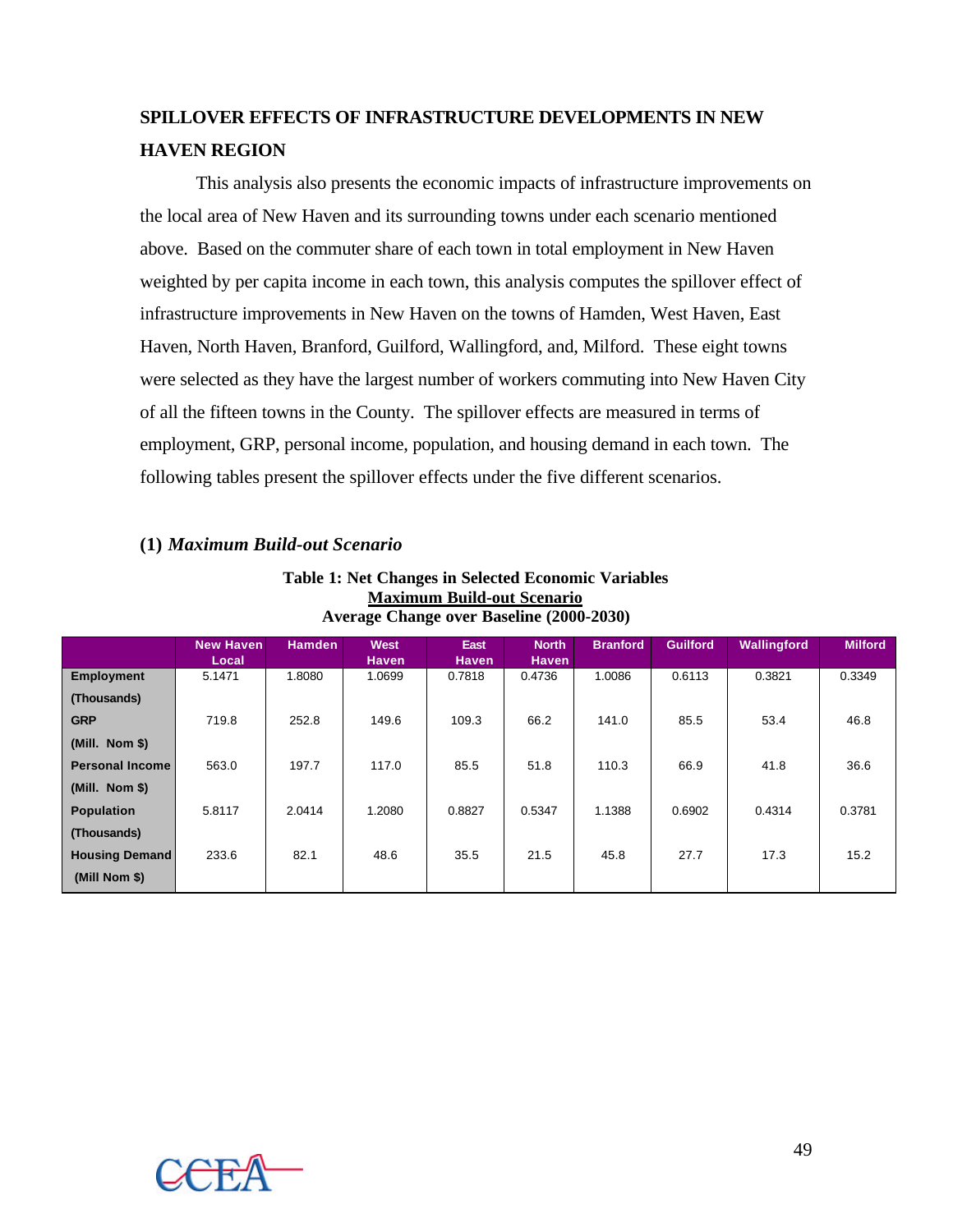## SPILLOVER EFFECTS OF INFRASTRUCTURE DEVELOPMENTS IN NEW HAVEN REGION

This analysis also presents the economic impacts of infrastructure improvements on the local area of New Haven and its surrounding towns under each scenario mentioned above. Based on the commuter share of each town in total employment in New Haven weighted by per capita income in each town, this analysis computes the spillover effect of infrastructure improvements in New Haven on the towns of Hamden, West Haven, East Haven, North Haven, Branford, Guilford, Wallingford, and, Milford. These eight towns were selected as they have the largest number of workers commuting into New Haven City of all the fifteen towns in the County. The spillover effects are measured in terms of employment, GRP, personal income, population, and housing demand in each town. The following tables present the spillover effects under the five different scenarios.

### (1) *Maximum Build-out Scenario*

**Table 1: Net Changes in Selected Economic Variables**
**Maximum Build-out Scenario**
**Average Change over Baseline (2000-2030)**

| | New Haven Local | Hamden | West Haven | East Haven | North Haven | Branford | Guilford | Wallingford | Milford |
|---|---|---|---|---|---|---|---|---|---|
| **Employment (Thousands)** | 5.1471 | 1.8080 | 1.0699 | 0.7818 | 0.4736 | 1.0086 | 0.6113 | 0.3821 | 0.3349 |
| **GRP (Mill. Nom $)** | 719.8 | 252.8 | 149.6 | 109.3 | 66.2 | 141.0 | 85.5 | 53.4 | 46.8 |
| **Personal Income (Mill. Nom $)** | 563.0 | 197.7 | 117.0 | 85.5 | 51.8 | 110.3 | 66.9 | 41.8 | 36.6 |
| **Population (Thousands)** | 5.8117 | 2.0414 | 1.2080 | 0.8827 | 0.5347 | 1.1388 | 0.6902 | 0.4314 | 0.3781 |
| **Housing Demand (Mill Nom $)** | 233.6 | 82.1 | 48.6 | 35.5 | 21.5 | 45.8 | 27.7 | 17.3 | 15.2 |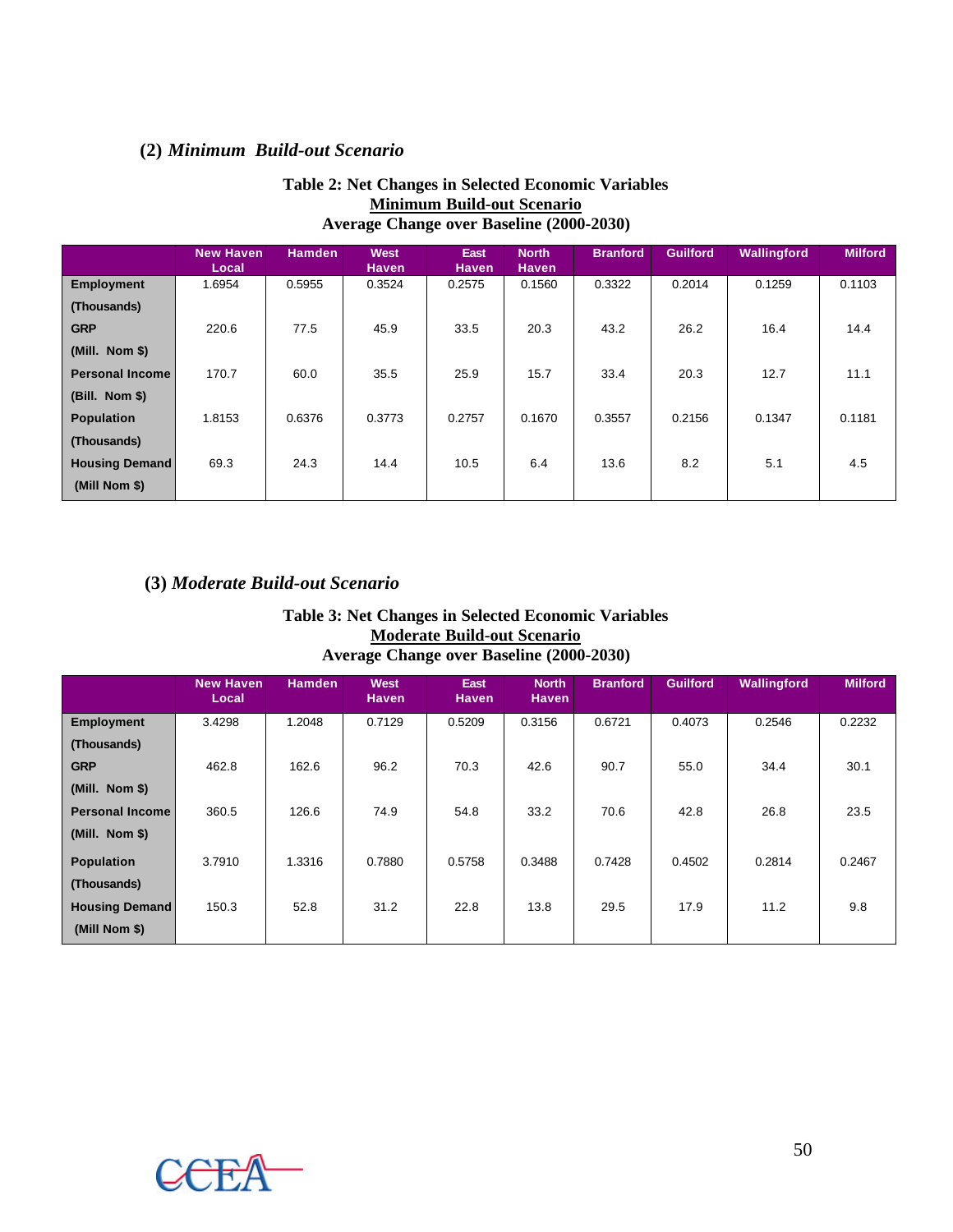### (2) *Minimum Build-out Scenario*

**Table 2: Net Changes in Selected Economic Variables**
**Minimum Build-out Scenario**
**Average Change over Baseline (2000-2030)**

| | New Haven Local | Hamden | West Haven | East Haven | North Haven | Branford | Guilford | Wallingford | Milford |
|---|---|---|---|---|---|---|---|---|---|
| **Employment (Thousands)** | 1.6954 | 0.5955 | 0.3524 | 0.2575 | 0.1560 | 0.3322 | 0.2014 | 0.1259 | 0.1103 |
| **GRP (Mill. Nom $)** | 220.6 | 77.5 | 45.9 | 33.5 | 20.3 | 43.2 | 26.2 | 16.4 | 14.4 |
| **Personal Income (Bill. Nom $)** | 170.7 | 60.0 | 35.5 | 25.9 | 15.7 | 33.4 | 20.3 | 12.7 | 11.1 |
| **Population (Thousands)** | 1.8153 | 0.6376 | 0.3773 | 0.2757 | 0.1670 | 0.3557 | 0.2156 | 0.1347 | 0.1181 |
| **Housing Demand (Mill Nom $)** | 69.3 | 24.3 | 14.4 | 10.5 | 6.4 | 13.6 | 8.2 | 5.1 | 4.5 |

### (3) *Moderate Build-out Scenario*

**Table 3: Net Changes in Selected Economic Variables**
**Moderate Build-out Scenario**
**Average Change over Baseline (2000-2030)**

| | New Haven Local | Hamden | West Haven | East Haven | North Haven | Branford | Guilford | Wallingford | Milford |
|---|---|---|---|---|---|---|---|---|---|
| **Employment (Thousands)** | 3.4298 | 1.2048 | 0.7129 | 0.5209 | 0.3156 | 0.6721 | 0.4073 | 0.2546 | 0.2232 |
| **GRP (Mill. Nom $)** | 462.8 | 162.6 | 96.2 | 70.3 | 42.6 | 90.7 | 55.0 | 34.4 | 30.1 |
| **Personal Income (Mill. Nom $)** | 360.5 | 126.6 | 74.9 | 54.8 | 33.2 | 70.6 | 42.8 | 26.8 | 23.5 |
| **Population (Thousands)** | 3.7910 | 1.3316 | 0.7880 | 0.5758 | 0.3488 | 0.7428 | 0.4502 | 0.2814 | 0.2467 |
| **Housing Demand (Mill Nom $)** | 150.3 | 52.8 | 31.2 | 22.8 | 13.8 | 29.5 | 17.9 | 11.2 | 9.8 |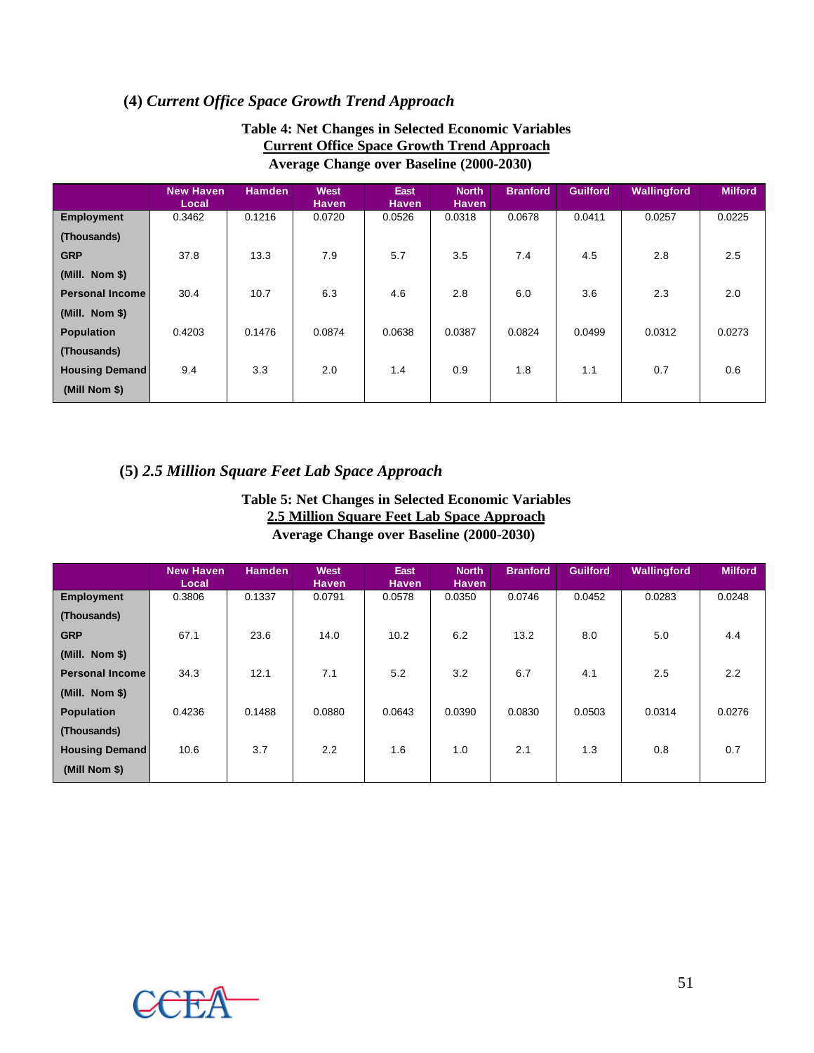### (4) *Current Office Space Growth Trend Approach*

**Table 4: Net Changes in Selected Economic Variables**
**<u>Current Office Space Growth Trend Approach</u>**
**Average Change over Baseline (2000-2030)**

| | New Haven Local | Hamden | West Haven | East Haven | North Haven | Branford | Guilford | Wallingford | Milford |
|---|---|---|---|---|---|---|---|---|---|
| **Employment (Thousands)** | 0.3462 | 0.1216 | 0.0720 | 0.0526 | 0.0318 | 0.0678 | 0.0411 | 0.0257 | 0.0225 |
| **GRP (Mill. Nom $)** | 37.8 | 13.3 | 7.9 | 5.7 | 3.5 | 7.4 | 4.5 | 2.8 | 2.5 |
| **Personal Income (Mill. Nom $)** | 30.4 | 10.7 | 6.3 | 4.6 | 2.8 | 6.0 | 3.6 | 2.3 | 2.0 |
| **Population (Thousands)** | 0.4203 | 0.1476 | 0.0874 | 0.0638 | 0.0387 | 0.0824 | 0.0499 | 0.0312 | 0.0273 |
| **Housing Demand (Mill Nom $)** | 9.4 | 3.3 | 2.0 | 1.4 | 0.9 | 1.8 | 1.1 | 0.7 | 0.6 |

### (5) *2.5 Million Square Feet Lab Space Approach*

**Table 5: Net Changes in Selected Economic Variables**
**<u>2.5 Million Square Feet Lab Space Approach</u>**
**Average Change over Baseline (2000-2030)**

| | New Haven Local | Hamden | West Haven | East Haven | North Haven | Branford | Guilford | Wallingford | Milford |
|---|---|---|---|---|---|---|---|---|---|
| **Employment (Thousands)** | 0.3806 | 0.1337 | 0.0791 | 0.0578 | 0.0350 | 0.0746 | 0.0452 | 0.0283 | 0.0248 |
| **GRP (Mill. Nom $)** | 67.1 | 23.6 | 14.0 | 10.2 | 6.2 | 13.2 | 8.0 | 5.0 | 4.4 |
| **Personal Income (Mill. Nom $)** | 34.3 | 12.1 | 7.1 | 5.2 | 3.2 | 6.7 | 4.1 | 2.5 | 2.2 |
| **Population (Thousands)** | 0.4236 | 0.1488 | 0.0880 | 0.0643 | 0.0390 | 0.0830 | 0.0503 | 0.0314 | 0.0276 |
| **Housing Demand (Mill Nom $)** | 10.6 | 3.7 | 2.2 | 1.6 | 1.0 | 2.1 | 1.3 | 0.8 | 0.7 |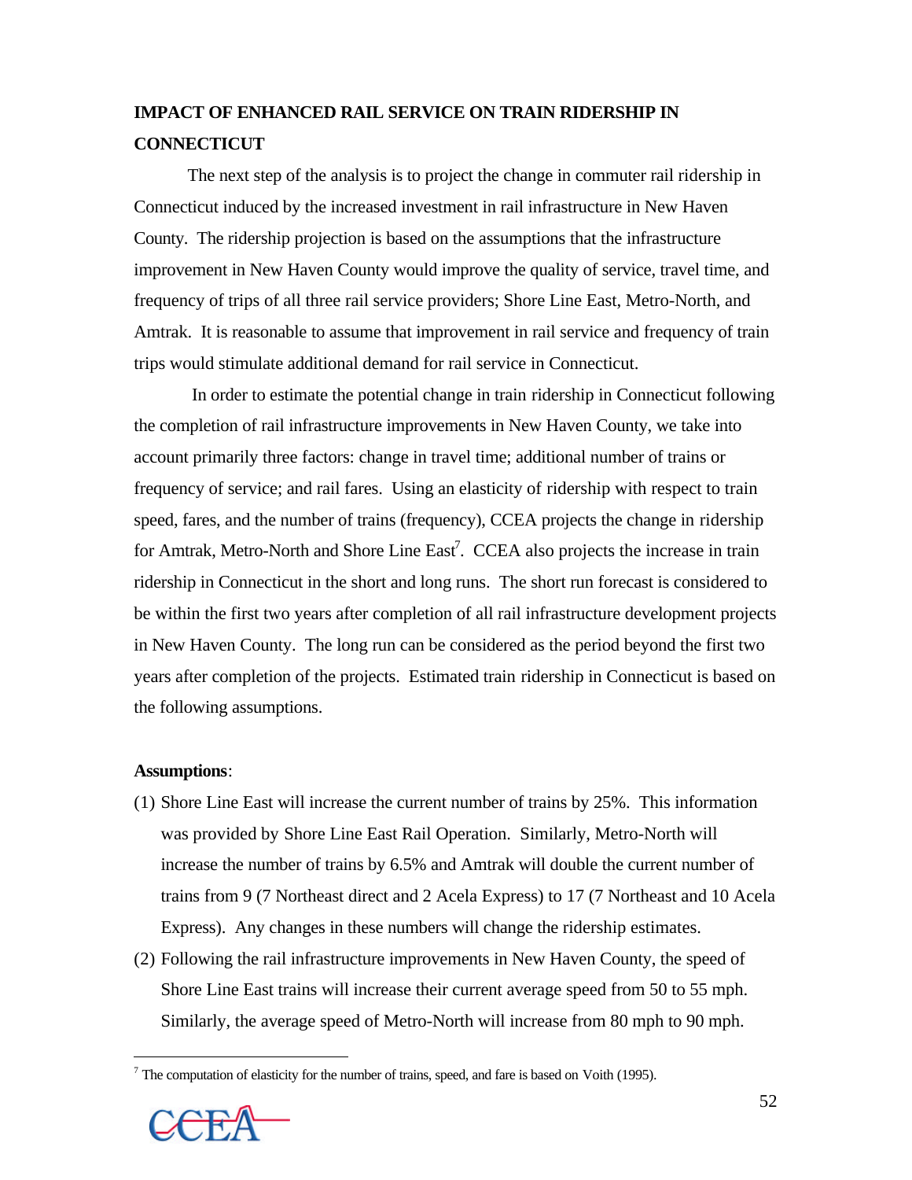## IMPACT OF ENHANCED RAIL SERVICE ON TRAIN RIDERSHIP IN CONNECTICUT

The next step of the analysis is to project the change in commuter rail ridership in Connecticut induced by the increased investment in rail infrastructure in New Haven County. The ridership projection is based on the assumptions that the infrastructure improvement in New Haven County would improve the quality of service, travel time, and frequency of trips of all three rail service providers; Shore Line East, Metro-North, and Amtrak. It is reasonable to assume that improvement in rail service and frequency of train trips would stimulate additional demand for rail service in Connecticut.

In order to estimate the potential change in train ridership in Connecticut following the completion of rail infrastructure improvements in New Haven County, we take into account primarily three factors: change in travel time; additional number of trains or frequency of service; and rail fares. Using an elasticity of ridership with respect to train speed, fares, and the number of trains (frequency), CCEA projects the change in ridership for Amtrak, Metro-North and Shore Line East[7]. CCEA also projects the increase in train ridership in Connecticut in the short and long runs. The short run forecast is considered to be within the first two years after completion of all rail infrastructure development projects in New Haven County. The long run can be considered as the period beyond the first two years after completion of the projects. Estimated train ridership in Connecticut is based on the following assumptions.

**Assumptions**:

(1) Shore Line East will increase the current number of trains by 25%. This information was provided by Shore Line East Rail Operation. Similarly, Metro-North will increase the number of trains by 6.5% and Amtrak will double the current number of trains from 9 (7 Northeast direct and 2 Acela Express) to 17 (7 Northeast and 10 Acela Express). Any changes in these numbers will change the ridership estimates.

(2) Following the rail infrastructure improvements in New Haven County, the speed of Shore Line East trains will increase their current average speed from 50 to 55 mph. Similarly, the average speed of Metro-North will increase from 80 mph to 90 mph.

[7] The computation of elasticity for the number of trains, speed, and fare is based on Voith (1995).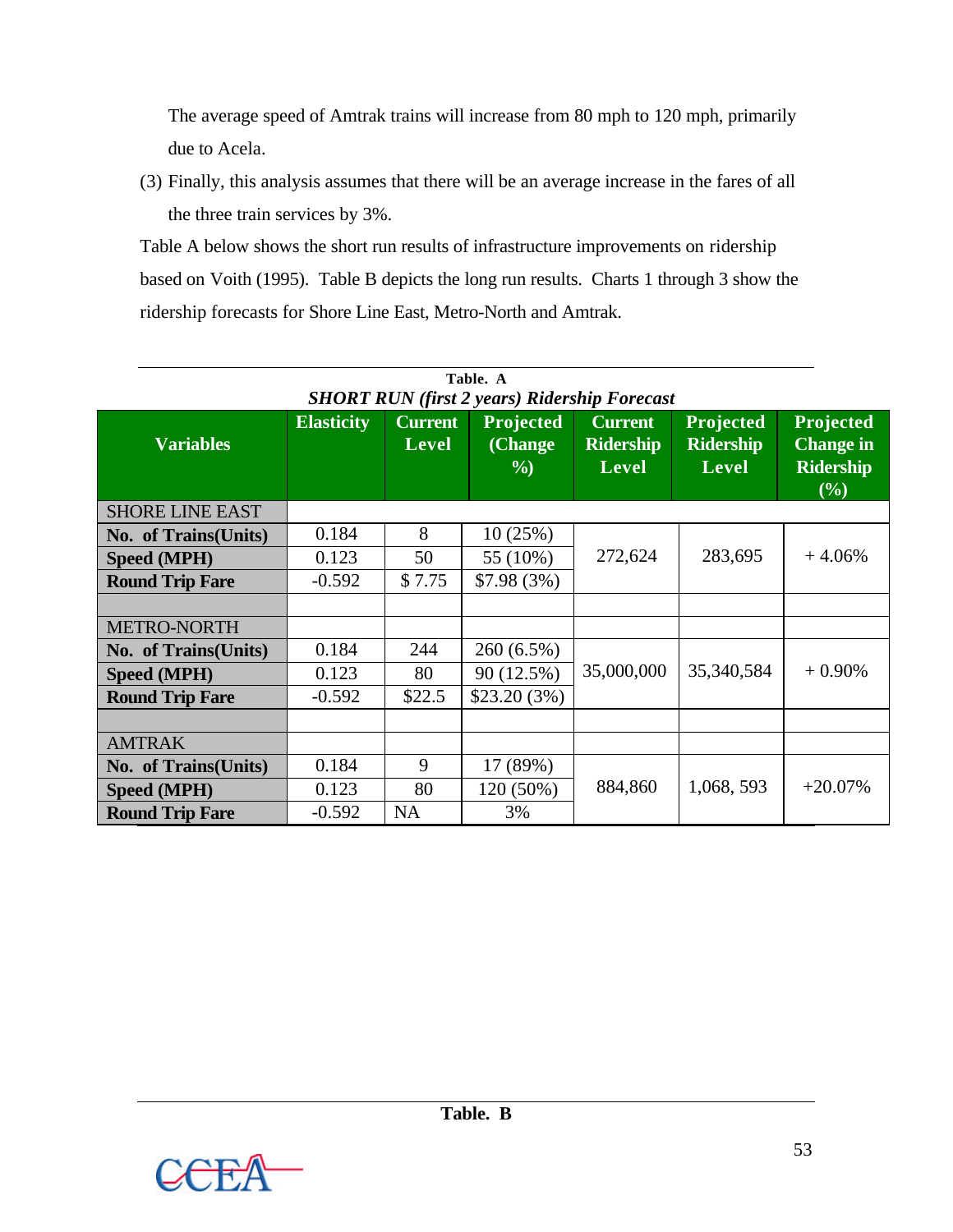The average speed of Amtrak trains will increase from 80 mph to 120 mph, primarily due to Acela.

(3) Finally, this analysis assumes that there will be an average increase in the fares of all the three train services by 3%.

Table A below shows the short run results of infrastructure improvements on ridership based on Voith (1995). Table B depicts the long run results. Charts 1 through 3 show the ridership forecasts for Shore Line East, Metro-North and Amtrak.

**Table. A**

***SHORT RUN (first 2 years) Ridership Forecast***

| Variables | Elasticity | Current Level | Projected (Change %) | Current Ridership Level | Projected Ridership Level | Projected Change in Ridership (%) |
|---|---|---|---|---|---|---|
| SHORE LINE EAST | | | | | | |
| **No. of Trains(Units)** | 0.184 | 8 | 10 (25%) | 272,624 | 283,695 | + 4.06% |
| **Speed (MPH)** | 0.123 | 50 | 55 (10%) | | | |
| **Round Trip Fare** | -0.592 | $ 7.75 | $7.98 (3%) | | | |
| | | | | | | |
| METRO-NORTH | | | | | | |
| **No. of Trains(Units)** | 0.184 | 244 | 260 (6.5%) | 35,000,000 | 35,340,584 | + 0.90% |
| **Speed (MPH)** | 0.123 | 80 | 90 (12.5%) | | | |
| **Round Trip Fare** | -0.592 | $22.5 | $23.20 (3%) | | | |
| | | | | | | |
| AMTRAK | | | | | | |
| **No. of Trains(Units)** | 0.184 | 9 | 17 (89%) | 884,860 | 1,068, 593 | +20.07% |
| **Speed (MPH)** | 0.123 | 80 | 120 (50%) | | | |
| **Round Trip Fare** | -0.592 | NA | 3% | | | |

**Table. B**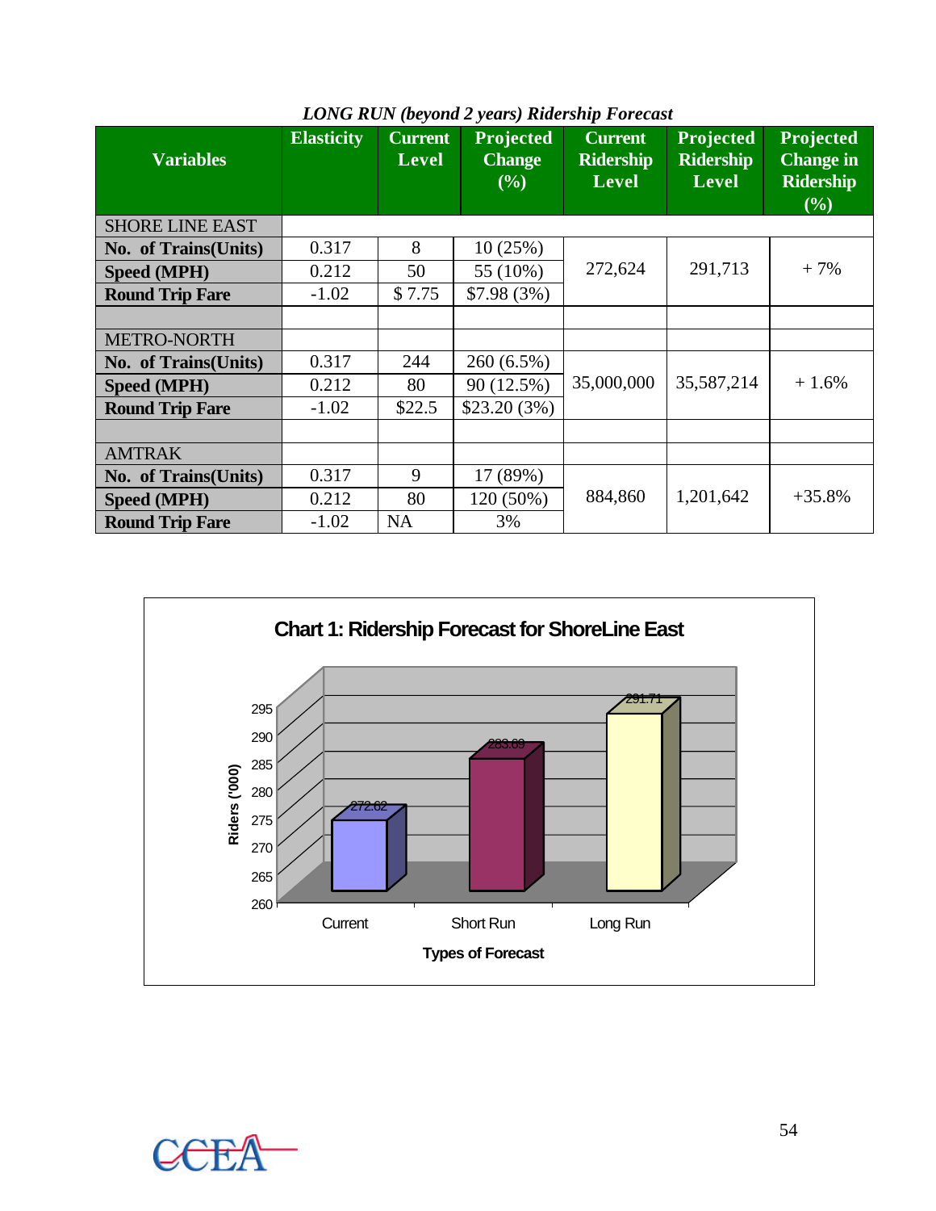*LONG RUN (beyond 2 years) Ridership Forecast*

| Variables | Elasticity | Current Level | Projected Change (%) | Current Ridership Level | Projected Ridership Level | Projected Change in Ridership (%) |
|---|---|---|---|---|---|---|
| SHORE LINE EAST | | | | | | |
| **No. of Trains(Units)** | 0.317 | 8 | 10 (25%) | 272,624 | 291,713 | + 7% |
| **Speed (MPH)** | 0.212 | 50 | 55 (10%) | | | |
| **Round Trip Fare** | -1.02 | $ 7.75 | $7.98 (3%) | | | |
| | | | | | | |
| METRO-NORTH | | | | | | |
| **No. of Trains(Units)** | 0.317 | 244 | 260 (6.5%) | 35,000,000 | 35,587,214 | + 1.6% |
| **Speed (MPH)** | 0.212 | 80 | 90 (12.5%) | | | |
| **Round Trip Fare** | -1.02 | $22.5 | $23.20 (3%) | | | |
| | | | | | | |
| AMTRAK | | | | | | |
| **No. of Trains(Units)** | 0.317 | 9 | 17 (89%) | 884,860 | 1,201,642 | +35.8% |
| **Speed (MPH)** | 0.212 | 80 | 120 (50%) | | | |
| **Round Trip Fare** | -1.02 | NA | 3% | | | |

**Chart 1: Ridership Forecast for ShoreLine East**

| Types of Forecast | Riders ('000) |
|---|---|
| Current | 272.62 |
| Short Run | 283.69 |
| Long Run | 291.71 |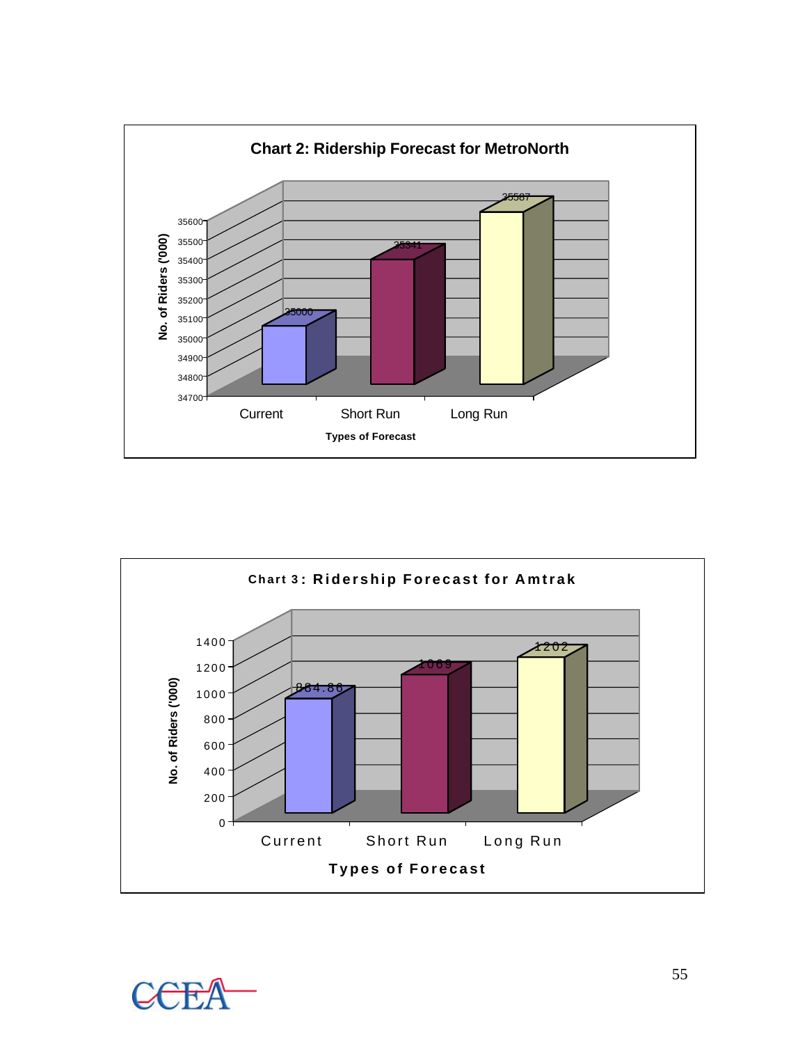**Chart 2: Ridership Forecast for MetroNorth**

| Types of Forecast | No. of Riders ('000) |
|---|---|
| Current | 35000 |
| Short Run | 35341 |
| Long Run | 35587 |

**Chart 3: Ridership Forecast for Amtrak**

| Types of Forecast | No. of Riders ('000) |
|---|---|
| Current | 884.86 |
| Short Run | 1069 |
| Long Run | 1202 |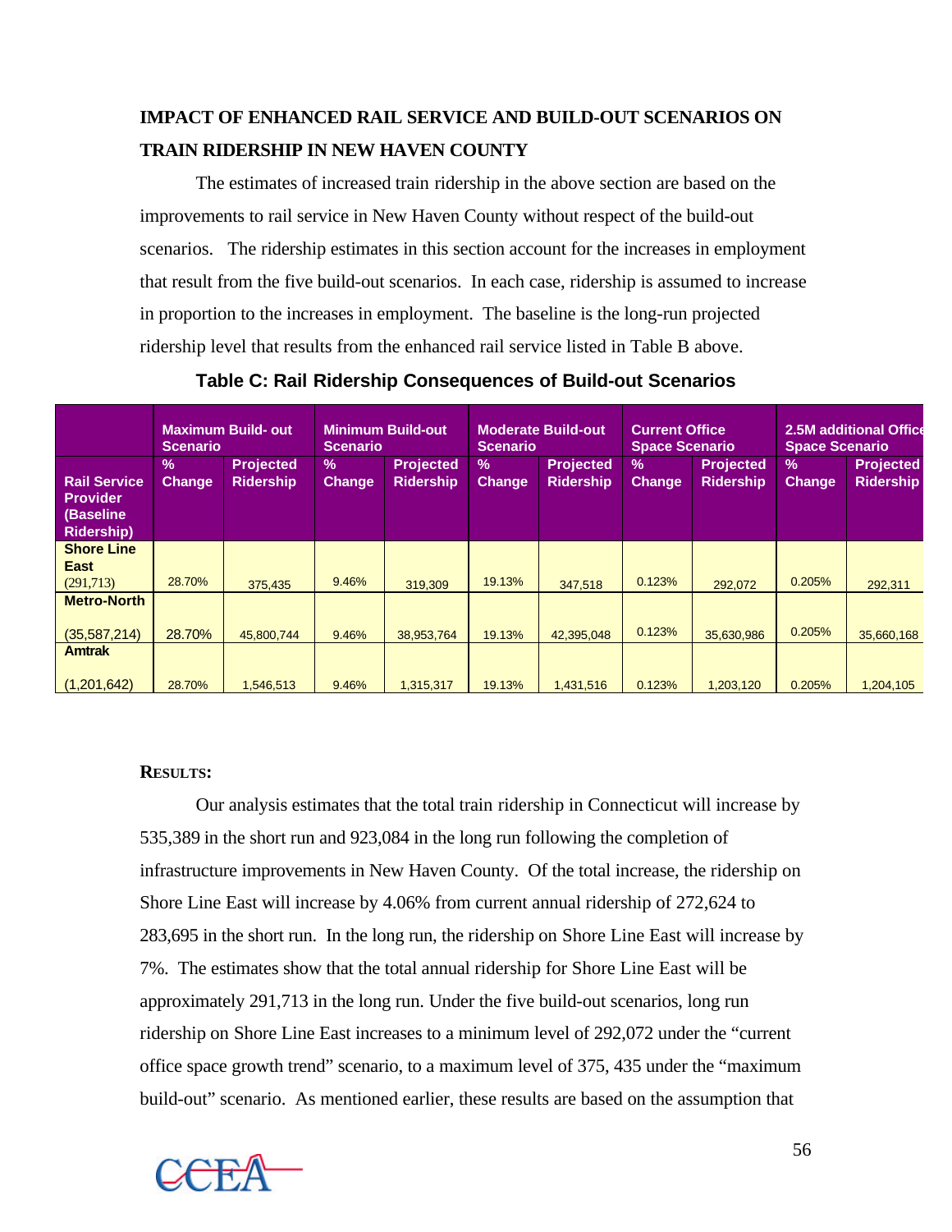## IMPACT OF ENHANCED RAIL SERVICE AND BUILD-OUT SCENARIOS ON TRAIN RIDERSHIP IN NEW HAVEN COUNTY

The estimates of increased train ridership in the above section are based on the improvements to rail service in New Haven County without respect of the build-out scenarios. The ridership estimates in this section account for the increases in employment that result from the five build-out scenarios. In each case, ridership is assumed to increase in proportion to the increases in employment. The baseline is the long-run projected ridership level that results from the enhanced rail service listed in Table B above.

**Table C: Rail Ridership Consequences of Build-out Scenarios**

| | Maximum Build- out Scenario | | Minimum Build-out Scenario | | Moderate Build-out Scenario | | Current Office Space Scenario | | 2.5M additional Office Space Scenario | |
|---|---|---|---|---|---|---|---|---|---|---|
| Rail Service Provider (Baseline Ridership) | % Change | Projected Ridership | % Change | Projected Ridership | % Change | Projected Ridership | % Change | Projected Ridership | % Change | Projected Ridership |
| Shore Line East (291,713) | 28.70% | 375,435 | 9.46% | 319,309 | 19.13% | 347,518 | 0.123% | 292,072 | 0.205% | 292,311 |
| Metro-North (35,587,214) | 28.70% | 45,800,744 | 9.46% | 38,953,764 | 19.13% | 42,395,048 | 0.123% | 35,630,986 | 0.205% | 35,660,168 |
| Amtrak (1,201,642) | 28.70% | 1,546,513 | 9.46% | 1,315,317 | 19.13% | 1,431,516 | 0.123% | 1,203,120 | 0.205% | 1,204,105 |

### RESULTS:

Our analysis estimates that the total train ridership in Connecticut will increase by 535,389 in the short run and 923,084 in the long run following the completion of infrastructure improvements in New Haven County. Of the total increase, the ridership on Shore Line East will increase by 4.06% from current annual ridership of 272,624 to 283,695 in the short run. In the long run, the ridership on Shore Line East will increase by 7%. The estimates show that the total annual ridership for Shore Line East will be approximately 291,713 in the long run. Under the five build-out scenarios, long run ridership on Shore Line East increases to a minimum level of 292,072 under the "current office space growth trend" scenario, to a maximum level of 375, 435 under the "maximum build-out" scenario. As mentioned earlier, these results are based on the assumption that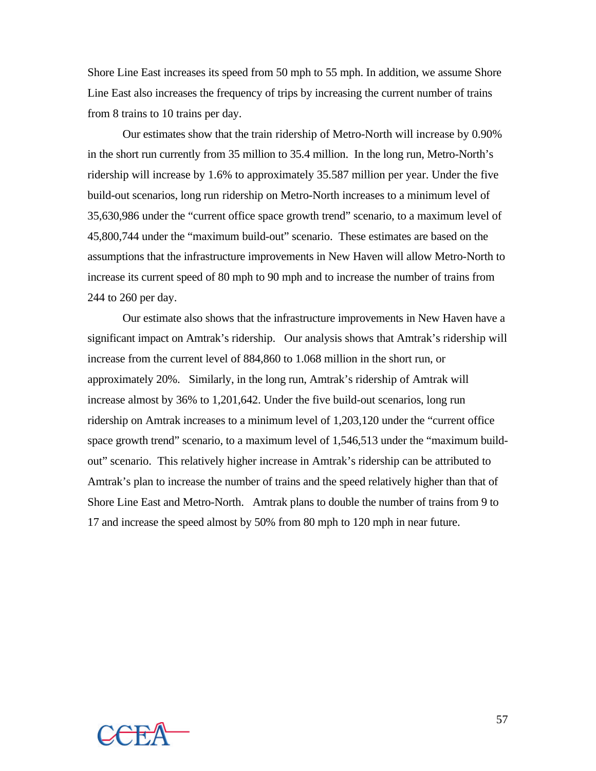Shore Line East increases its speed from 50 mph to 55 mph. In addition, we assume Shore Line East also increases the frequency of trips by increasing the current number of trains from 8 trains to 10 trains per day.

Our estimates show that the train ridership of Metro-North will increase by 0.90% in the short run currently from 35 million to 35.4 million. In the long run, Metro-North's ridership will increase by 1.6% to approximately 35.587 million per year. Under the five build-out scenarios, long run ridership on Metro-North increases to a minimum level of 35,630,986 under the "current office space growth trend" scenario, to a maximum level of 45,800,744 under the "maximum build-out" scenario. These estimates are based on the assumptions that the infrastructure improvements in New Haven will allow Metro-North to increase its current speed of 80 mph to 90 mph and to increase the number of trains from 244 to 260 per day.

Our estimate also shows that the infrastructure improvements in New Haven have a significant impact on Amtrak's ridership. Our analysis shows that Amtrak's ridership will increase from the current level of 884,860 to 1.068 million in the short run, or approximately 20%. Similarly, in the long run, Amtrak's ridership of Amtrak will increase almost by 36% to 1,201,642. Under the five build-out scenarios, long run ridership on Amtrak increases to a minimum level of 1,203,120 under the "current office space growth trend" scenario, to a maximum level of 1,546,513 under the "maximum build-out" scenario. This relatively higher increase in Amtrak's ridership can be attributed to Amtrak's plan to increase the number of trains and the speed relatively higher than that of Shore Line East and Metro-North. Amtrak plans to double the number of trains from 9 to 17 and increase the speed almost by 50% from 80 mph to 120 mph in near future.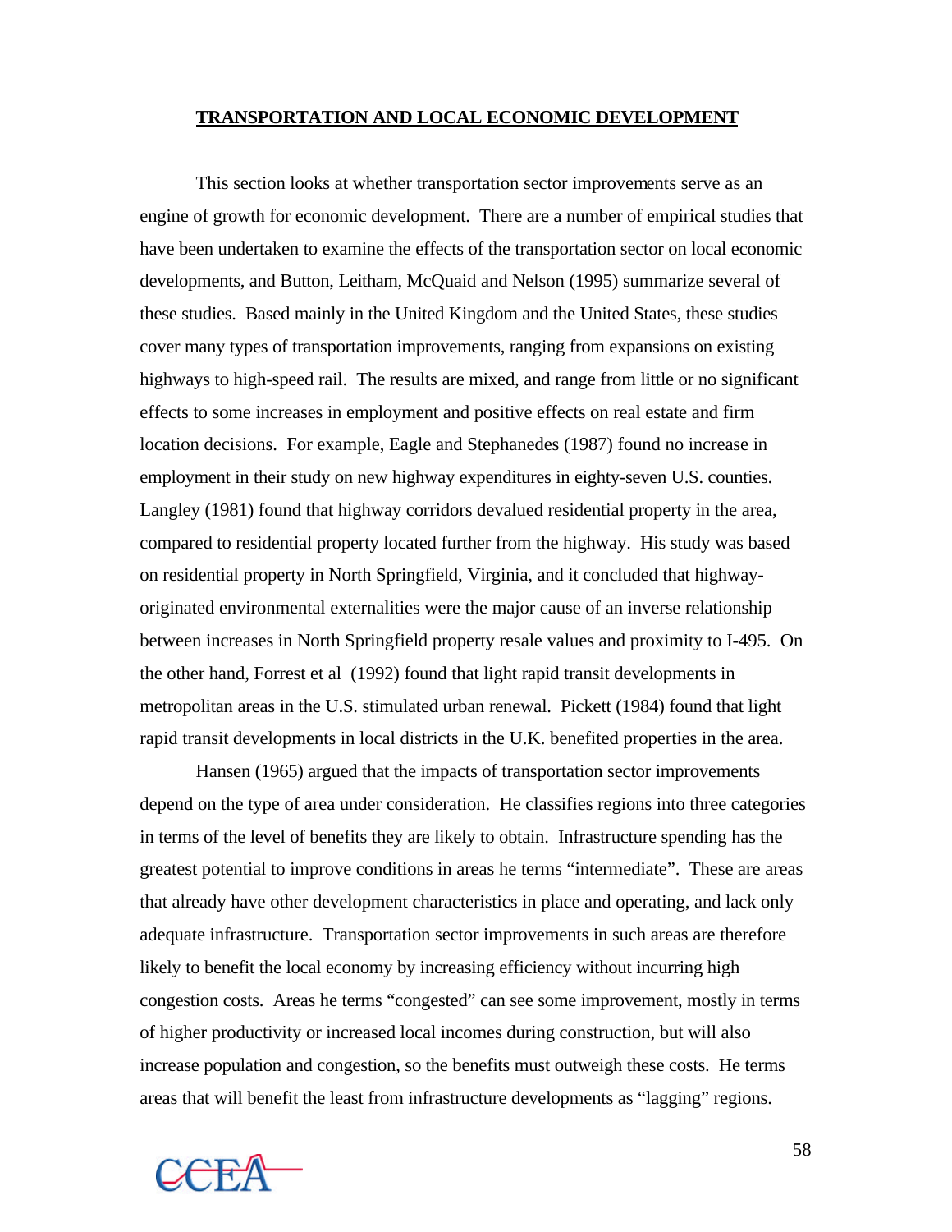## TRANSPORTATION AND LOCAL ECONOMIC DEVELOPMENT

This section looks at whether transportation sector improvements serve as an engine of growth for economic development. There are a number of empirical studies that have been undertaken to examine the effects of the transportation sector on local economic developments, and Button, Leitham, McQuaid and Nelson (1995) summarize several of these studies. Based mainly in the United Kingdom and the United States, these studies cover many types of transportation improvements, ranging from expansions on existing highways to high-speed rail. The results are mixed, and range from little or no significant effects to some increases in employment and positive effects on real estate and firm location decisions. For example, Eagle and Stephanedes (1987) found no increase in employment in their study on new highway expenditures in eighty-seven U.S. counties. Langley (1981) found that highway corridors devalued residential property in the area, compared to residential property located further from the highway. His study was based on residential property in North Springfield, Virginia, and it concluded that highway-originated environmental externalities were the major cause of an inverse relationship between increases in North Springfield property resale values and proximity to I-495. On the other hand, Forrest et al (1992) found that light rapid transit developments in metropolitan areas in the U.S. stimulated urban renewal. Pickett (1984) found that light rapid transit developments in local districts in the U.K. benefited properties in the area.

Hansen (1965) argued that the impacts of transportation sector improvements depend on the type of area under consideration. He classifies regions into three categories in terms of the level of benefits they are likely to obtain. Infrastructure spending has the greatest potential to improve conditions in areas he terms "intermediate". These are areas that already have other development characteristics in place and operating, and lack only adequate infrastructure. Transportation sector improvements in such areas are therefore likely to benefit the local economy by increasing efficiency without incurring high congestion costs. Areas he terms "congested" can see some improvement, mostly in terms of higher productivity or increased local incomes during construction, but will also increase population and congestion, so the benefits must outweigh these costs. He terms areas that will benefit the least from infrastructure developments as "lagging" regions.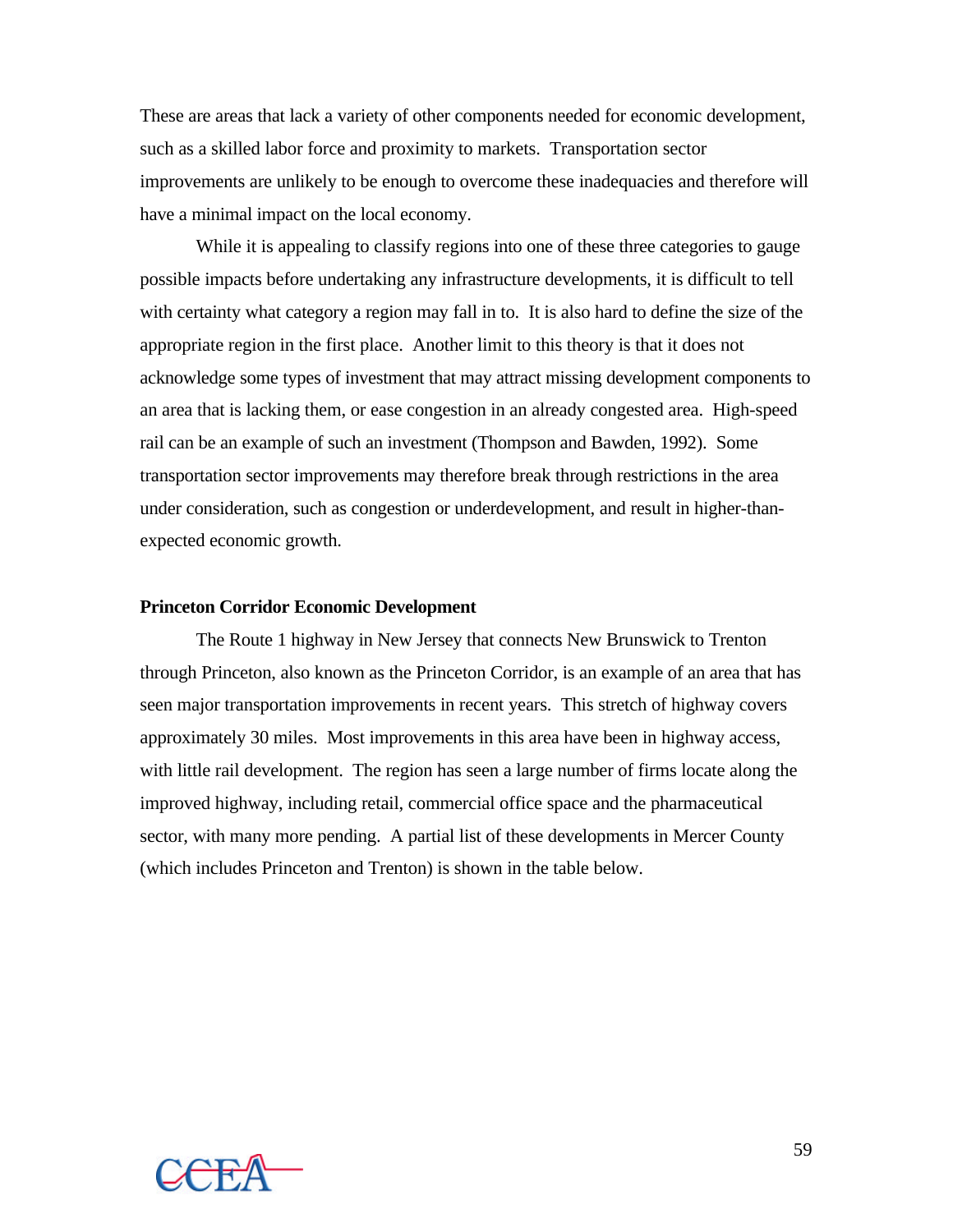These are areas that lack a variety of other components needed for economic development, such as a skilled labor force and proximity to markets. Transportation sector improvements are unlikely to be enough to overcome these inadequacies and therefore will have a minimal impact on the local economy.

While it is appealing to classify regions into one of these three categories to gauge possible impacts before undertaking any infrastructure developments, it is difficult to tell with certainty what category a region may fall in to. It is also hard to define the size of the appropriate region in the first place. Another limit to this theory is that it does not acknowledge some types of investment that may attract missing development components to an area that is lacking them, or ease congestion in an already congested area. High-speed rail can be an example of such an investment (Thompson and Bawden, 1992). Some transportation sector improvements may therefore break through restrictions in the area under consideration, such as congestion or underdevelopment, and result in higher-than-expected economic growth.

**Princeton Corridor Economic Development**

The Route 1 highway in New Jersey that connects New Brunswick to Trenton through Princeton, also known as the Princeton Corridor, is an example of an area that has seen major transportation improvements in recent years. This stretch of highway covers approximately 30 miles. Most improvements in this area have been in highway access, with little rail development. The region has seen a large number of firms locate along the improved highway, including retail, commercial office space and the pharmaceutical sector, with many more pending. A partial list of these developments in Mercer County (which includes Princeton and Trenton) is shown in the table below.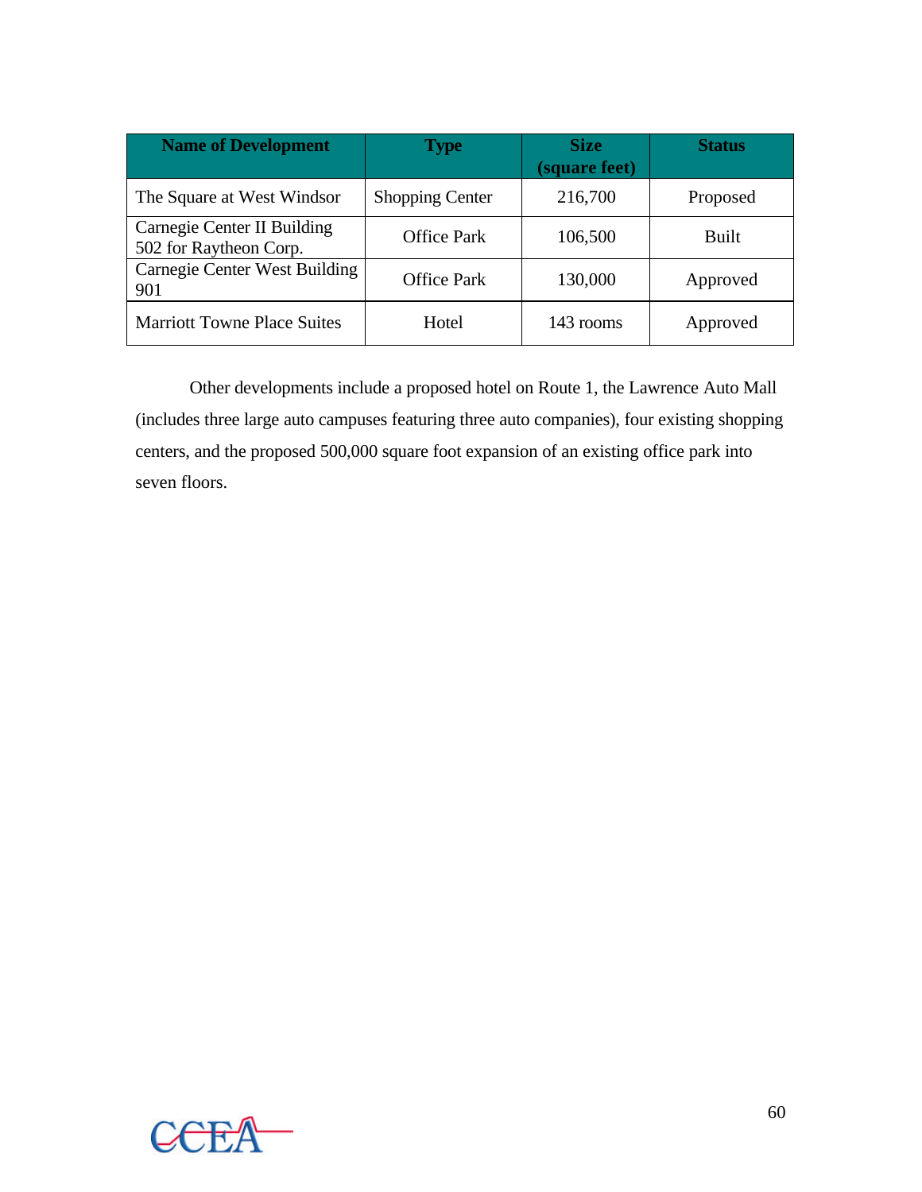| Name of Development | Type | Size (square feet) | Status |
| --- | --- | --- | --- |
| The Square at West Windsor | Shopping Center | 216,700 | Proposed |
| Carnegie Center II Building 502 for Raytheon Corp. | Office Park | 106,500 | Built |
| Carnegie Center West Building 901 | Office Park | 130,000 | Approved |
| Marriott Towne Place Suites | Hotel | 143 rooms | Approved |

Other developments include a proposed hotel on Route 1, the Lawrence Auto Mall (includes three large auto campuses featuring three auto companies), four existing shopping centers, and the proposed 500,000 square foot expansion of an existing office park into seven floors.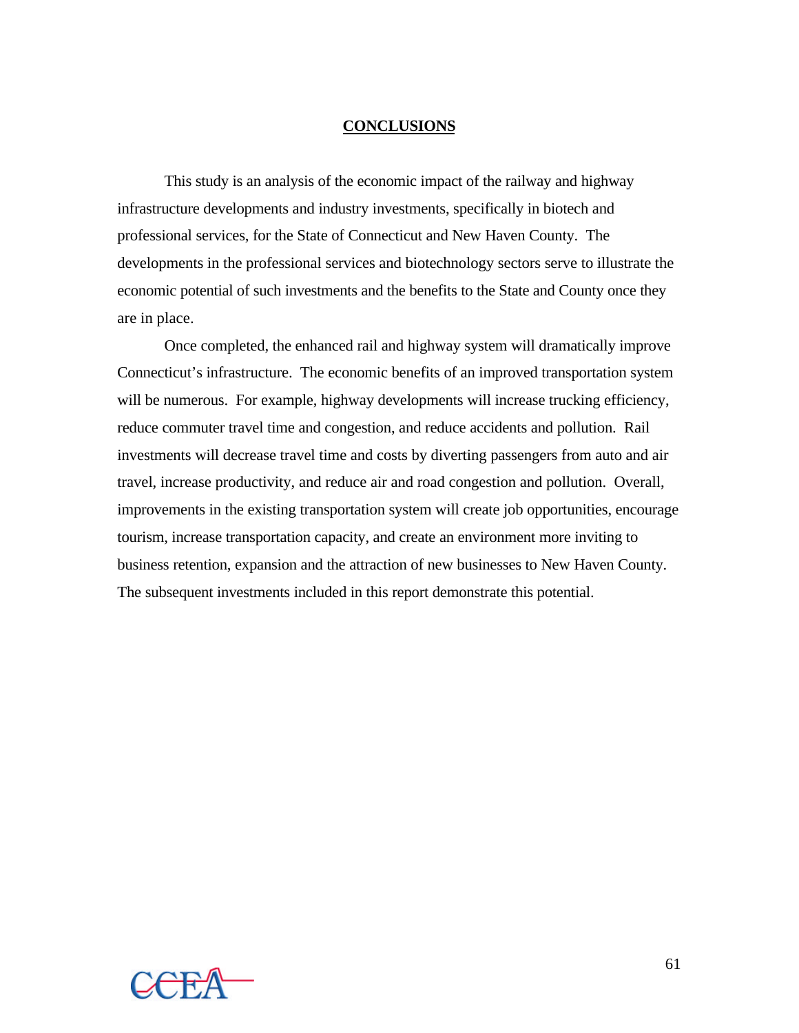# CONCLUSIONS

This study is an analysis of the economic impact of the railway and highway infrastructure developments and industry investments, specifically in biotech and professional services, for the State of Connecticut and New Haven County. The developments in the professional services and biotechnology sectors serve to illustrate the economic potential of such investments and the benefits to the State and County once they are in place.

Once completed, the enhanced rail and highway system will dramatically improve Connecticut's infrastructure. The economic benefits of an improved transportation system will be numerous. For example, highway developments will increase trucking efficiency, reduce commuter travel time and congestion, and reduce accidents and pollution. Rail investments will decrease travel time and costs by diverting passengers from auto and air travel, increase productivity, and reduce air and road congestion and pollution. Overall, improvements in the existing transportation system will create job opportunities, encourage tourism, increase transportation capacity, and create an environment more inviting to business retention, expansion and the attraction of new businesses to New Haven County. The subsequent investments included in this report demonstrate this potential.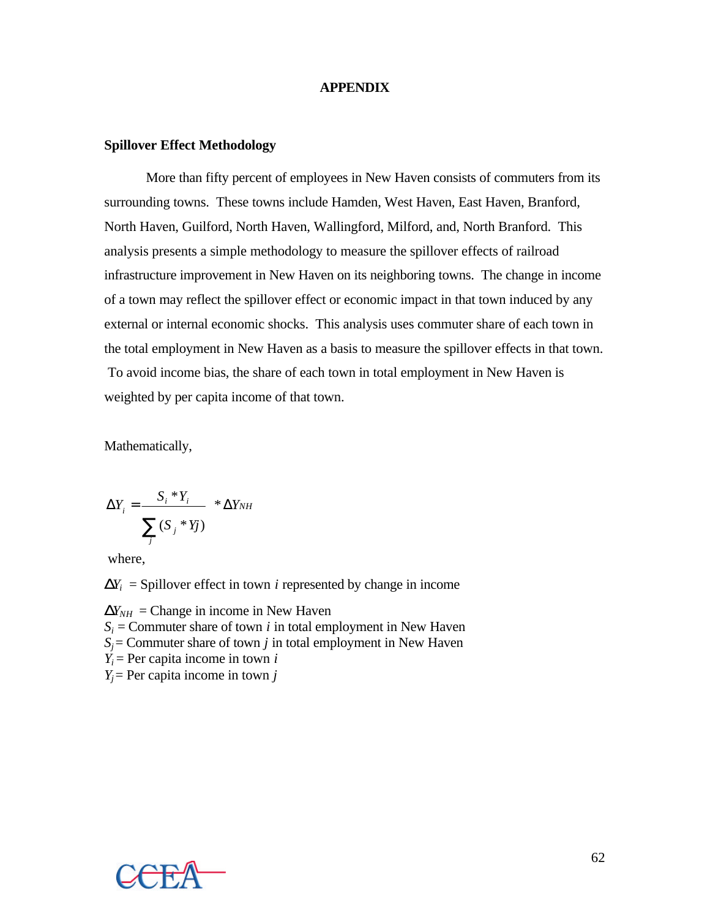# APPENDIX

## Spillover Effect Methodology

More than fifty percent of employees in New Haven consists of commuters from its surrounding towns. These towns include Hamden, West Haven, East Haven, Branford, North Haven, Guilford, North Haven, Wallingford, Milford, and, North Branford. This analysis presents a simple methodology to measure the spillover effects of railroad infrastructure improvement in New Haven on its neighboring towns. The change in income of a town may reflect the spillover effect or economic impact in that town induced by any external or internal economic shocks. This analysis uses commuter share of each town in the total employment in New Haven as a basis to measure the spillover effects in that town. To avoid income bias, the share of each town in total employment in New Haven is weighted by per capita income of that town.

Mathematically,

$$\Delta Y_i = \frac{S_i * Y_i}{\sum_j (S_j * Yj)} * \Delta Y_{NH}$$

where,

$\Delta Y_i$ = Spillover effect in town $i$ represented by change in income

$\Delta Y_{NH}$ = Change in income in New Haven
$S_i$ = Commuter share of town $i$ in total employment in New Haven
$S_j$ = Commuter share of town $j$ in total employment in New Haven
$Y_i$ = Per capita income in town $i$
$Y_j$ = Per capita income in town $j$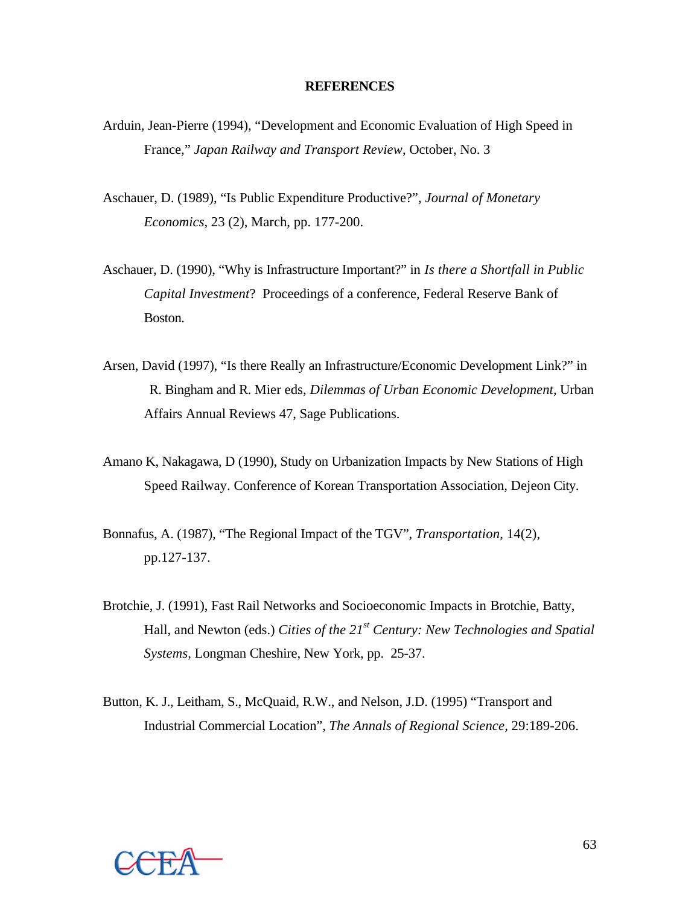# REFERENCES

Arduin, Jean-Pierre (1994), "Development and Economic Evaluation of High Speed in France," *Japan Railway and Transport Review*, October, No. 3

Aschauer, D. (1989), "Is Public Expenditure Productive?", *Journal of Monetary Economics*, 23 (2), March, pp. 177-200.

Aschauer, D. (1990), "Why is Infrastructure Important?" in *Is there a Shortfall in Public Capital Investment*? Proceedings of a conference, Federal Reserve Bank of Boston.

Arsen, David (1997), "Is there Really an Infrastructure/Economic Development Link?" in R. Bingham and R. Mier eds, *Dilemmas of Urban Economic Development*, Urban Affairs Annual Reviews 47, Sage Publications.

Amano K, Nakagawa, D (1990), Study on Urbanization Impacts by New Stations of High Speed Railway. Conference of Korean Transportation Association, Dejeon City.

Bonnafus, A. (1987), "The Regional Impact of the TGV", *Transportation*, 14(2), pp.127-137.

Brotchie, J. (1991), Fast Rail Networks and Socioeconomic Impacts in Brotchie, Batty, Hall, and Newton (eds.) *Cities of the 21st Century: New Technologies and Spatial Systems*, Longman Cheshire, New York, pp. 25-37.

Button, K. J., Leitham, S., McQuaid, R.W., and Nelson, J.D. (1995) "Transport and Industrial Commercial Location", *The Annals of Regional Science*, 29:189-206.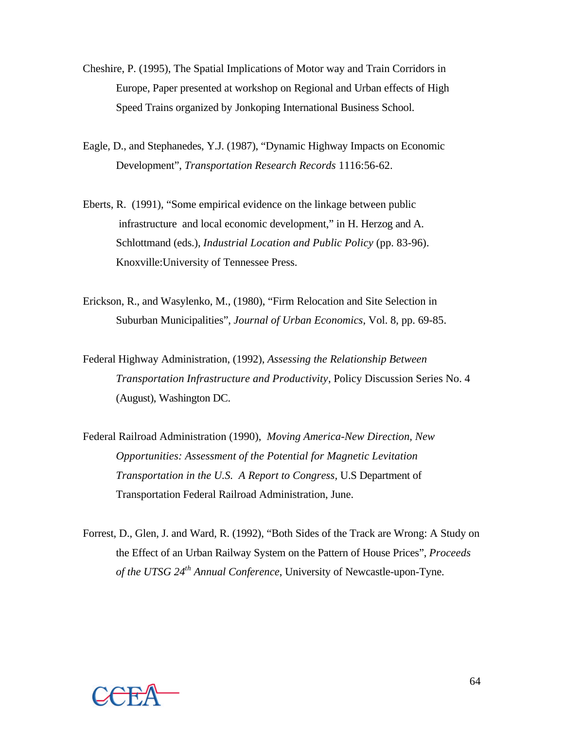Cheshire, P. (1995), The Spatial Implications of Motor way and Train Corridors in Europe, Paper presented at workshop on Regional and Urban effects of High Speed Trains organized by Jonkoping International Business School.

Eagle, D., and Stephanedes, Y.J. (1987), "Dynamic Highway Impacts on Economic Development", *Transportation Research Records* 1116:56-62.

Eberts, R. (1991), "Some empirical evidence on the linkage between public infrastructure and local economic development," in H. Herzog and A. Schlottmand (eds.), *Industrial Location and Public Policy* (pp. 83-96). Knoxville:University of Tennessee Press.

Erickson, R., and Wasylenko, M., (1980), "Firm Relocation and Site Selection in Suburban Municipalities", *Journal of Urban Economics*, Vol. 8, pp. 69-85.

Federal Highway Administration, (1992), *Assessing the Relationship Between Transportation Infrastructure and Productivity*, Policy Discussion Series No. 4 (August), Washington DC.

Federal Railroad Administration (1990), *Moving America-New Direction, New Opportunities: Assessment of the Potential for Magnetic Levitation Transportation in the U.S. A Report to Congress*, U.S Department of Transportation Federal Railroad Administration, June.

Forrest, D., Glen, J. and Ward, R. (1992), "Both Sides of the Track are Wrong: A Study on the Effect of an Urban Railway System on the Pattern of House Prices", *Proceeds of the UTSG 24th Annual Conference*, University of Newcastle-upon-Tyne.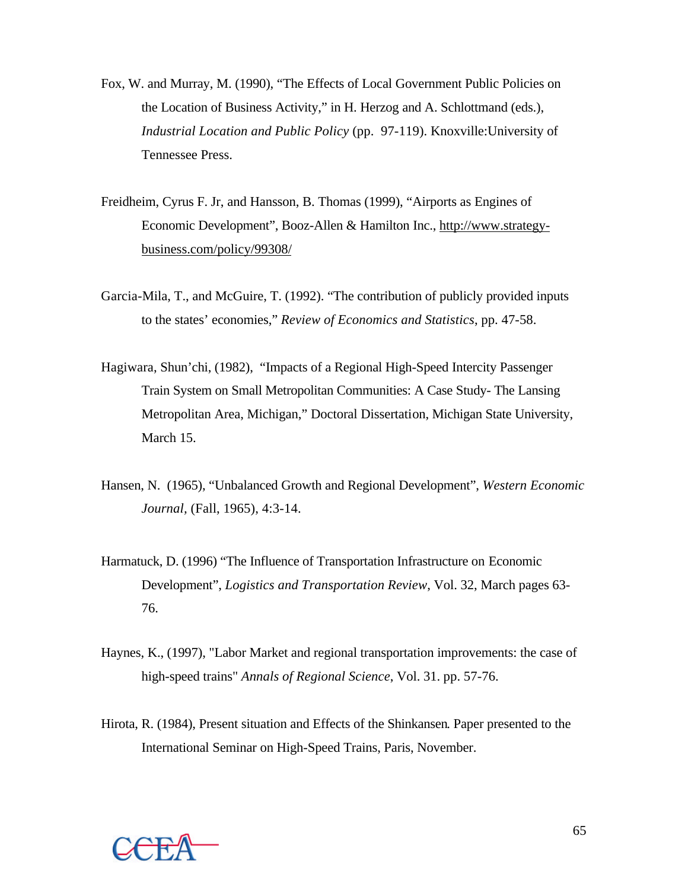Fox, W. and Murray, M. (1990), "The Effects of Local Government Public Policies on the Location of Business Activity," in H. Herzog and A. Schlottmand (eds.), *Industrial Location and Public Policy* (pp. 97-119). Knoxville:University of Tennessee Press.

Freidheim, Cyrus F. Jr, and Hansson, B. Thomas (1999), "Airports as Engines of Economic Development", Booz-Allen & Hamilton Inc., http://www.strategy-business.com/policy/99308/

Garcia-Mila, T., and McGuire, T. (1992). "The contribution of publicly provided inputs to the states' economies," *Review of Economics and Statistics*, pp. 47-58.

Hagiwara, Shun'chi, (1982), "Impacts of a Regional High-Speed Intercity Passenger Train System on Small Metropolitan Communities: A Case Study- The Lansing Metropolitan Area, Michigan," Doctoral Dissertation, Michigan State University, March 15.

Hansen, N. (1965), "Unbalanced Growth and Regional Development", *Western Economic Journal*, (Fall, 1965), 4:3-14.

Harmatuck, D. (1996) "The Influence of Transportation Infrastructure on Economic Development", *Logistics and Transportation Review*, Vol. 32, March pages 63-76.

Haynes, K., (1997), "Labor Market and regional transportation improvements: the case of high-speed trains" *Annals of Regional Science*, Vol. 31. pp. 57-76.

Hirota, R. (1984), Present situation and Effects of the Shinkansen*.* Paper presented to the International Seminar on High-Speed Trains, Paris, November.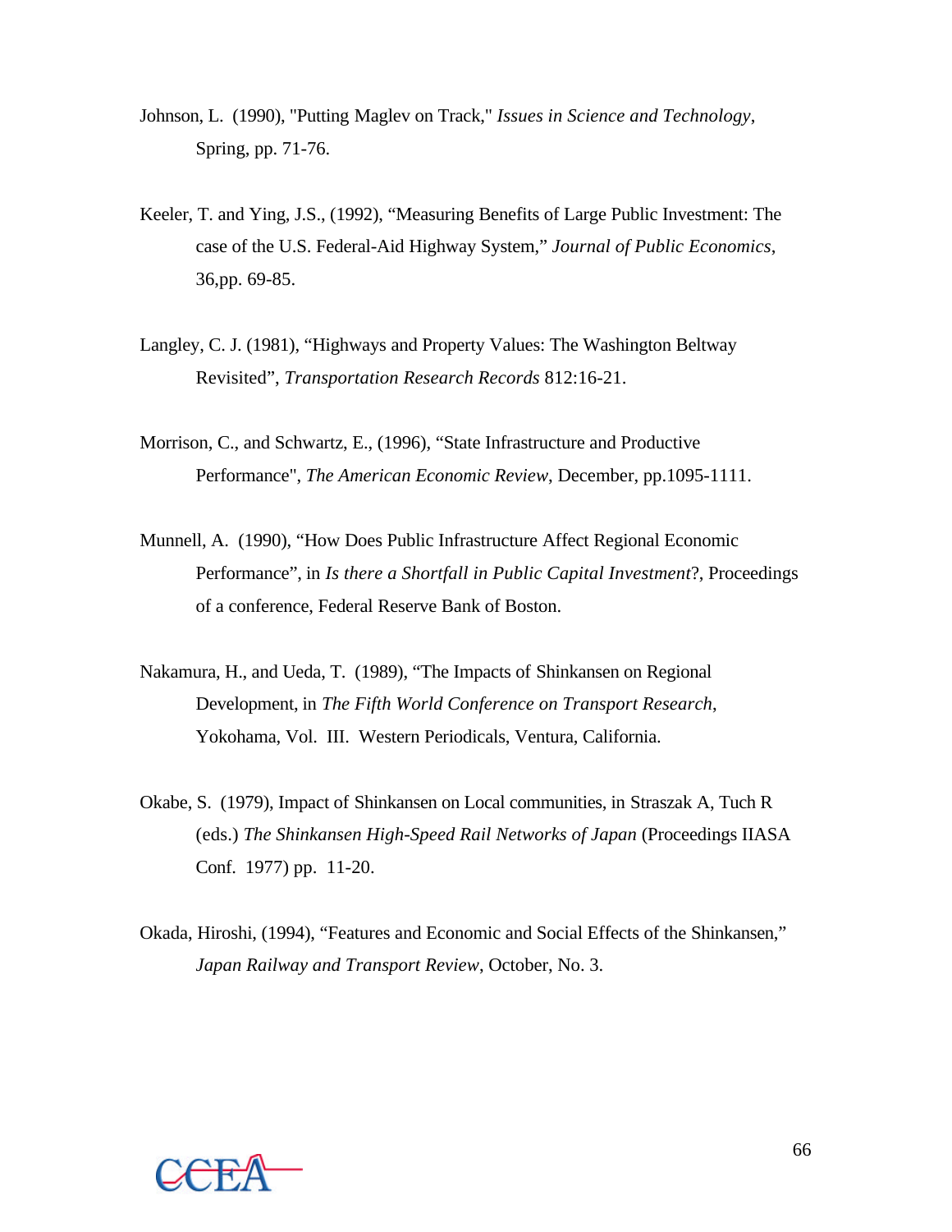Johnson, L. (1990), "Putting Maglev on Track," *Issues in Science and Technology*, Spring, pp. 71-76.

Keeler, T. and Ying, J.S., (1992), "Measuring Benefits of Large Public Investment: The case of the U.S. Federal-Aid Highway System," *Journal of Public Economics*, 36,pp. 69-85.

Langley, C. J. (1981), "Highways and Property Values: The Washington Beltway Revisited", *Transportation Research Records* 812:16-21.

Morrison, C., and Schwartz, E., (1996), "State Infrastructure and Productive Performance", *The American Economic Review*, December, pp.1095-1111.

Munnell, A. (1990), "How Does Public Infrastructure Affect Regional Economic Performance", in *Is there a Shortfall in Public Capital Investment*?, Proceedings of a conference, Federal Reserve Bank of Boston.

Nakamura, H., and Ueda, T. (1989), "The Impacts of Shinkansen on Regional Development, in *The Fifth World Conference on Transport Research*, Yokohama, Vol. III. Western Periodicals, Ventura, California.

Okabe, S. (1979), Impact of Shinkansen on Local communities, in Straszak A, Tuch R (eds.) *The Shinkansen High-Speed Rail Networks of Japan* (Proceedings IIASA Conf. 1977) pp. 11-20.

Okada, Hiroshi, (1994), "Features and Economic and Social Effects of the Shinkansen," *Japan Railway and Transport Review*, October, No. 3.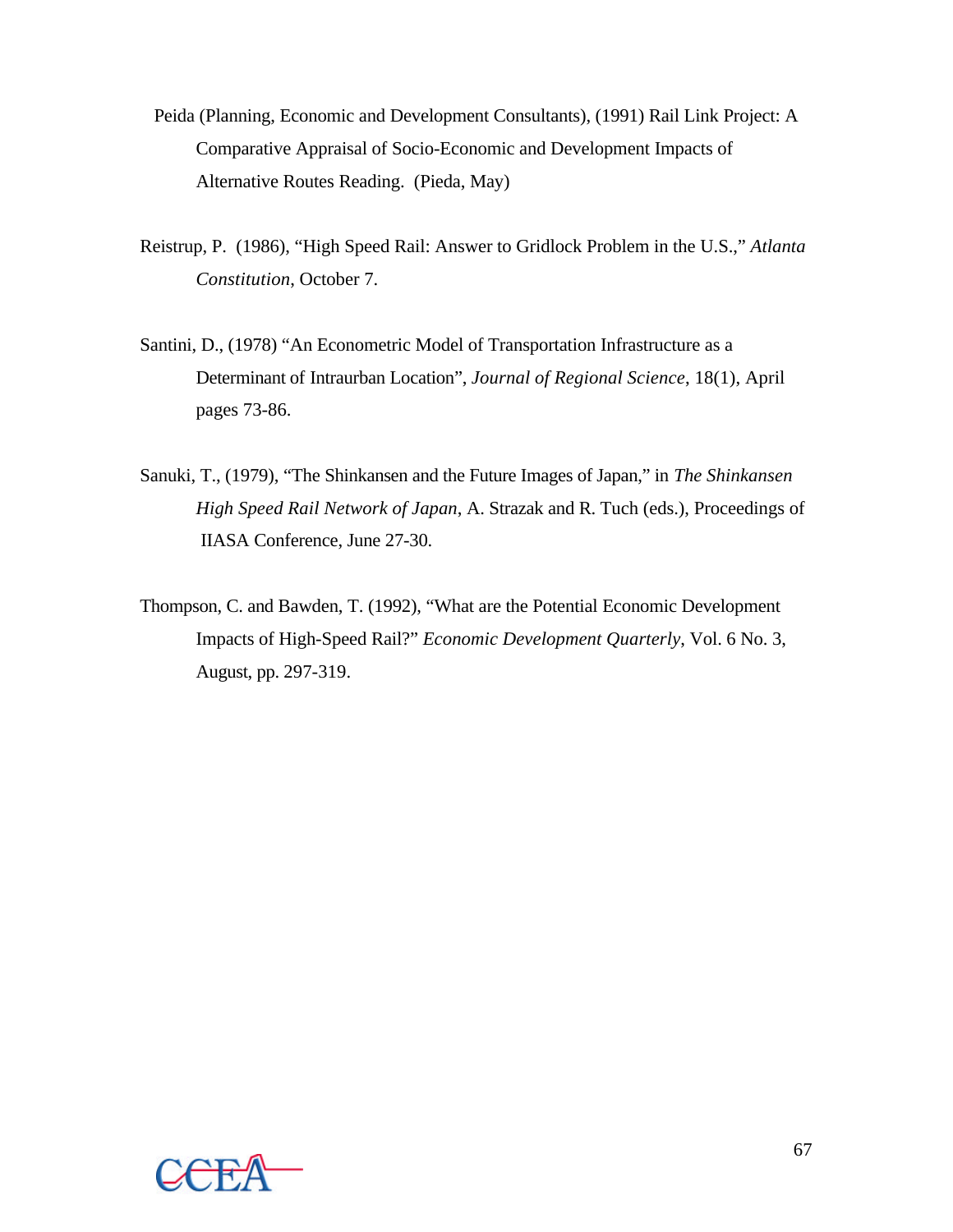Peida (Planning, Economic and Development Consultants), (1991) Rail Link Project: A Comparative Appraisal of Socio-Economic and Development Impacts of Alternative Routes Reading. (Pieda, May)

Reistrup, P. (1986), "High Speed Rail: Answer to Gridlock Problem in the U.S.," *Atlanta Constitution*, October 7.

Santini, D., (1978) "An Econometric Model of Transportation Infrastructure as a Determinant of Intraurban Location", *Journal of Regional Science*, 18(1), April pages 73-86.

Sanuki, T., (1979), "The Shinkansen and the Future Images of Japan," in *The Shinkansen High Speed Rail Network of Japan*, A. Strazak and R. Tuch (eds.), Proceedings of IIASA Conference, June 27-30.

Thompson, C. and Bawden, T. (1992), "What are the Potential Economic Development Impacts of High-Speed Rail?" *Economic Development Quarterly*, Vol. 6 No. 3, August, pp. 297-319.